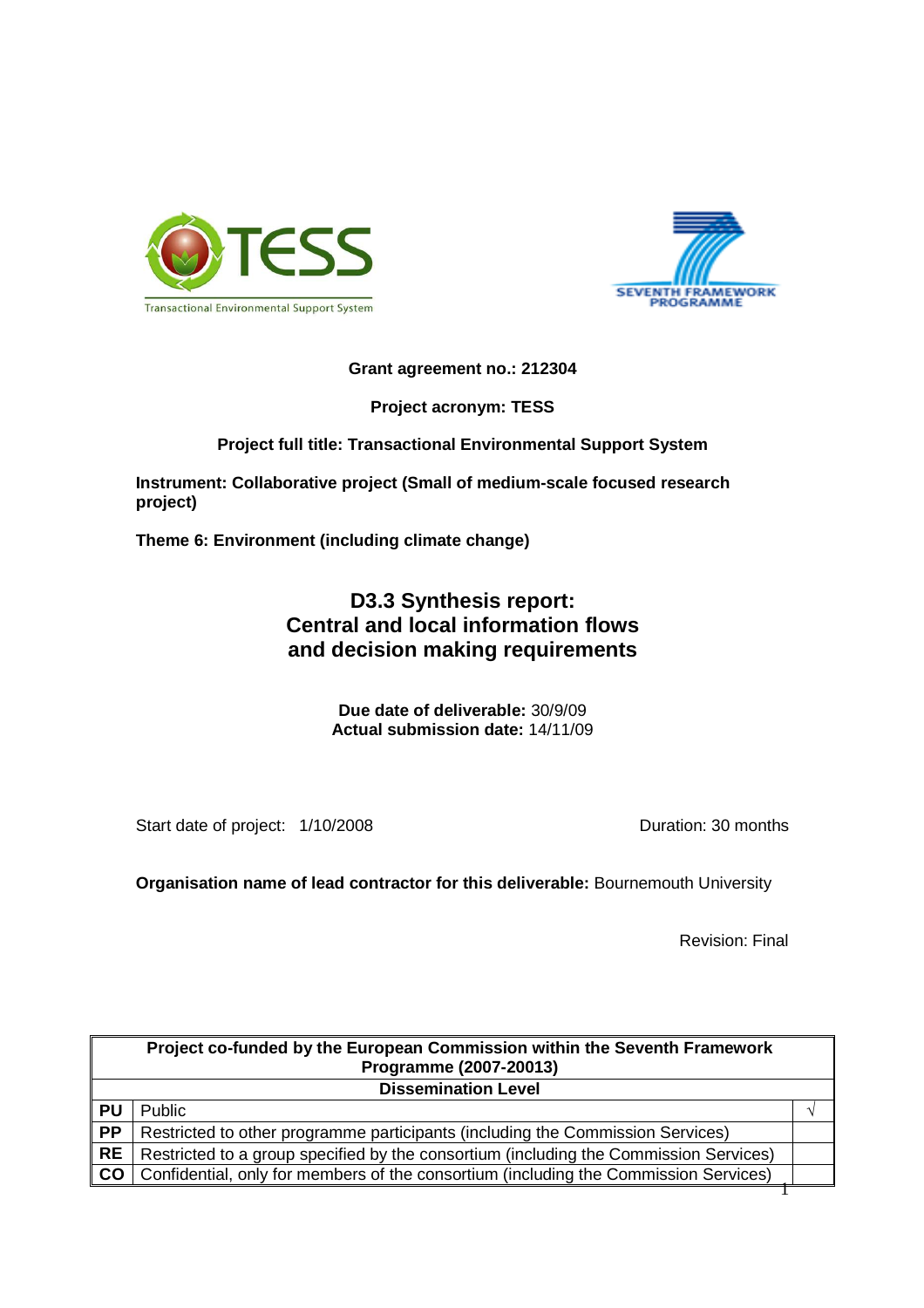TESS

Transactional Environmental Support System

SEVENTH FRAMEWORK PROGRAMME

**Grant agreement no.: 212304**

**Project acronym: TESS**

**Project full title: Transactional Environmental Support System**

**Instrument: Collaborative project (Small of medium-scale focused research project)**

**Theme 6: Environment (including climate change)**

# D3.3 Synthesis report: Central and local information flows and decision making requirements

**Due date of deliverable:** 30/9/09
**Actual submission date:** 14/11/09

Start date of project: 1/10/2008 | Duration: 30 months

**Organisation name of lead contractor for this deliverable:** Bournemouth University

Revision: Final

| **Project co-funded by the European Commission within the Seventh Framework Programme (2007-20013)** | | |
|---|---|---|
| **Dissemination Level** | | |
| **PU** | Public | √ |
| **PP** | Restricted to other programme participants (including the Commission Services) | |
| **RE** | Restricted to a group specified by the consortium (including the Commission Services) | |
| **CO** | Confidential, only for members of the consortium (including the Commission Services) | |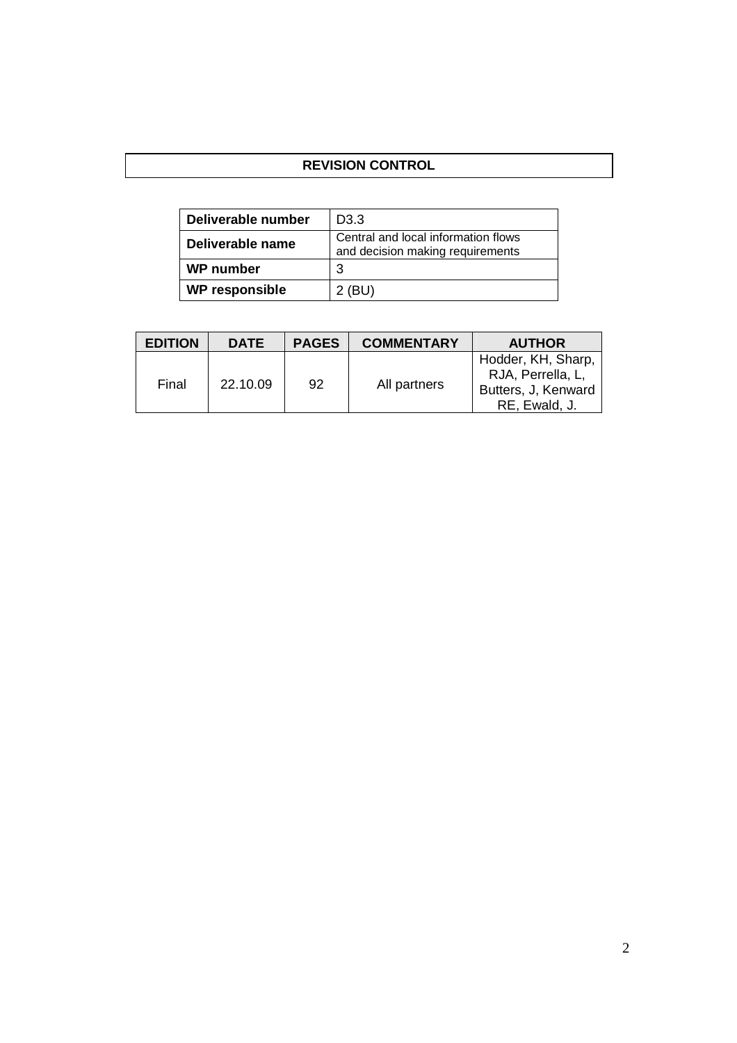# REVISION CONTROL

| Deliverable number | D3.3 |
| --- | --- |
| Deliverable name | Central and local information flows and decision making requirements |
| WP number | 3 |
| WP responsible | 2 (BU) |

| EDITION | DATE | PAGES | COMMENTARY | AUTHOR |
| --- | --- | --- | --- | --- |
| Final | 22.10.09 | 92 | All partners | Hodder, KH, Sharp, RJA, Perrella, L, Butters, J, Kenward RE, Ewald, J. |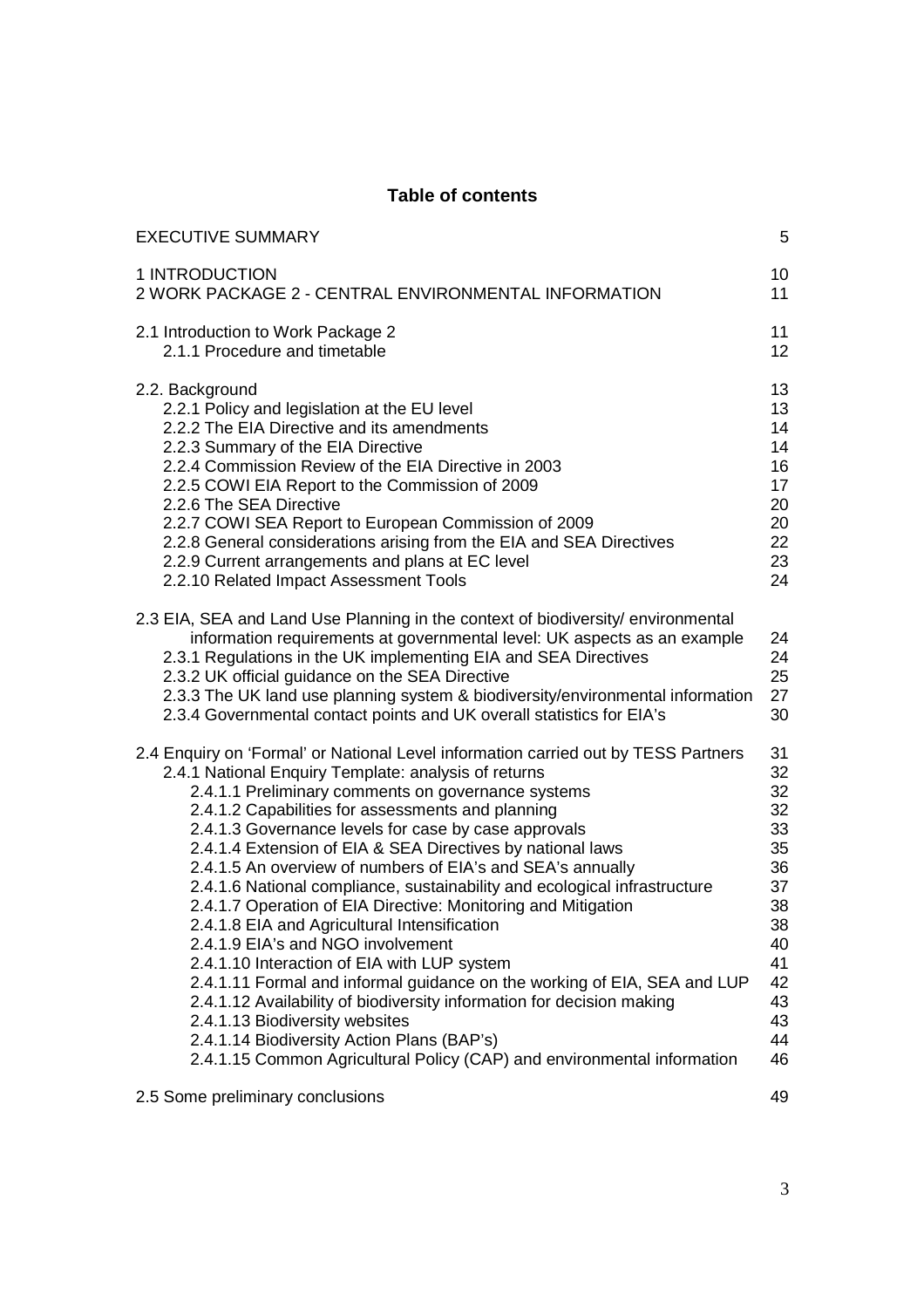# Table of contents

| | |
|---|---|
| EXECUTIVE SUMMARY | 5 |
| 1 INTRODUCTION | 10 |
| 2 WORK PACKAGE 2 - CENTRAL ENVIRONMENTAL INFORMATION | 11 |
| 2.1 Introduction to Work Package 2 | 11 |
| 2.1.1 Procedure and timetable | 12 |
| 2.2. Background | 13 |
| 2.2.1 Policy and legislation at the EU level | 13 |
| 2.2.2 The EIA Directive and its amendments | 14 |
| 2.2.3 Summary of the EIA Directive | 14 |
| 2.2.4 Commission Review of the EIA Directive in 2003 | 16 |
| 2.2.5 COWI EIA Report to the Commission of 2009 | 17 |
| 2.2.6 The SEA Directive | 20 |
| 2.2.7 COWI SEA Report to European Commission of 2009 | 20 |
| 2.2.8 General considerations arising from the EIA and SEA Directives | 22 |
| 2.2.9 Current arrangements and plans at EC level | 23 |
| 2.2.10 Related Impact Assessment Tools | 24 |
| 2.3 EIA, SEA and Land Use Planning in the context of biodiversity/ environmental information requirements at governmental level: UK aspects as an example | 24 |
| 2.3.1 Regulations in the UK implementing EIA and SEA Directives | 24 |
| 2.3.2 UK official guidance on the SEA Directive | 25 |
| 2.3.3 The UK land use planning system & biodiversity/environmental information | 27 |
| 2.3.4 Governmental contact points and UK overall statistics for EIA's | 30 |
| 2.4 Enquiry on 'Formal' or National Level information carried out by TESS Partners | 31 |
| 2.4.1 National Enquiry Template: analysis of returns | 32 |
| 2.4.1.1 Preliminary comments on governance systems | 32 |
| 2.4.1.2 Capabilities for assessments and planning | 32 |
| 2.4.1.3 Governance levels for case by case approvals | 33 |
| 2.4.1.4 Extension of EIA & SEA Directives by national laws | 35 |
| 2.4.1.5 An overview of numbers of EIA's and SEA's annually | 36 |
| 2.4.1.6 National compliance, sustainability and ecological infrastructure | 37 |
| 2.4.1.7 Operation of EIA Directive: Monitoring and Mitigation | 38 |
| 2.4.1.8 EIA and Agricultural Intensification | 38 |
| 2.4.1.9 EIA's and NGO involvement | 40 |
| 2.4.1.10 Interaction of EIA with LUP system | 41 |
| 2.4.1.11 Formal and informal guidance on the working of EIA, SEA and LUP | 42 |
| 2.4.1.12 Availability of biodiversity information for decision making | 43 |
| 2.4.1.13 Biodiversity websites | 43 |
| 2.4.1.14 Biodiversity Action Plans (BAP's) | 44 |
| 2.4.1.15 Common Agricultural Policy (CAP) and environmental information | 46 |
| 2.5 Some preliminary conclusions | 49 |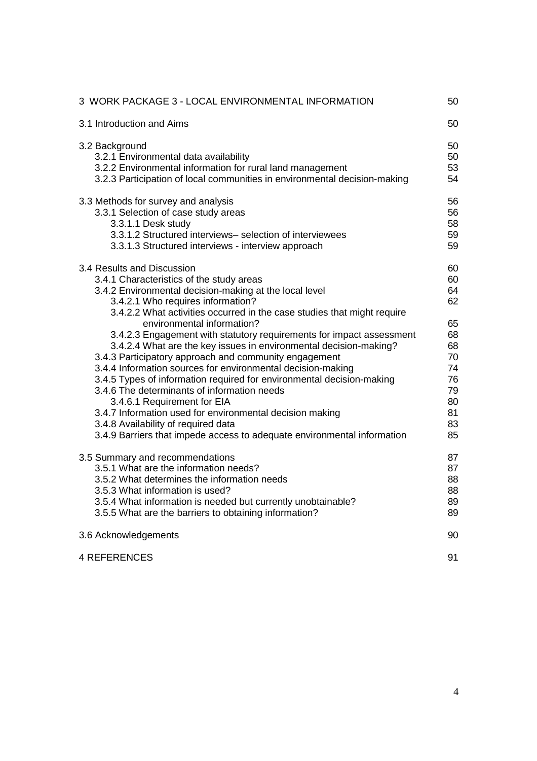| | |
|---|---|
| 3 WORK PACKAGE 3 - LOCAL ENVIRONMENTAL INFORMATION | 50 |
| 3.1 Introduction and Aims | 50 |
| 3.2 Background | 50 |
| 3.2.1 Environmental data availability | 50 |
| 3.2.2 Environmental information for rural land management | 53 |
| 3.2.3 Participation of local communities in environmental decision-making | 54 |
| 3.3 Methods for survey and analysis | 56 |
| 3.3.1 Selection of case study areas | 56 |
| 3.3.1.1 Desk study | 58 |
| 3.3.1.2 Structured interviews– selection of interviewees | 59 |
| 3.3.1.3 Structured interviews - interview approach | 59 |
| 3.4 Results and Discussion | 60 |
| 3.4.1 Characteristics of the study areas | 60 |
| 3.4.2 Environmental decision-making at the local level | 64 |
| 3.4.2.1 Who requires information? | 62 |
| 3.4.2.2 What activities occurred in the case studies that might require environmental information? | 65 |
| 3.4.2.3 Engagement with statutory requirements for impact assessment | 68 |
| 3.4.2.4 What are the key issues in environmental decision-making? | 68 |
| 3.4.3 Participatory approach and community engagement | 70 |
| 3.4.4 Information sources for environmental decision-making | 74 |
| 3.4.5 Types of information required for environmental decision-making | 76 |
| 3.4.6 The determinants of information needs | 79 |
| 3.4.6.1 Requirement for EIA | 80 |
| 3.4.7 Information used for environmental decision making | 81 |
| 3.4.8 Availability of required data | 83 |
| 3.4.9 Barriers that impede access to adequate environmental information | 85 |
| 3.5 Summary and recommendations | 87 |
| 3.5.1 What are the information needs? | 87 |
| 3.5.2 What determines the information needs | 88 |
| 3.5.3 What information is used? | 88 |
| 3.5.4 What information is needed but currently unobtainable? | 89 |
| 3.5.5 What are the barriers to obtaining information? | 89 |
| 3.6 Acknowledgements | 90 |
| 4 REFERENCES | 91 |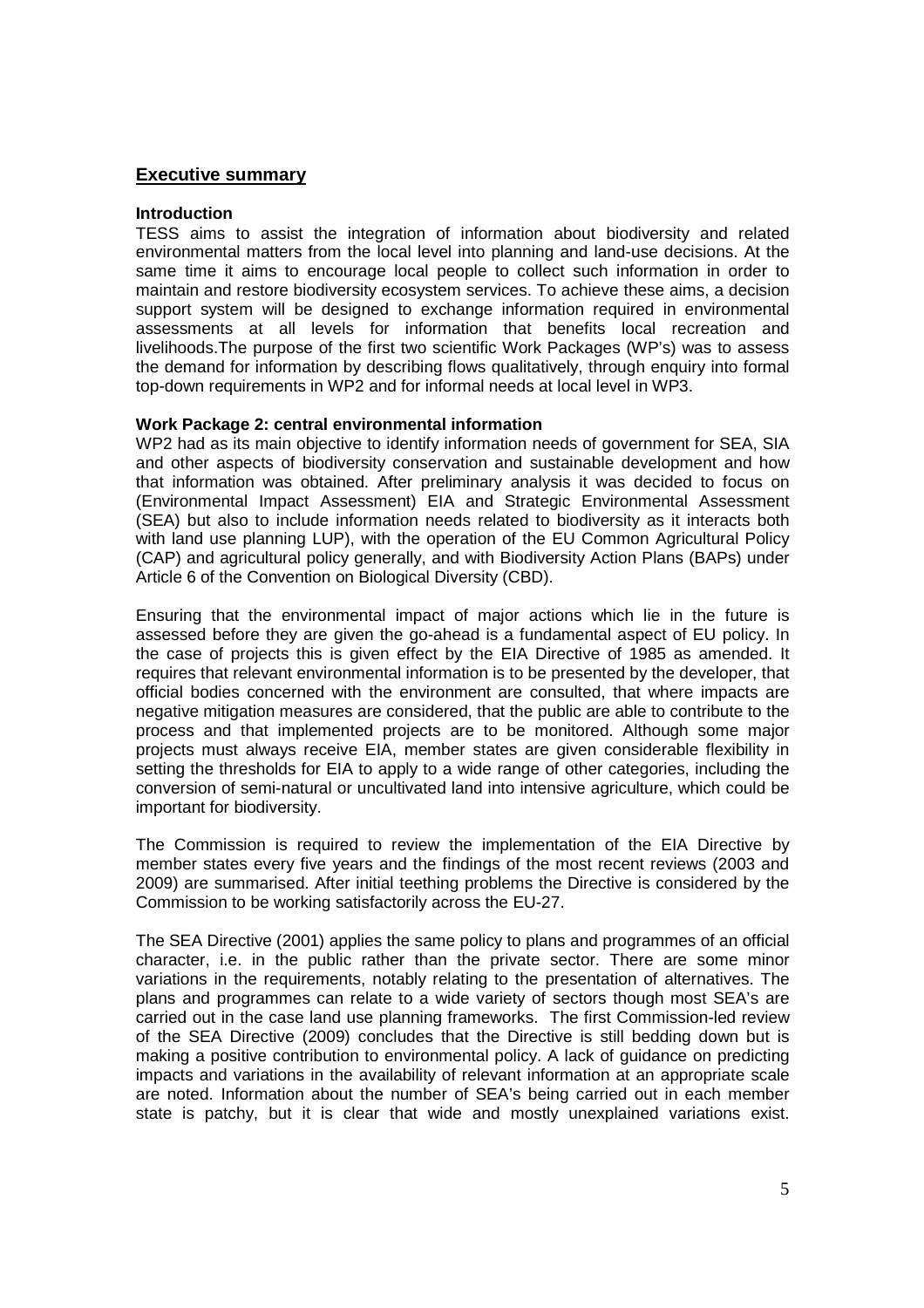## Executive summary

### Introduction

TESS aims to assist the integration of information about biodiversity and related environmental matters from the local level into planning and land-use decisions. At the same time it aims to encourage local people to collect such information in order to maintain and restore biodiversity ecosystem services. To achieve these aims, a decision support system will be designed to exchange information required in environmental assessments at all levels for information that benefits local recreation and livelihoods.The purpose of the first two scientific Work Packages (WP's) was to assess the demand for information by describing flows qualitatively, through enquiry into formal top-down requirements in WP2 and for informal needs at local level in WP3.

### Work Package 2: central environmental information

WP2 had as its main objective to identify information needs of government for SEA, SIA and other aspects of biodiversity conservation and sustainable development and how that information was obtained. After preliminary analysis it was decided to focus on (Environmental Impact Assessment) EIA and Strategic Environmental Assessment (SEA) but also to include information needs related to biodiversity as it interacts both with land use planning LUP), with the operation of the EU Common Agricultural Policy (CAP) and agricultural policy generally, and with Biodiversity Action Plans (BAPs) under Article 6 of the Convention on Biological Diversity (CBD).

Ensuring that the environmental impact of major actions which lie in the future is assessed before they are given the go-ahead is a fundamental aspect of EU policy. In the case of projects this is given effect by the EIA Directive of 1985 as amended. It requires that relevant environmental information is to be presented by the developer, that official bodies concerned with the environment are consulted, that where impacts are negative mitigation measures are considered, that the public are able to contribute to the process and that implemented projects are to be monitored. Although some major projects must always receive EIA, member states are given considerable flexibility in setting the thresholds for EIA to apply to a wide range of other categories, including the conversion of semi-natural or uncultivated land into intensive agriculture, which could be important for biodiversity.

The Commission is required to review the implementation of the EIA Directive by member states every five years and the findings of the most recent reviews (2003 and 2009) are summarised. After initial teething problems the Directive is considered by the Commission to be working satisfactorily across the EU-27.

The SEA Directive (2001) applies the same policy to plans and programmes of an official character, i.e. in the public rather than the private sector. There are some minor variations in the requirements, notably relating to the presentation of alternatives. The plans and programmes can relate to a wide variety of sectors though most SEA's are carried out in the case land use planning frameworks. The first Commission-led review of the SEA Directive (2009) concludes that the Directive is still bedding down but is making a positive contribution to environmental policy. A lack of guidance on predicting impacts and variations in the availability of relevant information at an appropriate scale are noted. Information about the number of SEA's being carried out in each member state is patchy, but it is clear that wide and mostly unexplained variations exist.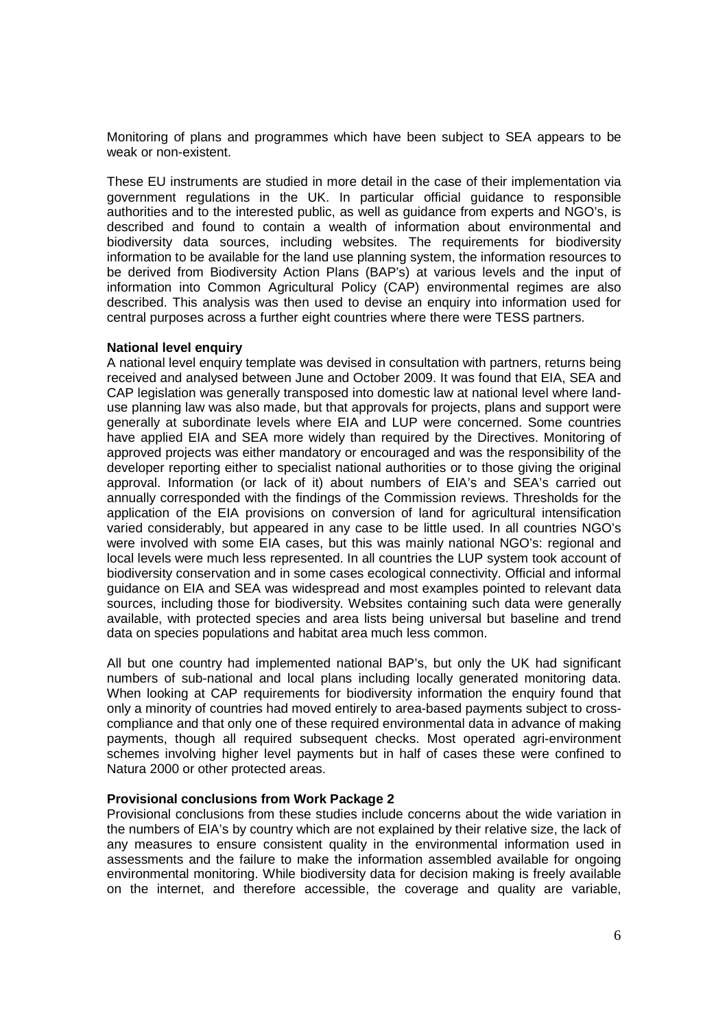Monitoring of plans and programmes which have been subject to SEA appears to be weak or non-existent.

These EU instruments are studied in more detail in the case of their implementation via government regulations in the UK. In particular official guidance to responsible authorities and to the interested public, as well as guidance from experts and NGO's, is described and found to contain a wealth of information about environmental and biodiversity data sources, including websites. The requirements for biodiversity information to be available for the land use planning system, the information resources to be derived from Biodiversity Action Plans (BAP's) at various levels and the input of information into Common Agricultural Policy (CAP) environmental regimes are also described. This analysis was then used to devise an enquiry into information used for central purposes across a further eight countries where there were TESS partners.

**National level enquiry**

A national level enquiry template was devised in consultation with partners, returns being received and analysed between June and October 2009. It was found that EIA, SEA and CAP legislation was generally transposed into domestic law at national level where land-use planning law was also made, but that approvals for projects, plans and support were generally at subordinate levels where EIA and LUP were concerned. Some countries have applied EIA and SEA more widely than required by the Directives. Monitoring of approved projects was either mandatory or encouraged and was the responsibility of the developer reporting either to specialist national authorities or to those giving the original approval. Information (or lack of it) about numbers of EIA's and SEA's carried out annually corresponded with the findings of the Commission reviews. Thresholds for the application of the EIA provisions on conversion of land for agricultural intensification varied considerably, but appeared in any case to be little used. In all countries NGO's were involved with some EIA cases, but this was mainly national NGO's: regional and local levels were much less represented. In all countries the LUP system took account of biodiversity conservation and in some cases ecological connectivity. Official and informal guidance on EIA and SEA was widespread and most examples pointed to relevant data sources, including those for biodiversity. Websites containing such data were generally available, with protected species and area lists being universal but baseline and trend data on species populations and habitat area much less common.

All but one country had implemented national BAP's, but only the UK had significant numbers of sub-national and local plans including locally generated monitoring data. When looking at CAP requirements for biodiversity information the enquiry found that only a minority of countries had moved entirely to area-based payments subject to cross-compliance and that only one of these required environmental data in advance of making payments, though all required subsequent checks. Most operated agri-environment schemes involving higher level payments but in half of cases these were confined to Natura 2000 or other protected areas.

**Provisional conclusions from Work Package 2**

Provisional conclusions from these studies include concerns about the wide variation in the numbers of EIA's by country which are not explained by their relative size, the lack of any measures to ensure consistent quality in the environmental information used in assessments and the failure to make the information assembled available for ongoing environmental monitoring. While biodiversity data for decision making is freely available on the internet, and therefore accessible, the coverage and quality are variable,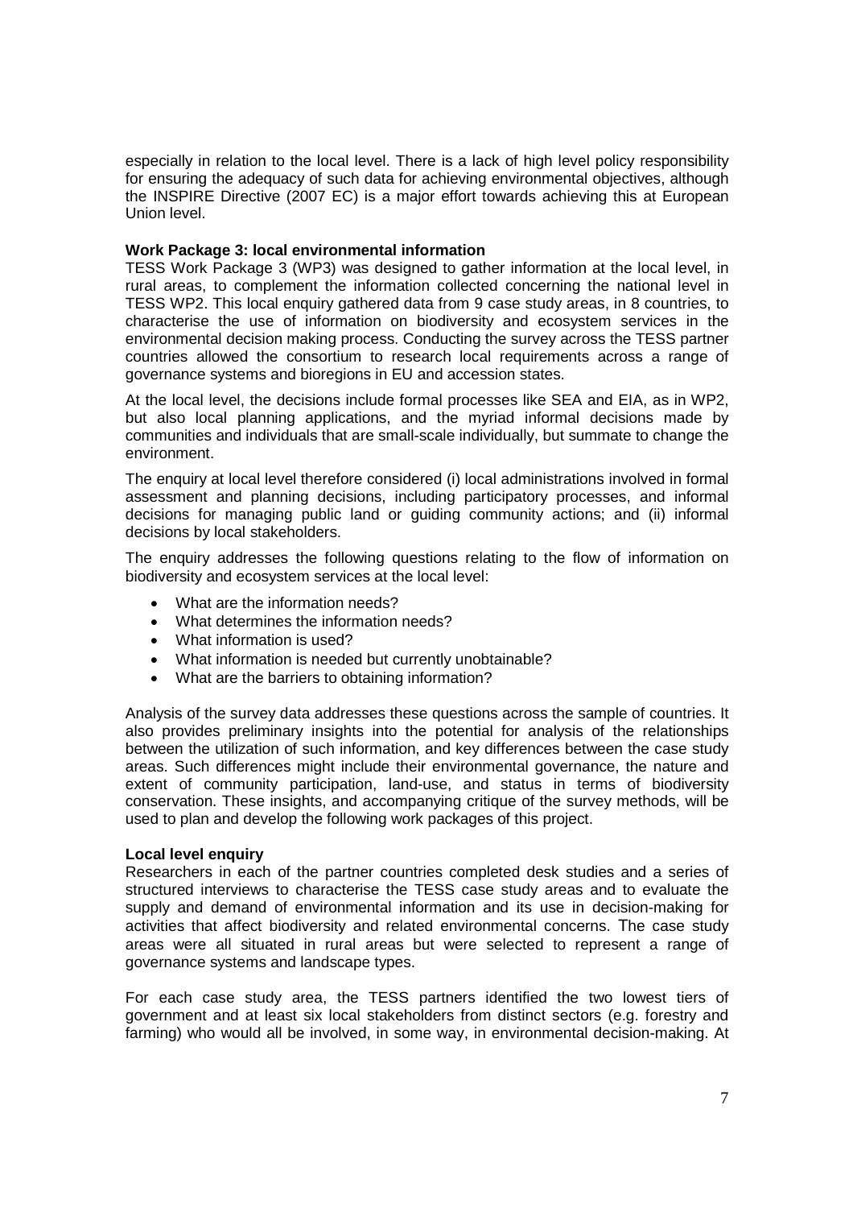especially in relation to the local level. There is a lack of high level policy responsibility for ensuring the adequacy of such data for achieving environmental objectives, although the INSPIRE Directive (2007 EC) is a major effort towards achieving this at European Union level.

**Work Package 3: local environmental information**

TESS Work Package 3 (WP3) was designed to gather information at the local level, in rural areas, to complement the information collected concerning the national level in TESS WP2. This local enquiry gathered data from 9 case study areas, in 8 countries, to characterise the use of information on biodiversity and ecosystem services in the environmental decision making process. Conducting the survey across the TESS partner countries allowed the consortium to research local requirements across a range of governance systems and bioregions in EU and accession states.

At the local level, the decisions include formal processes like SEA and EIA, as in WP2, but also local planning applications, and the myriad informal decisions made by communities and individuals that are small-scale individually, but summate to change the environment.

The enquiry at local level therefore considered (i) local administrations involved in formal assessment and planning decisions, including participatory processes, and informal decisions for managing public land or guiding community actions; and (ii) informal decisions by local stakeholders.

The enquiry addresses the following questions relating to the flow of information on biodiversity and ecosystem services at the local level:

- What are the information needs?
- What determines the information needs?
- What information is used?
- What information is needed but currently unobtainable?
- What are the barriers to obtaining information?

Analysis of the survey data addresses these questions across the sample of countries. It also provides preliminary insights into the potential for analysis of the relationships between the utilization of such information, and key differences between the case study areas. Such differences might include their environmental governance, the nature and extent of community participation, land-use, and status in terms of biodiversity conservation. These insights, and accompanying critique of the survey methods, will be used to plan and develop the following work packages of this project.

**Local level enquiry**

Researchers in each of the partner countries completed desk studies and a series of structured interviews to characterise the TESS case study areas and to evaluate the supply and demand of environmental information and its use in decision-making for activities that affect biodiversity and related environmental concerns. The case study areas were all situated in rural areas but were selected to represent a range of governance systems and landscape types.

For each case study area, the TESS partners identified the two lowest tiers of government and at least six local stakeholders from distinct sectors (e.g. forestry and farming) who would all be involved, in some way, in environmental decision-making. At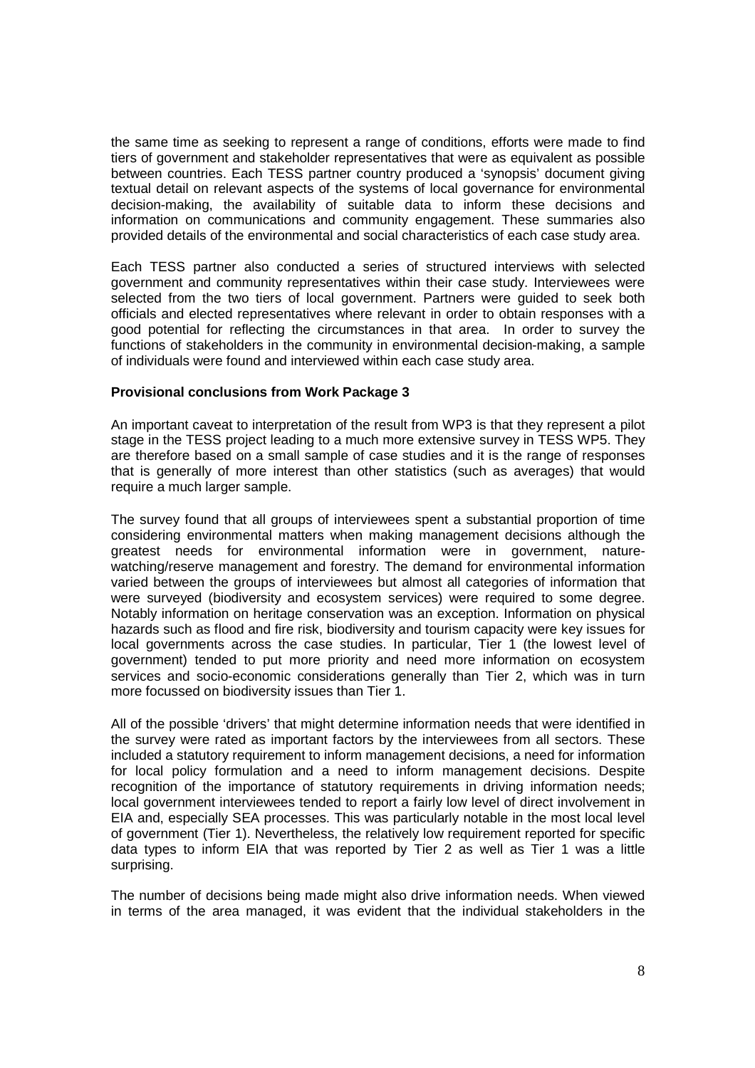the same time as seeking to represent a range of conditions, efforts were made to find tiers of government and stakeholder representatives that were as equivalent as possible between countries. Each TESS partner country produced a 'synopsis' document giving textual detail on relevant aspects of the systems of local governance for environmental decision-making, the availability of suitable data to inform these decisions and information on communications and community engagement. These summaries also provided details of the environmental and social characteristics of each case study area.

Each TESS partner also conducted a series of structured interviews with selected government and community representatives within their case study. Interviewees were selected from the two tiers of local government. Partners were guided to seek both officials and elected representatives where relevant in order to obtain responses with a good potential for reflecting the circumstances in that area. In order to survey the functions of stakeholders in the community in environmental decision-making, a sample of individuals were found and interviewed within each case study area.

**Provisional conclusions from Work Package 3**

An important caveat to interpretation of the result from WP3 is that they represent a pilot stage in the TESS project leading to a much more extensive survey in TESS WP5. They are therefore based on a small sample of case studies and it is the range of responses that is generally of more interest than other statistics (such as averages) that would require a much larger sample.

The survey found that all groups of interviewees spent a substantial proportion of time considering environmental matters when making management decisions although the greatest needs for environmental information were in government, nature-watching/reserve management and forestry. The demand for environmental information varied between the groups of interviewees but almost all categories of information that were surveyed (biodiversity and ecosystem services) were required to some degree. Notably information on heritage conservation was an exception. Information on physical hazards such as flood and fire risk, biodiversity and tourism capacity were key issues for local governments across the case studies. In particular, Tier 1 (the lowest level of government) tended to put more priority and need more information on ecosystem services and socio-economic considerations generally than Tier 2, which was in turn more focussed on biodiversity issues than Tier 1.

All of the possible 'drivers' that might determine information needs that were identified in the survey were rated as important factors by the interviewees from all sectors. These included a statutory requirement to inform management decisions, a need for information for local policy formulation and a need to inform management decisions. Despite recognition of the importance of statutory requirements in driving information needs; local government interviewees tended to report a fairly low level of direct involvement in EIA and, especially SEA processes. This was particularly notable in the most local level of government (Tier 1). Nevertheless, the relatively low requirement reported for specific data types to inform EIA that was reported by Tier 2 as well as Tier 1 was a little surprising.

The number of decisions being made might also drive information needs. When viewed in terms of the area managed, it was evident that the individual stakeholders in the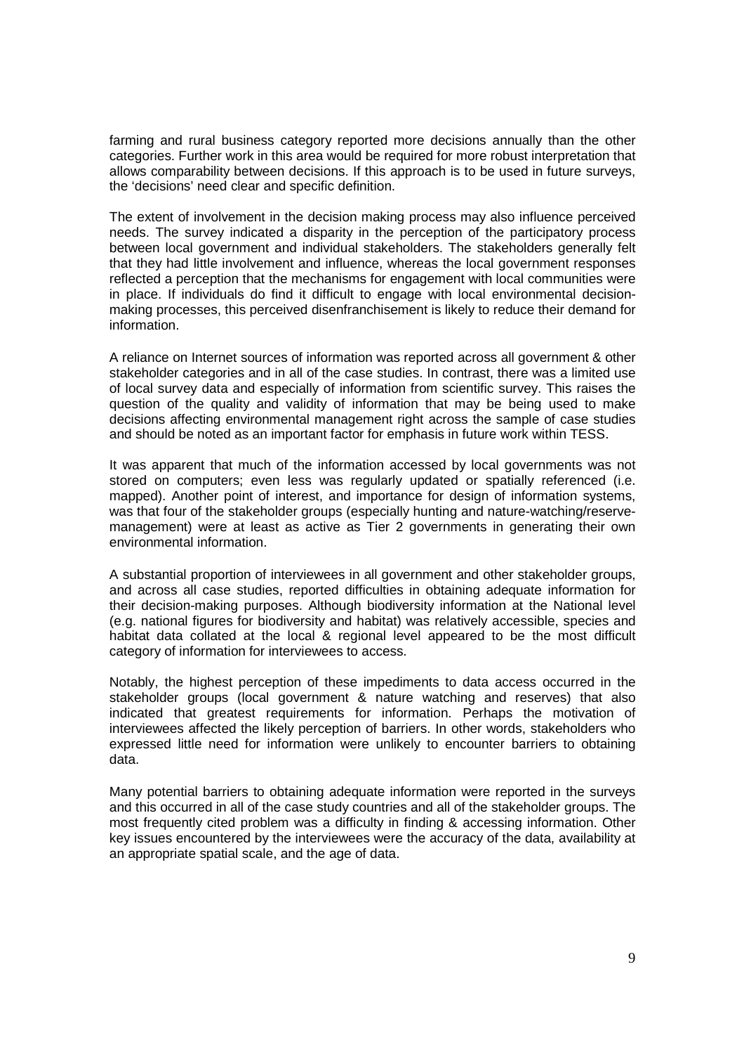farming and rural business category reported more decisions annually than the other categories. Further work in this area would be required for more robust interpretation that allows comparability between decisions. If this approach is to be used in future surveys, the 'decisions' need clear and specific definition.

The extent of involvement in the decision making process may also influence perceived needs. The survey indicated a disparity in the perception of the participatory process between local government and individual stakeholders. The stakeholders generally felt that they had little involvement and influence, whereas the local government responses reflected a perception that the mechanisms for engagement with local communities were in place. If individuals do find it difficult to engage with local environmental decision-making processes, this perceived disenfranchisement is likely to reduce their demand for information.

A reliance on Internet sources of information was reported across all government & other stakeholder categories and in all of the case studies. In contrast, there was a limited use of local survey data and especially of information from scientific survey. This raises the question of the quality and validity of information that may be being used to make decisions affecting environmental management right across the sample of case studies and should be noted as an important factor for emphasis in future work within TESS.

It was apparent that much of the information accessed by local governments was not stored on computers; even less was regularly updated or spatially referenced (i.e. mapped). Another point of interest, and importance for design of information systems, was that four of the stakeholder groups (especially hunting and nature-watching/reserve-management) were at least as active as Tier 2 governments in generating their own environmental information.

A substantial proportion of interviewees in all government and other stakeholder groups, and across all case studies, reported difficulties in obtaining adequate information for their decision-making purposes. Although biodiversity information at the National level (e.g. national figures for biodiversity and habitat) was relatively accessible, species and habitat data collated at the local & regional level appeared to be the most difficult category of information for interviewees to access.

Notably, the highest perception of these impediments to data access occurred in the stakeholder groups (local government & nature watching and reserves) that also indicated that greatest requirements for information. Perhaps the motivation of interviewees affected the likely perception of barriers. In other words, stakeholders who expressed little need for information were unlikely to encounter barriers to obtaining data.

Many potential barriers to obtaining adequate information were reported in the surveys and this occurred in all of the case study countries and all of the stakeholder groups. The most frequently cited problem was a difficulty in finding & accessing information. Other key issues encountered by the interviewees were the accuracy of the data, availability at an appropriate spatial scale, and the age of data.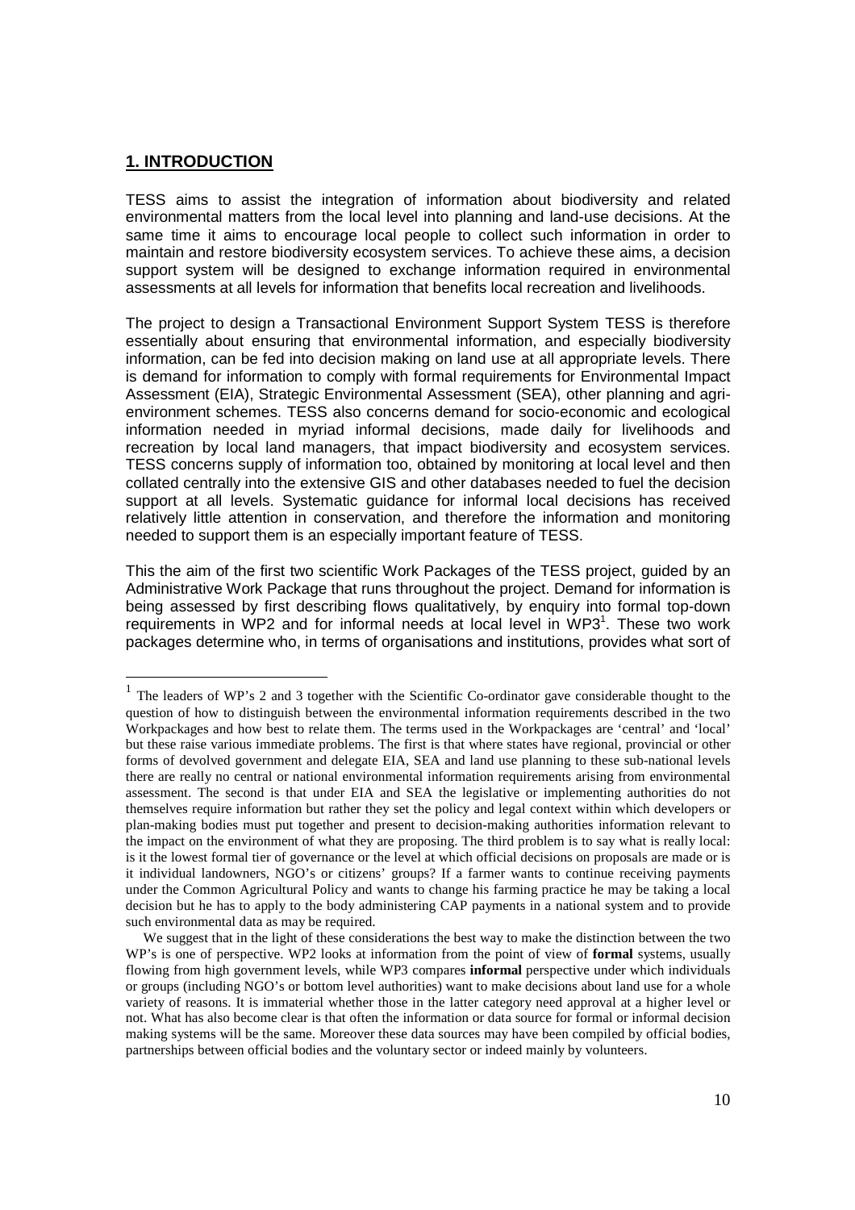## 1. INTRODUCTION

TESS aims to assist the integration of information about biodiversity and related environmental matters from the local level into planning and land-use decisions. At the same time it aims to encourage local people to collect such information in order to maintain and restore biodiversity ecosystem services. To achieve these aims, a decision support system will be designed to exchange information required in environmental assessments at all levels for information that benefits local recreation and livelihoods.

The project to design a Transactional Environment Support System TESS is therefore essentially about ensuring that environmental information, and especially biodiversity information, can be fed into decision making on land use at all appropriate levels. There is demand for information to comply with formal requirements for Environmental Impact Assessment (EIA), Strategic Environmental Assessment (SEA), other planning and agri-environment schemes. TESS also concerns demand for socio-economic and ecological information needed in myriad informal decisions, made daily for livelihoods and recreation by local land managers, that impact biodiversity and ecosystem services. TESS concerns supply of information too, obtained by monitoring at local level and then collated centrally into the extensive GIS and other databases needed to fuel the decision support at all levels. Systematic guidance for informal local decisions has received relatively little attention in conservation, and therefore the information and monitoring needed to support them is an especially important feature of TESS.

This the aim of the first two scientific Work Packages of the TESS project, guided by an Administrative Work Package that runs throughout the project. Demand for information is being assessed by first describing flows qualitatively, by enquiry into formal top-down requirements in WP2 and for informal needs at local level in WP3[1]. These two work packages determine who, in terms of organisations and institutions, provides what sort of

[1] The leaders of WP's 2 and 3 together with the Scientific Co-ordinator gave considerable thought to the question of how to distinguish between the environmental information requirements described in the two Workpackages and how best to relate them. The terms used in the Workpackages are 'central' and 'local' but these raise various immediate problems. The first is that where states have regional, provincial or other forms of devolved government and delegate EIA, SEA and land use planning to these sub-national levels there are really no central or national environmental information requirements arising from environmental assessment. The second is that under EIA and SEA the legislative or implementing authorities do not themselves require information but rather they set the policy and legal context within which developers or plan-making bodies must put together and present to decision-making authorities information relevant to the impact on the environment of what they are proposing. The third problem is to say what is really local: is it the lowest formal tier of governance or the level at which official decisions on proposals are made or is it individual landowners, NGO's or citizens' groups? If a farmer wants to continue receiving payments under the Common Agricultural Policy and wants to change his farming practice he may be taking a local decision but he has to apply to the body administering CAP payments in a national system and to provide such environmental data as may be required.

We suggest that in the light of these considerations the best way to make the distinction between the two WP's is one of perspective. WP2 looks at information from the point of view of **formal** systems, usually flowing from high government levels, while WP3 compares **informal** perspective under which individuals or groups (including NGO's or bottom level authorities) want to make decisions about land use for a whole variety of reasons. It is immaterial whether those in the latter category need approval at a higher level or not. What has also become clear is that often the information or data source for formal or informal decision making systems will be the same. Moreover these data sources may have been compiled by official bodies, partnerships between official bodies and the voluntary sector or indeed mainly by volunteers.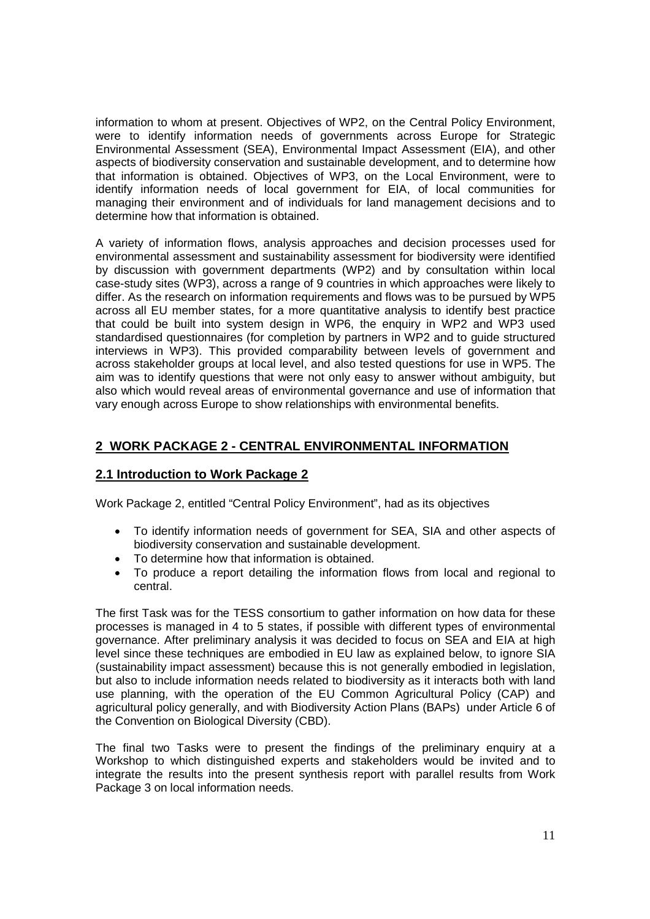information to whom at present. Objectives of WP2, on the Central Policy Environment, were to identify information needs of governments across Europe for Strategic Environmental Assessment (SEA), Environmental Impact Assessment (EIA), and other aspects of biodiversity conservation and sustainable development, and to determine how that information is obtained. Objectives of WP3, on the Local Environment, were to identify information needs of local government for EIA, of local communities for managing their environment and of individuals for land management decisions and to determine how that information is obtained.

A variety of information flows, analysis approaches and decision processes used for environmental assessment and sustainability assessment for biodiversity were identified by discussion with government departments (WP2) and by consultation within local case-study sites (WP3), across a range of 9 countries in which approaches were likely to differ. As the research on information requirements and flows was to be pursued by WP5 across all EU member states, for a more quantitative analysis to identify best practice that could be built into system design in WP6, the enquiry in WP2 and WP3 used standardised questionnaires (for completion by partners in WP2 and to guide structured interviews in WP3). This provided comparability between levels of government and across stakeholder groups at local level, and also tested questions for use in WP5. The aim was to identify questions that were not only easy to answer without ambiguity, but also which would reveal areas of environmental governance and use of information that vary enough across Europe to show relationships with environmental benefits.

# 2 WORK PACKAGE 2 - CENTRAL ENVIRONMENTAL INFORMATION

## 2.1 Introduction to Work Package 2

Work Package 2, entitled "Central Policy Environment", had as its objectives

- To identify information needs of government for SEA, SIA and other aspects of biodiversity conservation and sustainable development.
- To determine how that information is obtained.
- To produce a report detailing the information flows from local and regional to central.

The first Task was for the TESS consortium to gather information on how data for these processes is managed in 4 to 5 states, if possible with different types of environmental governance. After preliminary analysis it was decided to focus on SEA and EIA at high level since these techniques are embodied in EU law as explained below, to ignore SIA (sustainability impact assessment) because this is not generally embodied in legislation, but also to include information needs related to biodiversity as it interacts both with land use planning, with the operation of the EU Common Agricultural Policy (CAP) and agricultural policy generally, and with Biodiversity Action Plans (BAPs) under Article 6 of the Convention on Biological Diversity (CBD).

The final two Tasks were to present the findings of the preliminary enquiry at a Workshop to which distinguished experts and stakeholders would be invited and to integrate the results into the present synthesis report with parallel results from Work Package 3 on local information needs.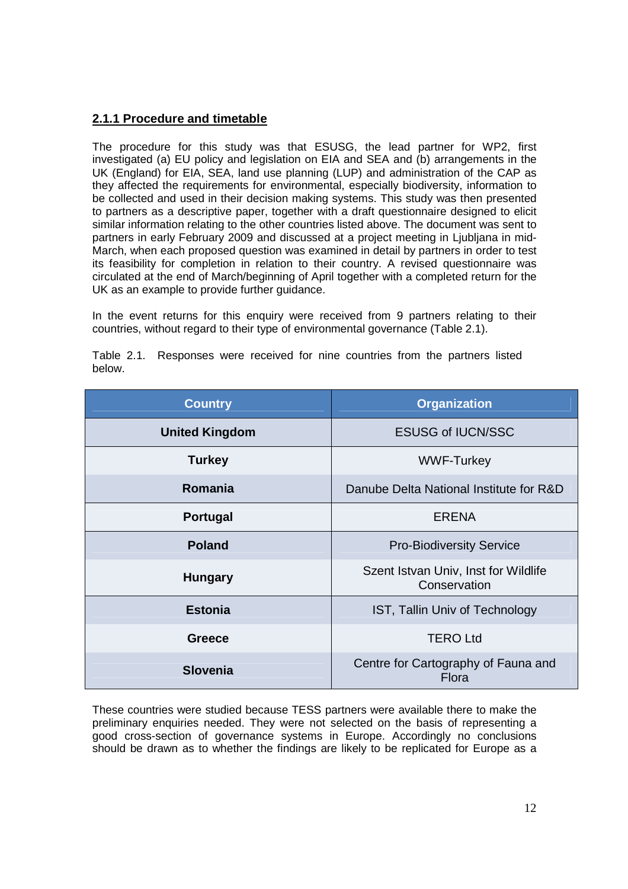### 2.1.1 Procedure and timetable

The procedure for this study was that ESUSG, the lead partner for WP2, first investigated (a) EU policy and legislation on EIA and SEA and (b) arrangements in the UK (England) for EIA, SEA, land use planning (LUP) and administration of the CAP as they affected the requirements for environmental, especially biodiversity, information to be collected and used in their decision making systems. This study was then presented to partners as a descriptive paper, together with a draft questionnaire designed to elicit similar information relating to the other countries listed above. The document was sent to partners in early February 2009 and discussed at a project meeting in Ljubljana in mid-March, when each proposed question was examined in detail by partners in order to test its feasibility for completion in relation to their country. A revised questionnaire was circulated at the end of March/beginning of April together with a completed return for the UK as an example to provide further guidance.

In the event returns for this enquiry were received from 9 partners relating to their countries, without regard to their type of environmental governance (Table 2.1).

Table 2.1. Responses were received for nine countries from the partners listed below.

| Country | Organization |
|---|---|
| **United Kingdom** | ESUSG of IUCN/SSC |
| **Turkey** | WWF-Turkey |
| **Romania** | Danube Delta National Institute for R&D |
| **Portugal** | ERENA |
| **Poland** | Pro-Biodiversity Service |
| **Hungary** | Szent Istvan Univ, Inst for Wildlife Conservation |
| **Estonia** | IST, Tallin Univ of Technology |
| **Greece** | TERO Ltd |
| **Slovenia** | Centre for Cartography of Fauna and Flora |

These countries were studied because TESS partners were available there to make the preliminary enquiries needed. They were not selected on the basis of representing a good cross-section of governance systems in Europe. Accordingly no conclusions should be drawn as to whether the findings are likely to be replicated for Europe as a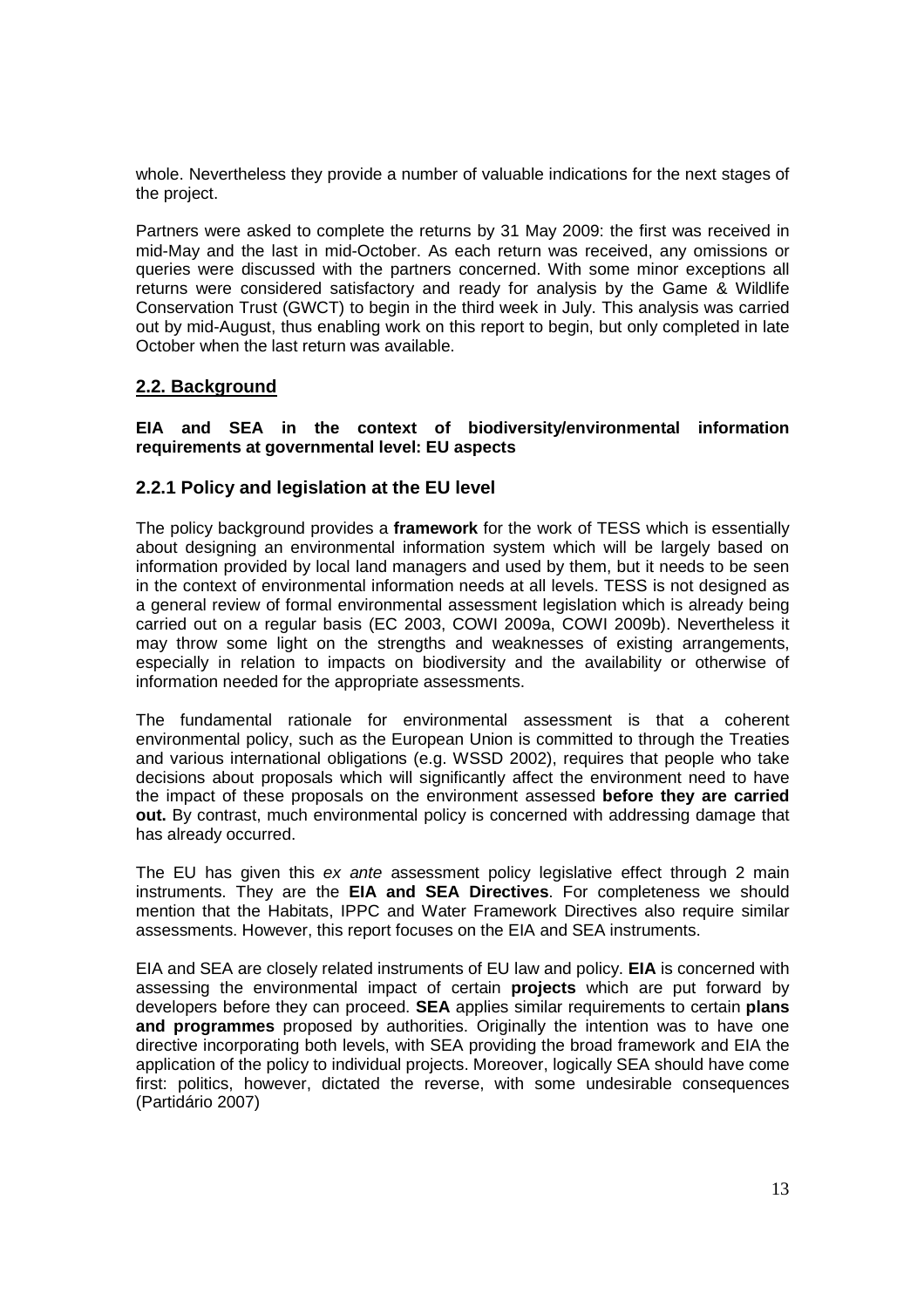whole. Nevertheless they provide a number of valuable indications for the next stages of the project.

Partners were asked to complete the returns by 31 May 2009: the first was received in mid-May and the last in mid-October. As each return was received, any omissions or queries were discussed with the partners concerned. With some minor exceptions all returns were considered satisfactory and ready for analysis by the Game & Wildlife Conservation Trust (GWCT) to begin in the third week in July. This analysis was carried out by mid-August, thus enabling work on this report to begin, but only completed in late October when the last return was available.

## 2.2. Background

**EIA and SEA in the context of biodiversity/environmental information requirements at governmental level: EU aspects**

### 2.2.1 Policy and legislation at the EU level

The policy background provides a **framework** for the work of TESS which is essentially about designing an environmental information system which will be largely based on information provided by local land managers and used by them, but it needs to be seen in the context of environmental information needs at all levels. TESS is not designed as a general review of formal environmental assessment legislation which is already being carried out on a regular basis (EC 2003, COWI 2009a, COWI 2009b). Nevertheless it may throw some light on the strengths and weaknesses of existing arrangements, especially in relation to impacts on biodiversity and the availability or otherwise of information needed for the appropriate assessments.

The fundamental rationale for environmental assessment is that a coherent environmental policy, such as the European Union is committed to through the Treaties and various international obligations (e.g. WSSD 2002), requires that people who take decisions about proposals which will significantly affect the environment need to have the impact of these proposals on the environment assessed **before they are carried out.** By contrast, much environmental policy is concerned with addressing damage that has already occurred.

The EU has given this *ex ante* assessment policy legislative effect through 2 main instruments. They are the **EIA and SEA Directives**. For completeness we should mention that the Habitats, IPPC and Water Framework Directives also require similar assessments. However, this report focuses on the EIA and SEA instruments.

EIA and SEA are closely related instruments of EU law and policy. **EIA** is concerned with assessing the environmental impact of certain **projects** which are put forward by developers before they can proceed. **SEA** applies similar requirements to certain **plans and programmes** proposed by authorities. Originally the intention was to have one directive incorporating both levels, with SEA providing the broad framework and EIA the application of the policy to individual projects. Moreover, logically SEA should have come first: politics, however, dictated the reverse, with some undesirable consequences (Partidário 2007)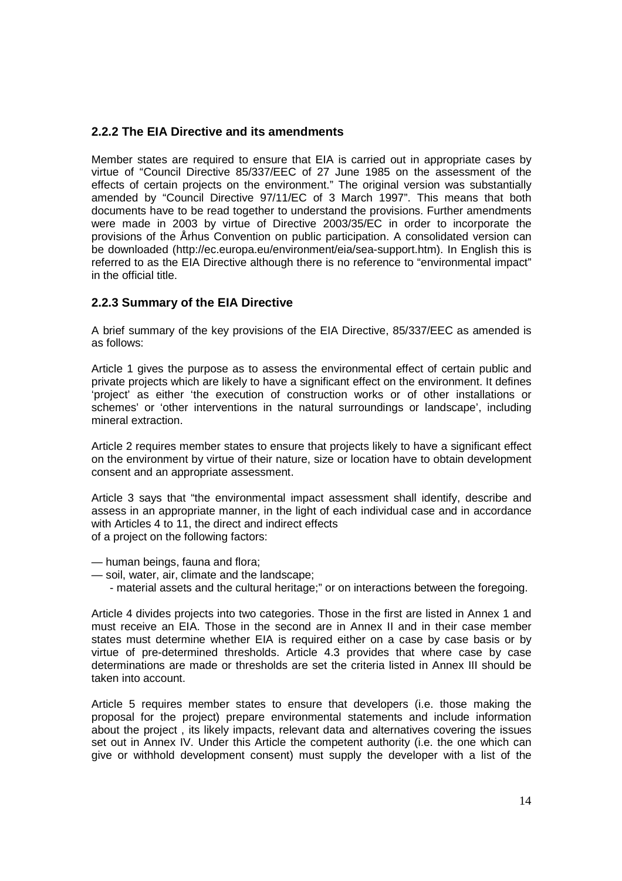### 2.2.2 The EIA Directive and its amendments

Member states are required to ensure that EIA is carried out in appropriate cases by virtue of "Council Directive 85/337/EEC of 27 June 1985 on the assessment of the effects of certain projects on the environment." The original version was substantially amended by "Council Directive 97/11/EC of 3 March 1997". This means that both documents have to be read together to understand the provisions. Further amendments were made in 2003 by virtue of Directive 2003/35/EC in order to incorporate the provisions of the Århus Convention on public participation. A consolidated version can be downloaded (http://ec.europa.eu/environment/eia/sea-support.htm). In English this is referred to as the EIA Directive although there is no reference to "environmental impact" in the official title.

### 2.2.3 Summary of the EIA Directive

A brief summary of the key provisions of the EIA Directive, 85/337/EEC as amended is as follows:

Article 1 gives the purpose as to assess the environmental effect of certain public and private projects which are likely to have a significant effect on the environment. It defines 'project' as either 'the execution of construction works or of other installations or schemes' or 'other interventions in the natural surroundings or landscape', including mineral extraction.

Article 2 requires member states to ensure that projects likely to have a significant effect on the environment by virtue of their nature, size or location have to obtain development consent and an appropriate assessment.

Article 3 says that "the environmental impact assessment shall identify, describe and assess in an appropriate manner, in the light of each individual case and in accordance with Articles 4 to 11, the direct and indirect effects
of a project on the following factors:

— human beings, fauna and flora;
— soil, water, air, climate and the landscape;
- material assets and the cultural heritage;" or on interactions between the foregoing.

Article 4 divides projects into two categories. Those in the first are listed in Annex 1 and must receive an EIA. Those in the second are in Annex II and in their case member states must determine whether EIA is required either on a case by case basis or by virtue of pre-determined thresholds. Article 4.3 provides that where case by case determinations are made or thresholds are set the criteria listed in Annex III should be taken into account.

Article 5 requires member states to ensure that developers (i.e. those making the proposal for the project) prepare environmental statements and include information about the project , its likely impacts, relevant data and alternatives covering the issues set out in Annex IV. Under this Article the competent authority (i.e. the one which can give or withhold development consent) must supply the developer with a list of the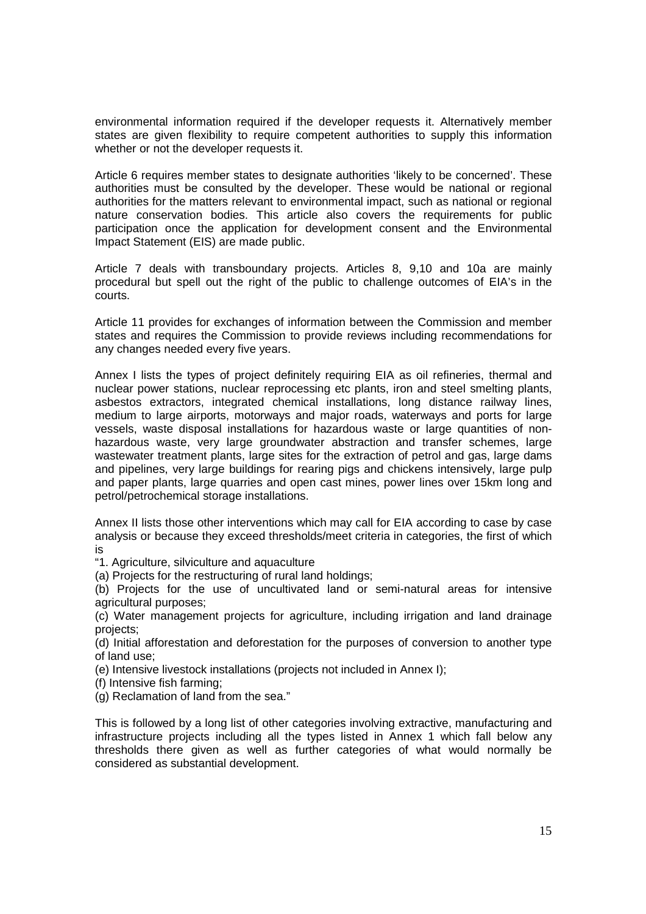environmental information required if the developer requests it. Alternatively member states are given flexibility to require competent authorities to supply this information whether or not the developer requests it.

Article 6 requires member states to designate authorities 'likely to be concerned'. These authorities must be consulted by the developer. These would be national or regional authorities for the matters relevant to environmental impact, such as national or regional nature conservation bodies. This article also covers the requirements for public participation once the application for development consent and the Environmental Impact Statement (EIS) are made public.

Article 7 deals with transboundary projects. Articles 8, 9,10 and 10a are mainly procedural but spell out the right of the public to challenge outcomes of EIA's in the courts.

Article 11 provides for exchanges of information between the Commission and member states and requires the Commission to provide reviews including recommendations for any changes needed every five years.

Annex I lists the types of project definitely requiring EIA as oil refineries, thermal and nuclear power stations, nuclear reprocessing etc plants, iron and steel smelting plants, asbestos extractors, integrated chemical installations, long distance railway lines, medium to large airports, motorways and major roads, waterways and ports for large vessels, waste disposal installations for hazardous waste or large quantities of non-hazardous waste, very large groundwater abstraction and transfer schemes, large wastewater treatment plants, large sites for the extraction of petrol and gas, large dams and pipelines, very large buildings for rearing pigs and chickens intensively, large pulp and paper plants, large quarries and open cast mines, power lines over 15km long and petrol/petrochemical storage installations.

Annex II lists those other interventions which may call for EIA according to case by case analysis or because they exceed thresholds/meet criteria in categories, the first of which is

"1. Agriculture, silviculture and aquaculture

(a) Projects for the restructuring of rural land holdings;

(b) Projects for the use of uncultivated land or semi-natural areas for intensive agricultural purposes;

(c) Water management projects for agriculture, including irrigation and land drainage projects;

(d) Initial afforestation and deforestation for the purposes of conversion to another type of land use;

(e) Intensive livestock installations (projects not included in Annex I);

(f) Intensive fish farming;

(g) Reclamation of land from the sea."

This is followed by a long list of other categories involving extractive, manufacturing and infrastructure projects including all the types listed in Annex 1 which fall below any thresholds there given as well as further categories of what would normally be considered as substantial development.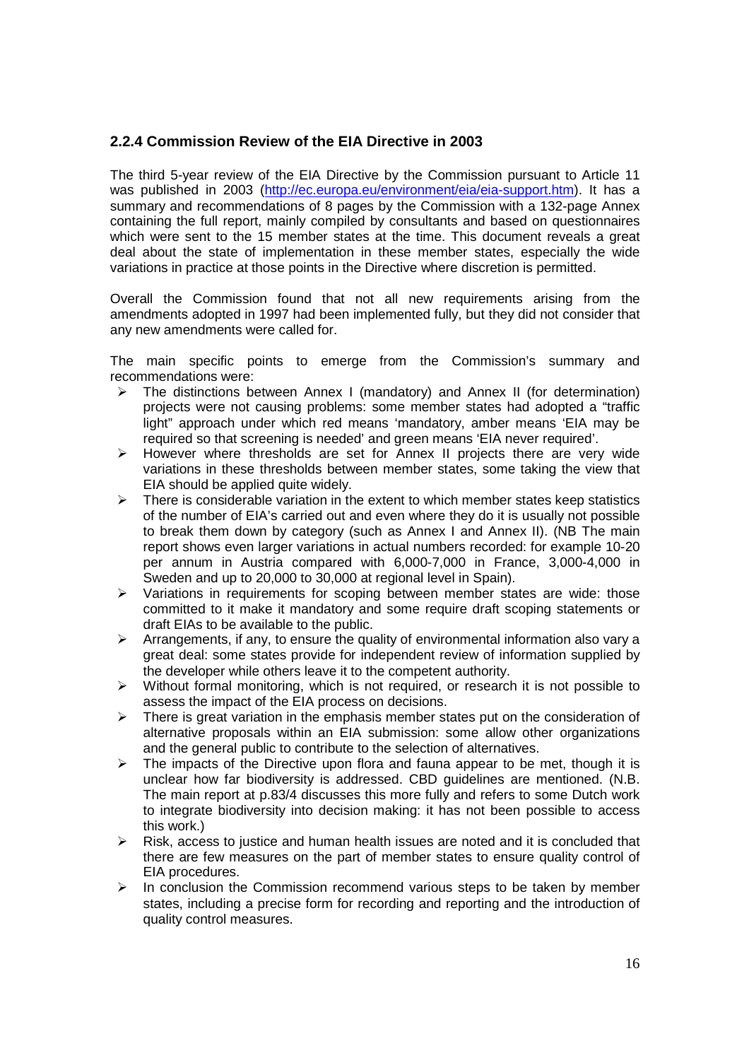### 2.2.4 Commission Review of the EIA Directive in 2003

The third 5-year review of the EIA Directive by the Commission pursuant to Article 11 was published in 2003 (http://ec.europa.eu/environment/eia/eia-support.htm). It has a summary and recommendations of 8 pages by the Commission with a 132-page Annex containing the full report, mainly compiled by consultants and based on questionnaires which were sent to the 15 member states at the time. This document reveals a great deal about the state of implementation in these member states, especially the wide variations in practice at those points in the Directive where discretion is permitted.

Overall the Commission found that not all new requirements arising from the amendments adopted in 1997 had been implemented fully, but they did not consider that any new amendments were called for.

The main specific points to emerge from the Commission's summary and recommendations were:

- The distinctions between Annex I (mandatory) and Annex II (for determination) projects were not causing problems: some member states had adopted a "traffic light" approach under which red means 'mandatory, amber means 'EIA may be required so that screening is needed' and green means 'EIA never required'.
- However where thresholds are set for Annex II projects there are very wide variations in these thresholds between member states, some taking the view that EIA should be applied quite widely.
- There is considerable variation in the extent to which member states keep statistics of the number of EIA's carried out and even where they do it is usually not possible to break them down by category (such as Annex I and Annex II). (NB The main report shows even larger variations in actual numbers recorded: for example 10-20 per annum in Austria compared with 6,000-7,000 in France, 3,000-4,000 in Sweden and up to 20,000 to 30,000 at regional level in Spain).
- Variations in requirements for scoping between member states are wide: those committed to it make it mandatory and some require draft scoping statements or draft EIAs to be available to the public.
- Arrangements, if any, to ensure the quality of environmental information also vary a great deal: some states provide for independent review of information supplied by the developer while others leave it to the competent authority.
- Without formal monitoring, which is not required, or research it is not possible to assess the impact of the EIA process on decisions.
- There is great variation in the emphasis member states put on the consideration of alternative proposals within an EIA submission: some allow other organizations and the general public to contribute to the selection of alternatives.
- The impacts of the Directive upon flora and fauna appear to be met, though it is unclear how far biodiversity is addressed. CBD guidelines are mentioned. (N.B. The main report at p.83/4 discusses this more fully and refers to some Dutch work to integrate biodiversity into decision making: it has not been possible to access this work.)
- Risk, access to justice and human health issues are noted and it is concluded that there are few measures on the part of member states to ensure quality control of EIA procedures.
- In conclusion the Commission recommend various steps to be taken by member states, including a precise form for recording and reporting and the introduction of quality control measures.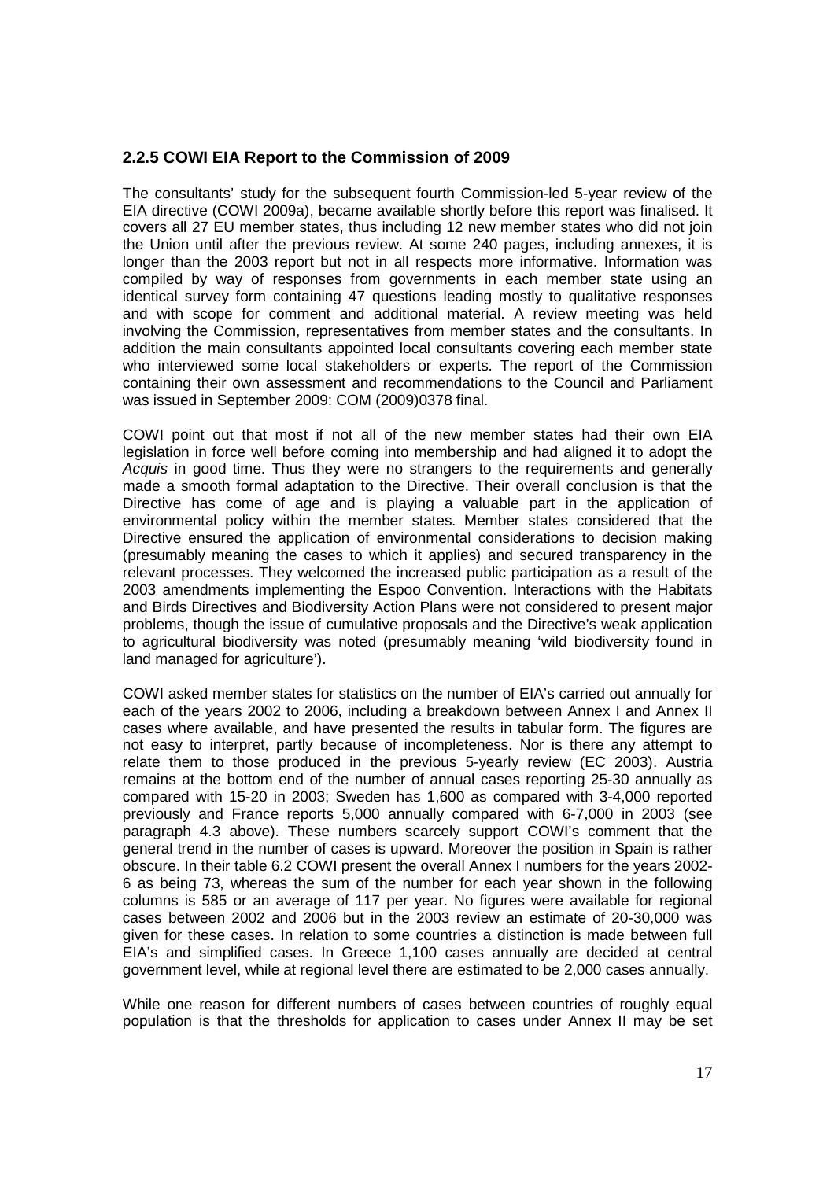### 2.2.5 COWI EIA Report to the Commission of 2009

The consultants' study for the subsequent fourth Commission-led 5-year review of the EIA directive (COWI 2009a), became available shortly before this report was finalised. It covers all 27 EU member states, thus including 12 new member states who did not join the Union until after the previous review. At some 240 pages, including annexes, it is longer than the 2003 report but not in all respects more informative. Information was compiled by way of responses from governments in each member state using an identical survey form containing 47 questions leading mostly to qualitative responses and with scope for comment and additional material. A review meeting was held involving the Commission, representatives from member states and the consultants. In addition the main consultants appointed local consultants covering each member state who interviewed some local stakeholders or experts. The report of the Commission containing their own assessment and recommendations to the Council and Parliament was issued in September 2009: COM (2009)0378 final.

COWI point out that most if not all of the new member states had their own EIA legislation in force well before coming into membership and had aligned it to adopt the *Acquis* in good time. Thus they were no strangers to the requirements and generally made a smooth formal adaptation to the Directive. Their overall conclusion is that the Directive has come of age and is playing a valuable part in the application of environmental policy within the member states. Member states considered that the Directive ensured the application of environmental considerations to decision making (presumably meaning the cases to which it applies) and secured transparency in the relevant processes. They welcomed the increased public participation as a result of the 2003 amendments implementing the Espoo Convention. Interactions with the Habitats and Birds Directives and Biodiversity Action Plans were not considered to present major problems, though the issue of cumulative proposals and the Directive's weak application to agricultural biodiversity was noted (presumably meaning 'wild biodiversity found in land managed for agriculture').

COWI asked member states for statistics on the number of EIA's carried out annually for each of the years 2002 to 2006, including a breakdown between Annex I and Annex II cases where available, and have presented the results in tabular form. The figures are not easy to interpret, partly because of incompleteness. Nor is there any attempt to relate them to those produced in the previous 5-yearly review (EC 2003). Austria remains at the bottom end of the number of annual cases reporting 25-30 annually as compared with 15-20 in 2003; Sweden has 1,600 as compared with 3-4,000 reported previously and France reports 5,000 annually compared with 6-7,000 in 2003 (see paragraph 4.3 above). These numbers scarcely support COWI's comment that the general trend in the number of cases is upward. Moreover the position in Spain is rather obscure. In their table 6.2 COWI present the overall Annex I numbers for the years 2002-6 as being 73, whereas the sum of the number for each year shown in the following columns is 585 or an average of 117 per year. No figures were available for regional cases between 2002 and 2006 but in the 2003 review an estimate of 20-30,000 was given for these cases. In relation to some countries a distinction is made between full EIA's and simplified cases. In Greece 1,100 cases annually are decided at central government level, while at regional level there are estimated to be 2,000 cases annually.

While one reason for different numbers of cases between countries of roughly equal population is that the thresholds for application to cases under Annex II may be set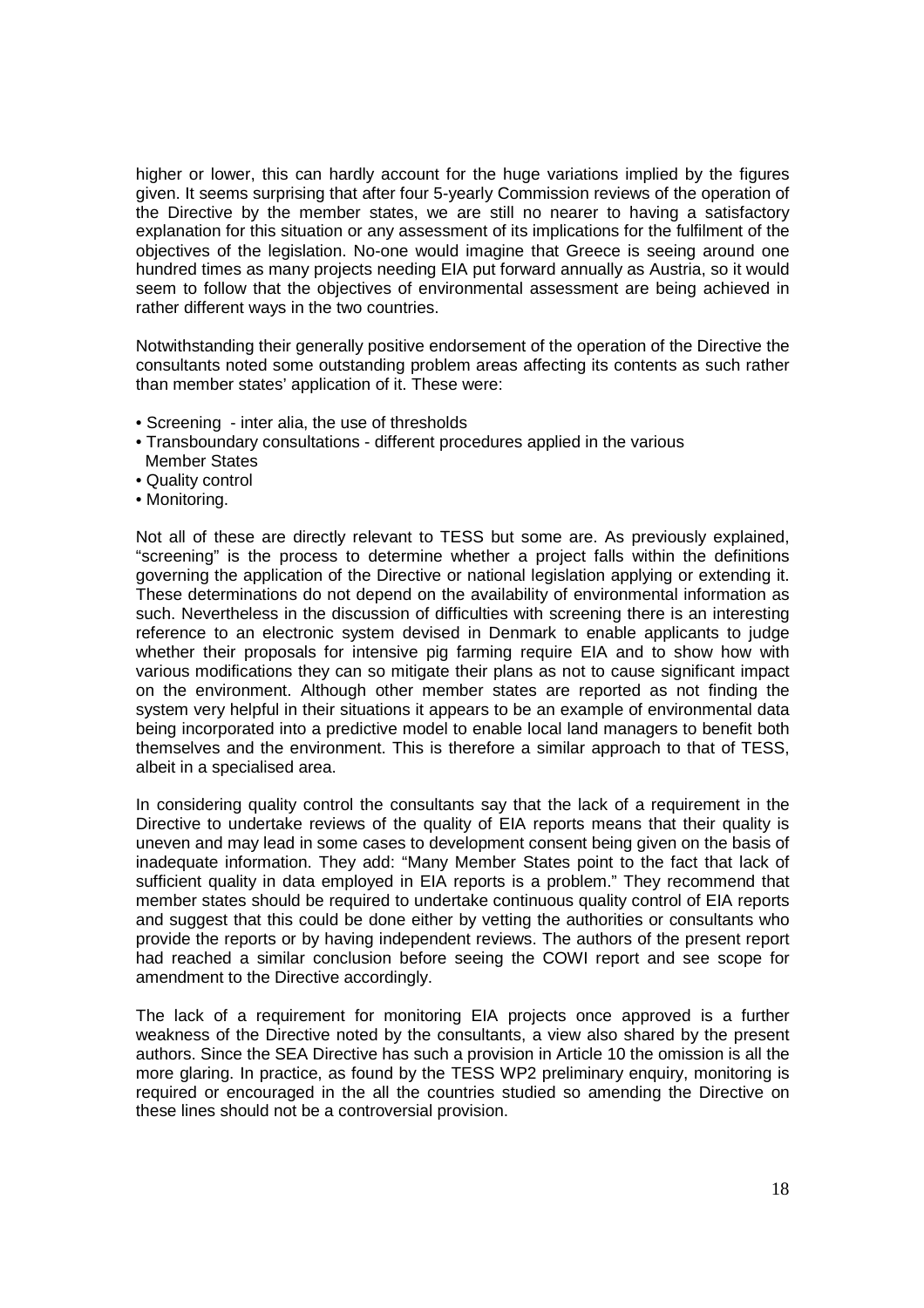higher or lower, this can hardly account for the huge variations implied by the figures given. It seems surprising that after four 5-yearly Commission reviews of the operation of the Directive by the member states, we are still no nearer to having a satisfactory explanation for this situation or any assessment of its implications for the fulfilment of the objectives of the legislation. No-one would imagine that Greece is seeing around one hundred times as many projects needing EIA put forward annually as Austria, so it would seem to follow that the objectives of environmental assessment are being achieved in rather different ways in the two countries.

Notwithstanding their generally positive endorsement of the operation of the Directive the consultants noted some outstanding problem areas affecting its contents as such rather than member states' application of it. These were:

- Screening - inter alia, the use of thresholds
- Transboundary consultations - different procedures applied in the various Member States
- Quality control
- Monitoring.

Not all of these are directly relevant to TESS but some are. As previously explained, "screening" is the process to determine whether a project falls within the definitions governing the application of the Directive or national legislation applying or extending it. These determinations do not depend on the availability of environmental information as such. Nevertheless in the discussion of difficulties with screening there is an interesting reference to an electronic system devised in Denmark to enable applicants to judge whether their proposals for intensive pig farming require EIA and to show how with various modifications they can so mitigate their plans as not to cause significant impact on the environment. Although other member states are reported as not finding the system very helpful in their situations it appears to be an example of environmental data being incorporated into a predictive model to enable local land managers to benefit both themselves and the environment. This is therefore a similar approach to that of TESS, albeit in a specialised area.

In considering quality control the consultants say that the lack of a requirement in the Directive to undertake reviews of the quality of EIA reports means that their quality is uneven and may lead in some cases to development consent being given on the basis of inadequate information. They add: "Many Member States point to the fact that lack of sufficient quality in data employed in EIA reports is a problem." They recommend that member states should be required to undertake continuous quality control of EIA reports and suggest that this could be done either by vetting the authorities or consultants who provide the reports or by having independent reviews. The authors of the present report had reached a similar conclusion before seeing the COWI report and see scope for amendment to the Directive accordingly.

The lack of a requirement for monitoring EIA projects once approved is a further weakness of the Directive noted by the consultants, a view also shared by the present authors. Since the SEA Directive has such a provision in Article 10 the omission is all the more glaring. In practice, as found by the TESS WP2 preliminary enquiry, monitoring is required or encouraged in the all the countries studied so amending the Directive on these lines should not be a controversial provision.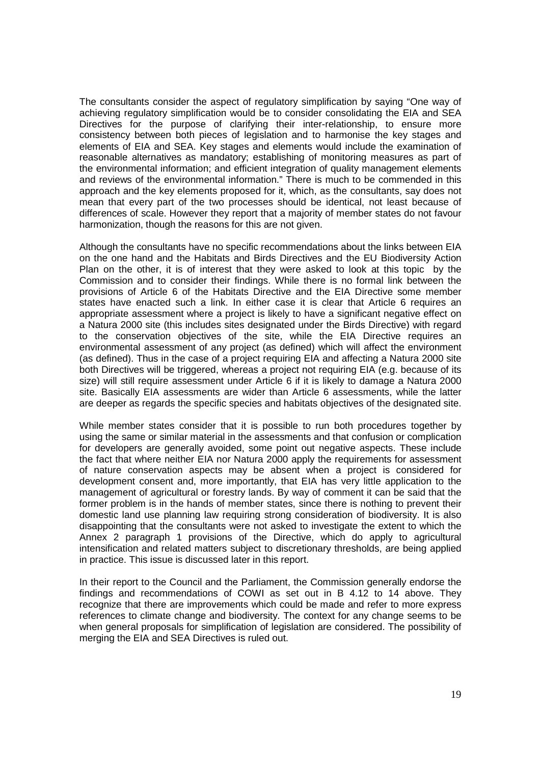The consultants consider the aspect of regulatory simplification by saying "One way of achieving regulatory simplification would be to consider consolidating the EIA and SEA Directives for the purpose of clarifying their inter-relationship, to ensure more consistency between both pieces of legislation and to harmonise the key stages and elements of EIA and SEA. Key stages and elements would include the examination of reasonable alternatives as mandatory; establishing of monitoring measures as part of the environmental information; and efficient integration of quality management elements and reviews of the environmental information." There is much to be commended in this approach and the key elements proposed for it, which, as the consultants, say does not mean that every part of the two processes should be identical, not least because of differences of scale. However they report that a majority of member states do not favour harmonization, though the reasons for this are not given.

Although the consultants have no specific recommendations about the links between EIA on the one hand and the Habitats and Birds Directives and the EU Biodiversity Action Plan on the other, it is of interest that they were asked to look at this topic by the Commission and to consider their findings. While there is no formal link between the provisions of Article 6 of the Habitats Directive and the EIA Directive some member states have enacted such a link. In either case it is clear that Article 6 requires an appropriate assessment where a project is likely to have a significant negative effect on a Natura 2000 site (this includes sites designated under the Birds Directive) with regard to the conservation objectives of the site, while the EIA Directive requires an environmental assessment of any project (as defined) which will affect the environment (as defined). Thus in the case of a project requiring EIA and affecting a Natura 2000 site both Directives will be triggered, whereas a project not requiring EIA (e.g. because of its size) will still require assessment under Article 6 if it is likely to damage a Natura 2000 site. Basically EIA assessments are wider than Article 6 assessments, while the latter are deeper as regards the specific species and habitats objectives of the designated site.

While member states consider that it is possible to run both procedures together by using the same or similar material in the assessments and that confusion or complication for developers are generally avoided, some point out negative aspects. These include the fact that where neither EIA nor Natura 2000 apply the requirements for assessment of nature conservation aspects may be absent when a project is considered for development consent and, more importantly, that EIA has very little application to the management of agricultural or forestry lands. By way of comment it can be said that the former problem is in the hands of member states, since there is nothing to prevent their domestic land use planning law requiring strong consideration of biodiversity. It is also disappointing that the consultants were not asked to investigate the extent to which the Annex 2 paragraph 1 provisions of the Directive, which do apply to agricultural intensification and related matters subject to discretionary thresholds, are being applied in practice. This issue is discussed later in this report.

In their report to the Council and the Parliament, the Commission generally endorse the findings and recommendations of COWI as set out in B 4.12 to 14 above. They recognize that there are improvements which could be made and refer to more express references to climate change and biodiversity. The context for any change seems to be when general proposals for simplification of legislation are considered. The possibility of merging the EIA and SEA Directives is ruled out.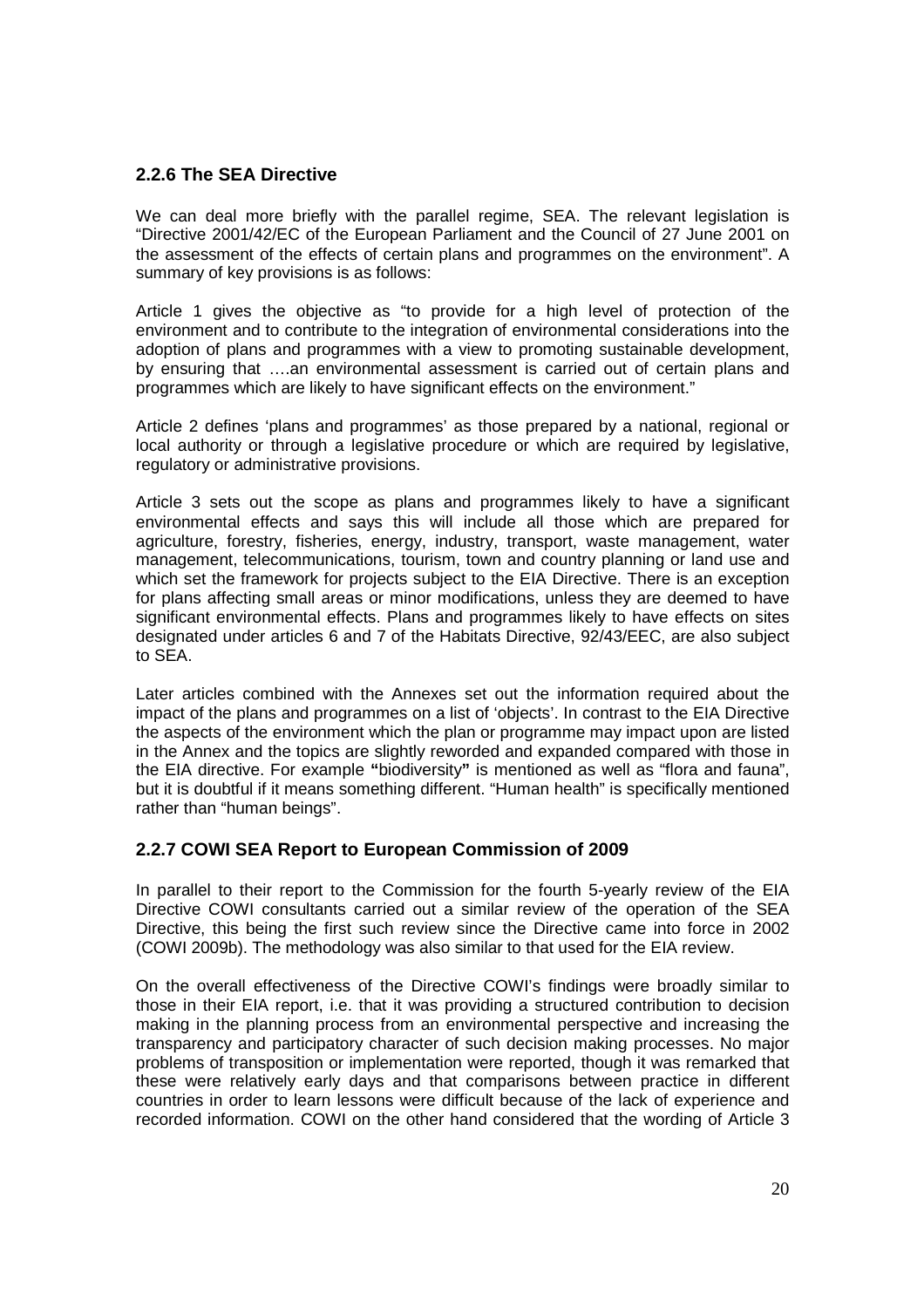### 2.2.6 The SEA Directive

We can deal more briefly with the parallel regime, SEA. The relevant legislation is "Directive 2001/42/EC of the European Parliament and the Council of 27 June 2001 on the assessment of the effects of certain plans and programmes on the environment". A summary of key provisions is as follows:

Article 1 gives the objective as "to provide for a high level of protection of the environment and to contribute to the integration of environmental considerations into the adoption of plans and programmes with a view to promoting sustainable development, by ensuring that ….an environmental assessment is carried out of certain plans and programmes which are likely to have significant effects on the environment."

Article 2 defines 'plans and programmes' as those prepared by a national, regional or local authority or through a legislative procedure or which are required by legislative, regulatory or administrative provisions.

Article 3 sets out the scope as plans and programmes likely to have a significant environmental effects and says this will include all those which are prepared for agriculture, forestry, fisheries, energy, industry, transport, waste management, water management, telecommunications, tourism, town and country planning or land use and which set the framework for projects subject to the EIA Directive. There is an exception for plans affecting small areas or minor modifications, unless they are deemed to have significant environmental effects. Plans and programmes likely to have effects on sites designated under articles 6 and 7 of the Habitats Directive, 92/43/EEC, are also subject to SEA.

Later articles combined with the Annexes set out the information required about the impact of the plans and programmes on a list of 'objects'. In contrast to the EIA Directive the aspects of the environment which the plan or programme may impact upon are listed in the Annex and the topics are slightly reworded and expanded compared with those in the EIA directive. For example **"**biodiversity**"** is mentioned as well as "flora and fauna", but it is doubtful if it means something different. "Human health" is specifically mentioned rather than "human beings".

### 2.2.7 COWI SEA Report to European Commission of 2009

In parallel to their report to the Commission for the fourth 5-yearly review of the EIA Directive COWI consultants carried out a similar review of the operation of the SEA Directive, this being the first such review since the Directive came into force in 2002 (COWI 2009b). The methodology was also similar to that used for the EIA review.

On the overall effectiveness of the Directive COWI's findings were broadly similar to those in their EIA report, i.e. that it was providing a structured contribution to decision making in the planning process from an environmental perspective and increasing the transparency and participatory character of such decision making processes. No major problems of transposition or implementation were reported, though it was remarked that these were relatively early days and that comparisons between practice in different countries in order to learn lessons were difficult because of the lack of experience and recorded information. COWI on the other hand considered that the wording of Article 3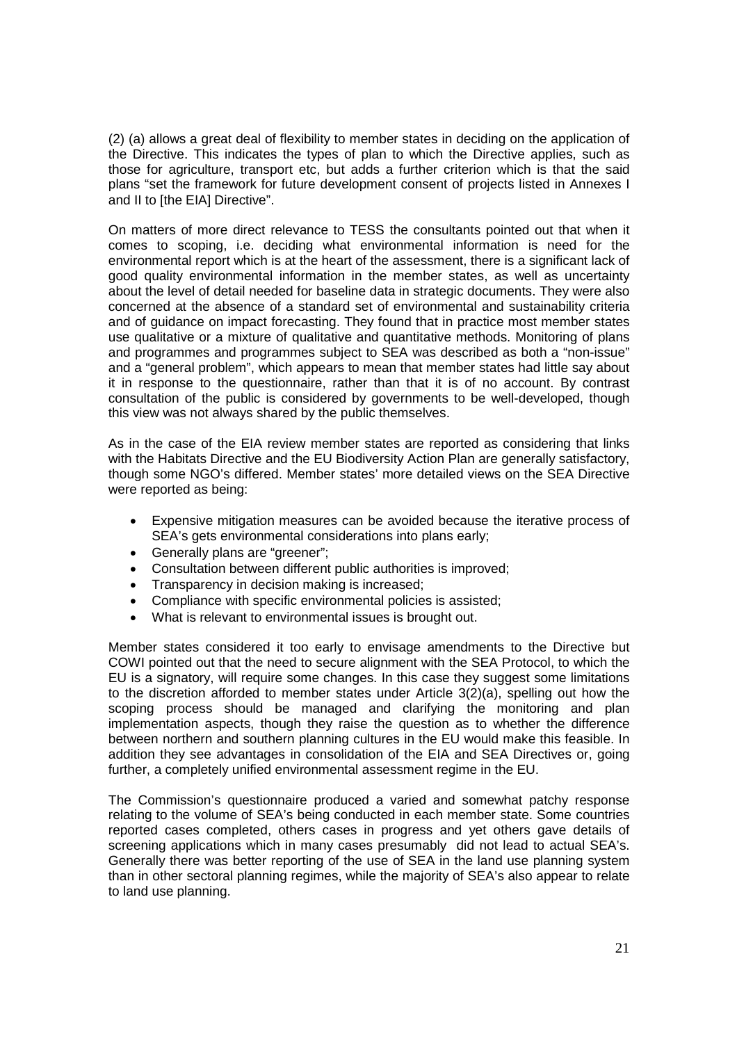(2) (a) allows a great deal of flexibility to member states in deciding on the application of the Directive. This indicates the types of plan to which the Directive applies, such as those for agriculture, transport etc, but adds a further criterion which is that the said plans "set the framework for future development consent of projects listed in Annexes I and II to [the EIA] Directive".

On matters of more direct relevance to TESS the consultants pointed out that when it comes to scoping, i.e. deciding what environmental information is need for the environmental report which is at the heart of the assessment, there is a significant lack of good quality environmental information in the member states, as well as uncertainty about the level of detail needed for baseline data in strategic documents. They were also concerned at the absence of a standard set of environmental and sustainability criteria and of guidance on impact forecasting. They found that in practice most member states use qualitative or a mixture of qualitative and quantitative methods. Monitoring of plans and programmes and programmes subject to SEA was described as both a "non-issue" and a "general problem", which appears to mean that member states had little say about it in response to the questionnaire, rather than that it is of no account. By contrast consultation of the public is considered by governments to be well-developed, though this view was not always shared by the public themselves.

As in the case of the EIA review member states are reported as considering that links with the Habitats Directive and the EU Biodiversity Action Plan are generally satisfactory, though some NGO's differed. Member states' more detailed views on the SEA Directive were reported as being:

- Expensive mitigation measures can be avoided because the iterative process of SEA's gets environmental considerations into plans early;
- Generally plans are "greener";
- Consultation between different public authorities is improved;
- Transparency in decision making is increased;
- Compliance with specific environmental policies is assisted;
- What is relevant to environmental issues is brought out.

Member states considered it too early to envisage amendments to the Directive but COWI pointed out that the need to secure alignment with the SEA Protocol, to which the EU is a signatory, will require some changes. In this case they suggest some limitations to the discretion afforded to member states under Article 3(2)(a), spelling out how the scoping process should be managed and clarifying the monitoring and plan implementation aspects, though they raise the question as to whether the difference between northern and southern planning cultures in the EU would make this feasible. In addition they see advantages in consolidation of the EIA and SEA Directives or, going further, a completely unified environmental assessment regime in the EU.

The Commission's questionnaire produced a varied and somewhat patchy response relating to the volume of SEA's being conducted in each member state. Some countries reported cases completed, others cases in progress and yet others gave details of screening applications which in many cases presumably did not lead to actual SEA's. Generally there was better reporting of the use of SEA in the land use planning system than in other sectoral planning regimes, while the majority of SEA's also appear to relate to land use planning.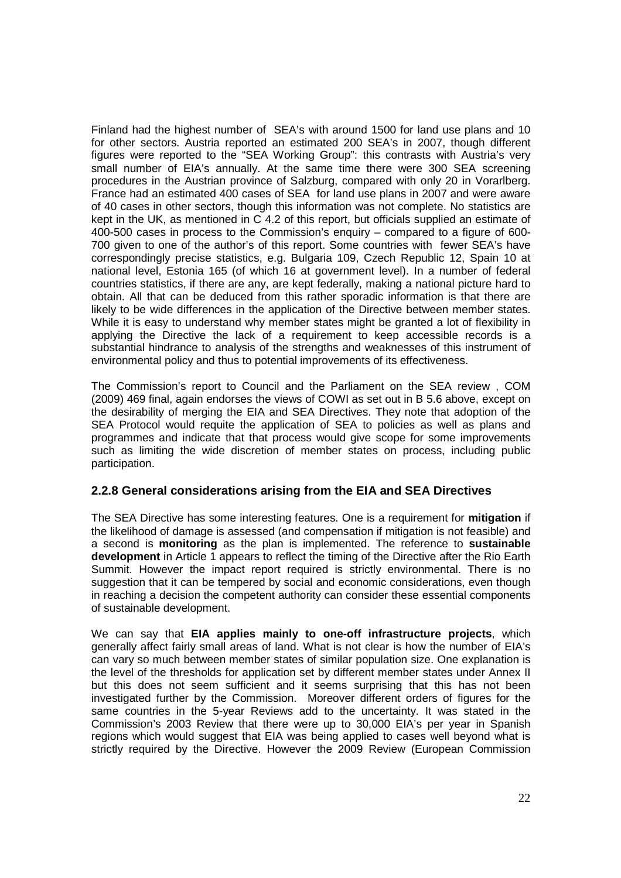Finland had the highest number of SEA's with around 1500 for land use plans and 10 for other sectors. Austria reported an estimated 200 SEA's in 2007, though different figures were reported to the "SEA Working Group": this contrasts with Austria's very small number of EIA's annually. At the same time there were 300 SEA screening procedures in the Austrian province of Salzburg, compared with only 20 in Vorarlberg. France had an estimated 400 cases of SEA for land use plans in 2007 and were aware of 40 cases in other sectors, though this information was not complete. No statistics are kept in the UK, as mentioned in C 4.2 of this report, but officials supplied an estimate of 400-500 cases in process to the Commission's enquiry – compared to a figure of 600-700 given to one of the author's of this report. Some countries with fewer SEA's have correspondingly precise statistics, e.g. Bulgaria 109, Czech Republic 12, Spain 10 at national level, Estonia 165 (of which 16 at government level). In a number of federal countries statistics, if there are any, are kept federally, making a national picture hard to obtain. All that can be deduced from this rather sporadic information is that there are likely to be wide differences in the application of the Directive between member states. While it is easy to understand why member states might be granted a lot of flexibility in applying the Directive the lack of a requirement to keep accessible records is a substantial hindrance to analysis of the strengths and weaknesses of this instrument of environmental policy and thus to potential improvements of its effectiveness.

The Commission's report to Council and the Parliament on the SEA review , COM (2009) 469 final, again endorses the views of COWI as set out in B 5.6 above, except on the desirability of merging the EIA and SEA Directives. They note that adoption of the SEA Protocol would requite the application of SEA to policies as well as plans and programmes and indicate that that process would give scope for some improvements such as limiting the wide discretion of member states on process, including public participation.

### 2.2.8 General considerations arising from the EIA and SEA Directives

The SEA Directive has some interesting features. One is a requirement for **mitigation** if the likelihood of damage is assessed (and compensation if mitigation is not feasible) and a second is **monitoring** as the plan is implemented. The reference to **sustainable development** in Article 1 appears to reflect the timing of the Directive after the Rio Earth Summit. However the impact report required is strictly environmental. There is no suggestion that it can be tempered by social and economic considerations, even though in reaching a decision the competent authority can consider these essential components of sustainable development.

We can say that **EIA applies mainly to one-off infrastructure projects**, which generally affect fairly small areas of land. What is not clear is how the number of EIA's can vary so much between member states of similar population size. One explanation is the level of the thresholds for application set by different member states under Annex II but this does not seem sufficient and it seems surprising that this has not been investigated further by the Commission. Moreover different orders of figures for the same countries in the 5-year Reviews add to the uncertainty. It was stated in the Commission's 2003 Review that there were up to 30,000 EIA's per year in Spanish regions which would suggest that EIA was being applied to cases well beyond what is strictly required by the Directive. However the 2009 Review (European Commission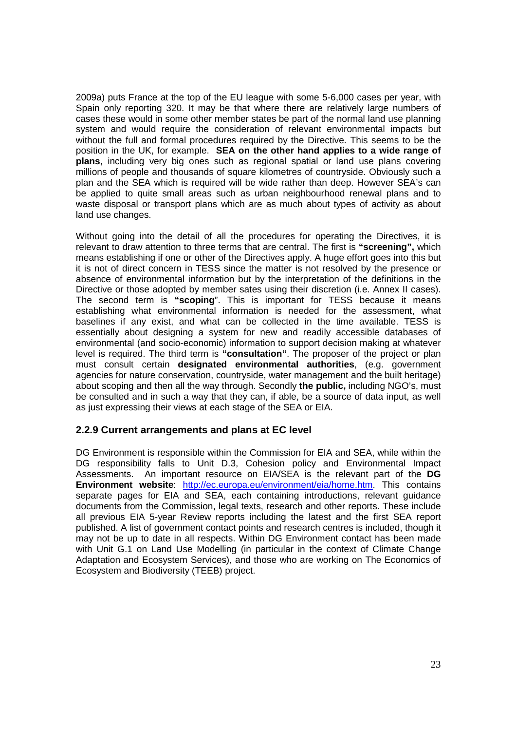2009a) puts France at the top of the EU league with some 5-6,000 cases per year, with Spain only reporting 320. It may be that where there are relatively large numbers of cases these would in some other member states be part of the normal land use planning system and would require the consideration of relevant environmental impacts but without the full and formal procedures required by the Directive. This seems to be the position in the UK, for example. **SEA on the other hand applies to a wide range of plans**, including very big ones such as regional spatial or land use plans covering millions of people and thousands of square kilometres of countryside. Obviously such a plan and the SEA which is required will be wide rather than deep. However SEA's can be applied to quite small areas such as urban neighbourhood renewal plans and to waste disposal or transport plans which are as much about types of activity as about land use changes.

Without going into the detail of all the procedures for operating the Directives, it is relevant to draw attention to three terms that are central. The first is **"screening",** which means establishing if one or other of the Directives apply. A huge effort goes into this but it is not of direct concern in TESS since the matter is not resolved by the presence or absence of environmental information but by the interpretation of the definitions in the Directive or those adopted by member sates using their discretion (i.e. Annex II cases). The second term is **"scoping"**. This is important for TESS because it means establishing what environmental information is needed for the assessment, what baselines if any exist, and what can be collected in the time available. TESS is essentially about designing a system for new and readily accessible databases of environmental (and socio-economic) information to support decision making at whatever level is required. The third term is **"consultation"**. The proposer of the project or plan must consult certain **designated environmental authorities**, (e.g. government agencies for nature conservation, countryside, water management and the built heritage) about scoping and then all the way through. Secondly **the public,** including NGO's, must be consulted and in such a way that they can, if able, be a source of data input, as well as just expressing their views at each stage of the SEA or EIA.

### 2.2.9 Current arrangements and plans at EC level

DG Environment is responsible within the Commission for EIA and SEA, while within the DG responsibility falls to Unit D.3, Cohesion policy and Environmental Impact Assessments. An important resource on EIA/SEA is the relevant part of the **DG Environment website**: http://ec.europa.eu/environment/eia/home.htm. This contains separate pages for EIA and SEA, each containing introductions, relevant guidance documents from the Commission, legal texts, research and other reports. These include all previous EIA 5-year Review reports including the latest and the first SEA report published. A list of government contact points and research centres is included, though it may not be up to date in all respects. Within DG Environment contact has been made with Unit G.1 on Land Use Modelling (in particular in the context of Climate Change Adaptation and Ecosystem Services), and those who are working on The Economics of Ecosystem and Biodiversity (TEEB) project.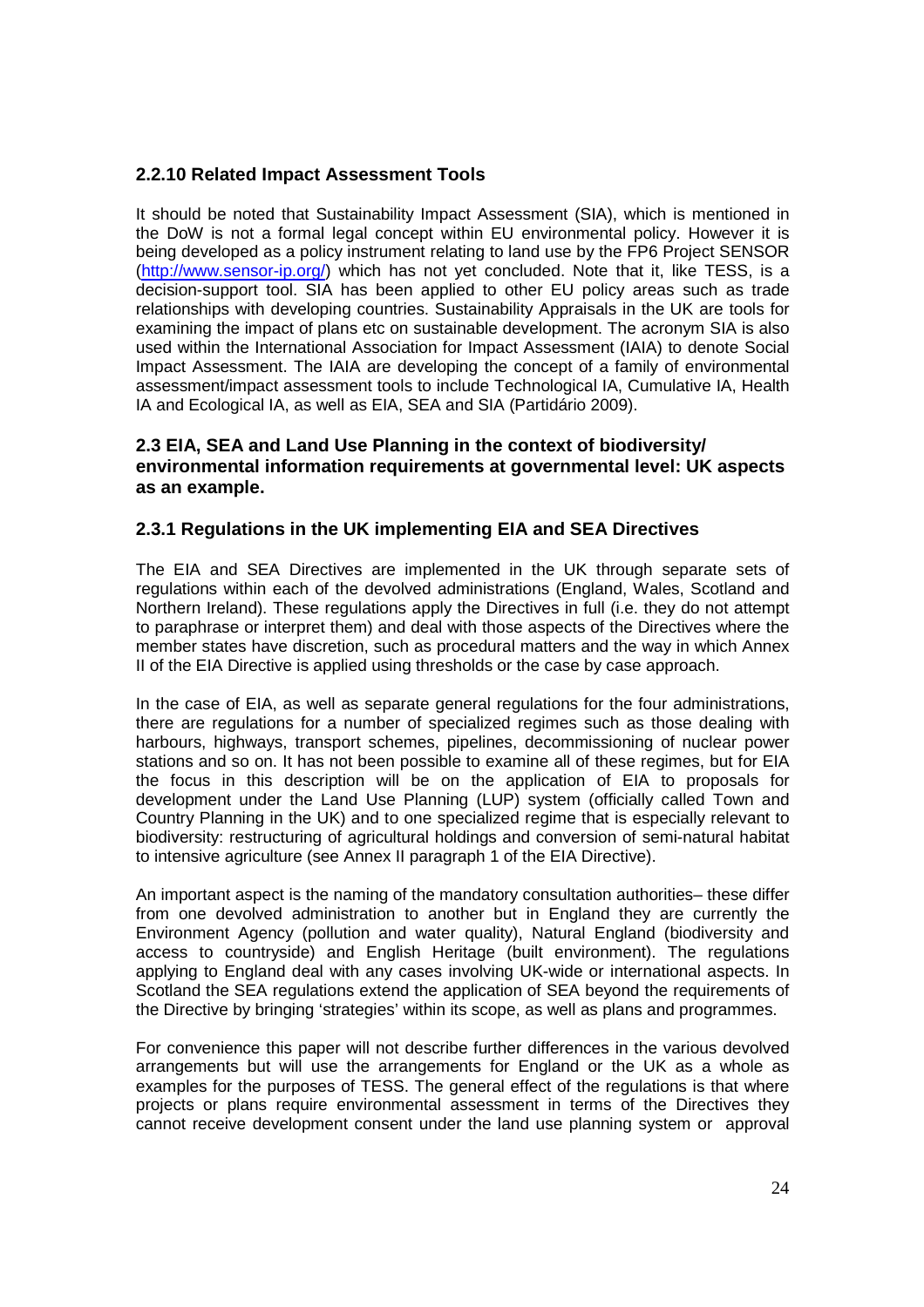### 2.2.10 Related Impact Assessment Tools

It should be noted that Sustainability Impact Assessment (SIA), which is mentioned in the DoW is not a formal legal concept within EU environmental policy. However it is being developed as a policy instrument relating to land use by the FP6 Project SENSOR (http://www.sensor-ip.org/) which has not yet concluded. Note that it, like TESS, is a decision-support tool. SIA has been applied to other EU policy areas such as trade relationships with developing countries. Sustainability Appraisals in the UK are tools for examining the impact of plans etc on sustainable development. The acronym SIA is also used within the International Association for Impact Assessment (IAIA) to denote Social Impact Assessment. The IAIA are developing the concept of a family of environmental assessment/impact assessment tools to include Technological IA, Cumulative IA, Health IA and Ecological IA, as well as EIA, SEA and SIA (Partidário 2009).

## 2.3 EIA, SEA and Land Use Planning in the context of biodiversity/ environmental information requirements at governmental level: UK aspects as an example.

### 2.3.1 Regulations in the UK implementing EIA and SEA Directives

The EIA and SEA Directives are implemented in the UK through separate sets of regulations within each of the devolved administrations (England, Wales, Scotland and Northern Ireland). These regulations apply the Directives in full (i.e. they do not attempt to paraphrase or interpret them) and deal with those aspects of the Directives where the member states have discretion, such as procedural matters and the way in which Annex II of the EIA Directive is applied using thresholds or the case by case approach.

In the case of EIA, as well as separate general regulations for the four administrations, there are regulations for a number of specialized regimes such as those dealing with harbours, highways, transport schemes, pipelines, decommissioning of nuclear power stations and so on. It has not been possible to examine all of these regimes, but for EIA the focus in this description will be on the application of EIA to proposals for development under the Land Use Planning (LUP) system (officially called Town and Country Planning in the UK) and to one specialized regime that is especially relevant to biodiversity: restructuring of agricultural holdings and conversion of semi-natural habitat to intensive agriculture (see Annex II paragraph 1 of the EIA Directive).

An important aspect is the naming of the mandatory consultation authorities– these differ from one devolved administration to another but in England they are currently the Environment Agency (pollution and water quality), Natural England (biodiversity and access to countryside) and English Heritage (built environment). The regulations applying to England deal with any cases involving UK-wide or international aspects. In Scotland the SEA regulations extend the application of SEA beyond the requirements of the Directive by bringing 'strategies' within its scope, as well as plans and programmes.

For convenience this paper will not describe further differences in the various devolved arrangements but will use the arrangements for England or the UK as a whole as examples for the purposes of TESS. The general effect of the regulations is that where projects or plans require environmental assessment in terms of the Directives they cannot receive development consent under the land use planning system or approval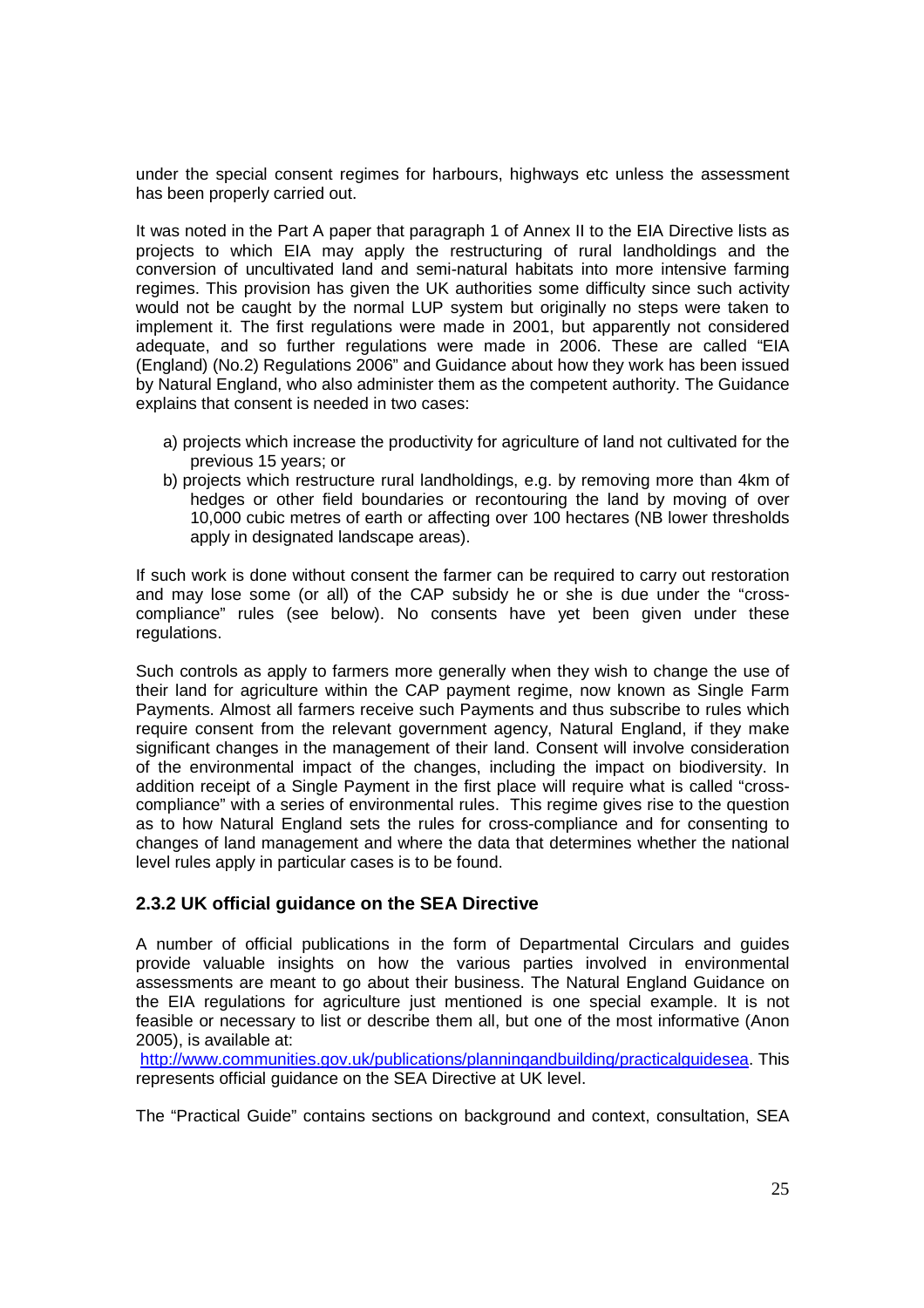under the special consent regimes for harbours, highways etc unless the assessment has been properly carried out.

It was noted in the Part A paper that paragraph 1 of Annex II to the EIA Directive lists as projects to which EIA may apply the restructuring of rural landholdings and the conversion of uncultivated land and semi-natural habitats into more intensive farming regimes. This provision has given the UK authorities some difficulty since such activity would not be caught by the normal LUP system but originally no steps were taken to implement it. The first regulations were made in 2001, but apparently not considered adequate, and so further regulations were made in 2006. These are called "EIA (England) (No.2) Regulations 2006" and Guidance about how they work has been issued by Natural England, who also administer them as the competent authority. The Guidance explains that consent is needed in two cases:

a) projects which increase the productivity for agriculture of land not cultivated for the previous 15 years; or
b) projects which restructure rural landholdings, e.g. by removing more than 4km of hedges or other field boundaries or recontouring the land by moving of over 10,000 cubic metres of earth or affecting over 100 hectares (NB lower thresholds apply in designated landscape areas).

If such work is done without consent the farmer can be required to carry out restoration and may lose some (or all) of the CAP subsidy he or she is due under the "cross-compliance" rules (see below). No consents have yet been given under these regulations.

Such controls as apply to farmers more generally when they wish to change the use of their land for agriculture within the CAP payment regime, now known as Single Farm Payments. Almost all farmers receive such Payments and thus subscribe to rules which require consent from the relevant government agency, Natural England, if they make significant changes in the management of their land. Consent will involve consideration of the environmental impact of the changes, including the impact on biodiversity. In addition receipt of a Single Payment in the first place will require what is called "cross-compliance" with a series of environmental rules. This regime gives rise to the question as to how Natural England sets the rules for cross-compliance and for consenting to changes of land management and where the data that determines whether the national level rules apply in particular cases is to be found.

### 2.3.2 UK official guidance on the SEA Directive

A number of official publications in the form of Departmental Circulars and guides provide valuable insights on how the various parties involved in environmental assessments are meant to go about their business. The Natural England Guidance on the EIA regulations for agriculture just mentioned is one special example. It is not feasible or necessary to list or describe them all, but one of the most informative (Anon 2005), is available at: http://www.communities.gov.uk/publications/planningandbuilding/practicalguidesea. This represents official guidance on the SEA Directive at UK level.

The "Practical Guide" contains sections on background and context, consultation, SEA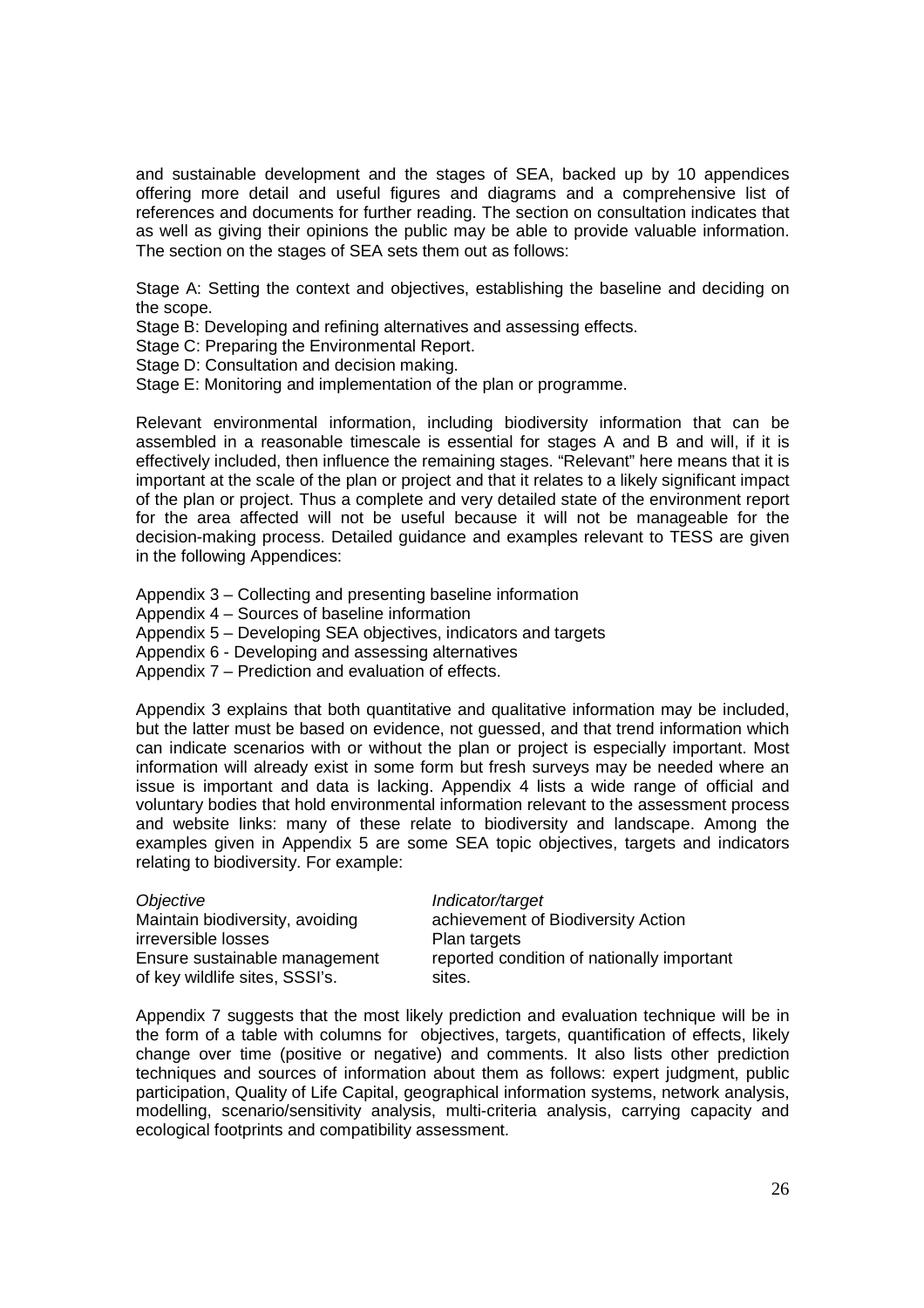and sustainable development and the stages of SEA, backed up by 10 appendices offering more detail and useful figures and diagrams and a comprehensive list of references and documents for further reading. The section on consultation indicates that as well as giving their opinions the public may be able to provide valuable information. The section on the stages of SEA sets them out as follows:

Stage A: Setting the context and objectives, establishing the baseline and deciding on the scope.
Stage B: Developing and refining alternatives and assessing effects.
Stage C: Preparing the Environmental Report.
Stage D: Consultation and decision making.
Stage E: Monitoring and implementation of the plan or programme.

Relevant environmental information, including biodiversity information that can be assembled in a reasonable timescale is essential for stages A and B and will, if it is effectively included, then influence the remaining stages. "Relevant" here means that it is important at the scale of the plan or project and that it relates to a likely significant impact of the plan or project. Thus a complete and very detailed state of the environment report for the area affected will not be useful because it will not be manageable for the decision-making process. Detailed guidance and examples relevant to TESS are given in the following Appendices:

Appendix 3 – Collecting and presenting baseline information
Appendix 4 – Sources of baseline information
Appendix 5 – Developing SEA objectives, indicators and targets
Appendix 6 - Developing and assessing alternatives
Appendix 7 – Prediction and evaluation of effects.

Appendix 3 explains that both quantitative and qualitative information may be included, but the latter must be based on evidence, not guessed, and that trend information which can indicate scenarios with or without the plan or project is especially important. Most information will already exist in some form but fresh surveys may be needed where an issue is important and data is lacking. Appendix 4 lists a wide range of official and voluntary bodies that hold environmental information relevant to the assessment process and website links: many of these relate to biodiversity and landscape. Among the examples given in Appendix 5 are some SEA topic objectives, targets and indicators relating to biodiversity. For example:

| *Objective* | *Indicator/target* |
|---|---|
| Maintain biodiversity, avoiding irreversible losses | achievement of Biodiversity Action Plan targets |
| Ensure sustainable management of key wildlife sites, SSSI's. | reported condition of nationally important sites. |

Appendix 7 suggests that the most likely prediction and evaluation technique will be in the form of a table with columns for objectives, targets, quantification of effects, likely change over time (positive or negative) and comments. It also lists other prediction techniques and sources of information about them as follows: expert judgment, public participation, Quality of Life Capital, geographical information systems, network analysis, modelling, scenario/sensitivity analysis, multi-criteria analysis, carrying capacity and ecological footprints and compatibility assessment.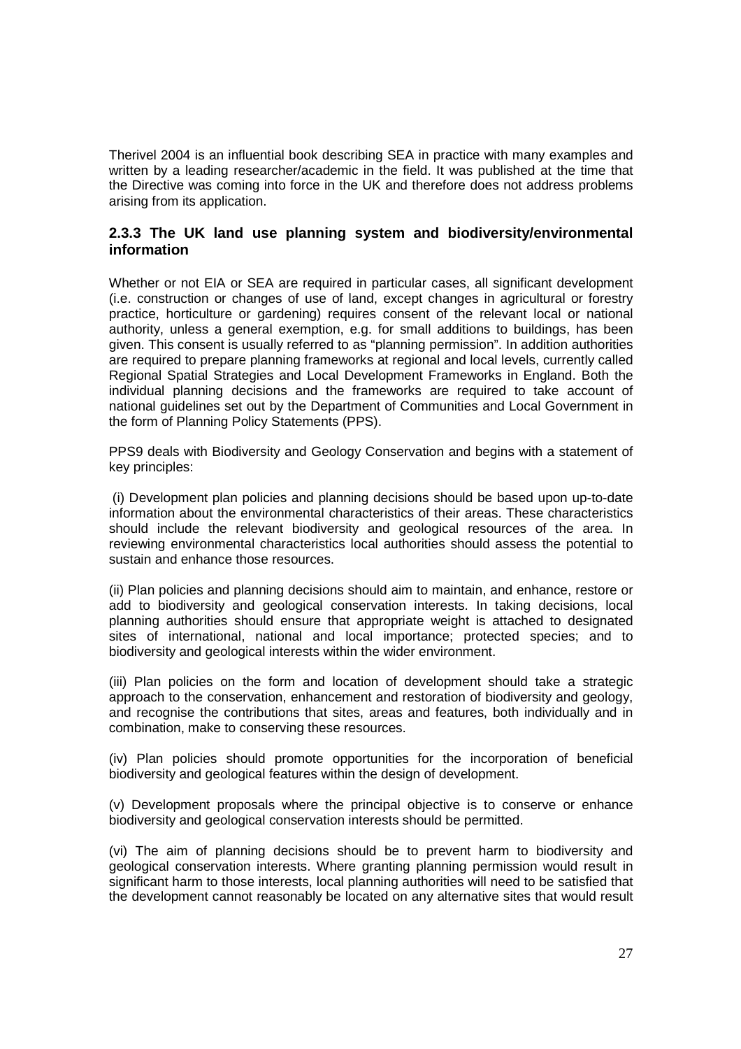Therivel 2004 is an influential book describing SEA in practice with many examples and written by a leading researcher/academic in the field. It was published at the time that the Directive was coming into force in the UK and therefore does not address problems arising from its application.

### 2.3.3 The UK land use planning system and biodiversity/environmental information

Whether or not EIA or SEA are required in particular cases, all significant development (i.e. construction or changes of use of land, except changes in agricultural or forestry practice, horticulture or gardening) requires consent of the relevant local or national authority, unless a general exemption, e.g. for small additions to buildings, has been given. This consent is usually referred to as "planning permission". In addition authorities are required to prepare planning frameworks at regional and local levels, currently called Regional Spatial Strategies and Local Development Frameworks in England. Both the individual planning decisions and the frameworks are required to take account of national guidelines set out by the Department of Communities and Local Government in the form of Planning Policy Statements (PPS).

PPS9 deals with Biodiversity and Geology Conservation and begins with a statement of key principles:

(i) Development plan policies and planning decisions should be based upon up-to-date information about the environmental characteristics of their areas. These characteristics should include the relevant biodiversity and geological resources of the area. In reviewing environmental characteristics local authorities should assess the potential to sustain and enhance those resources.

(ii) Plan policies and planning decisions should aim to maintain, and enhance, restore or add to biodiversity and geological conservation interests. In taking decisions, local planning authorities should ensure that appropriate weight is attached to designated sites of international, national and local importance; protected species; and to biodiversity and geological interests within the wider environment.

(iii) Plan policies on the form and location of development should take a strategic approach to the conservation, enhancement and restoration of biodiversity and geology, and recognise the contributions that sites, areas and features, both individually and in combination, make to conserving these resources.

(iv) Plan policies should promote opportunities for the incorporation of beneficial biodiversity and geological features within the design of development.

(v) Development proposals where the principal objective is to conserve or enhance biodiversity and geological conservation interests should be permitted.

(vi) The aim of planning decisions should be to prevent harm to biodiversity and geological conservation interests. Where granting planning permission would result in significant harm to those interests, local planning authorities will need to be satisfied that the development cannot reasonably be located on any alternative sites that would result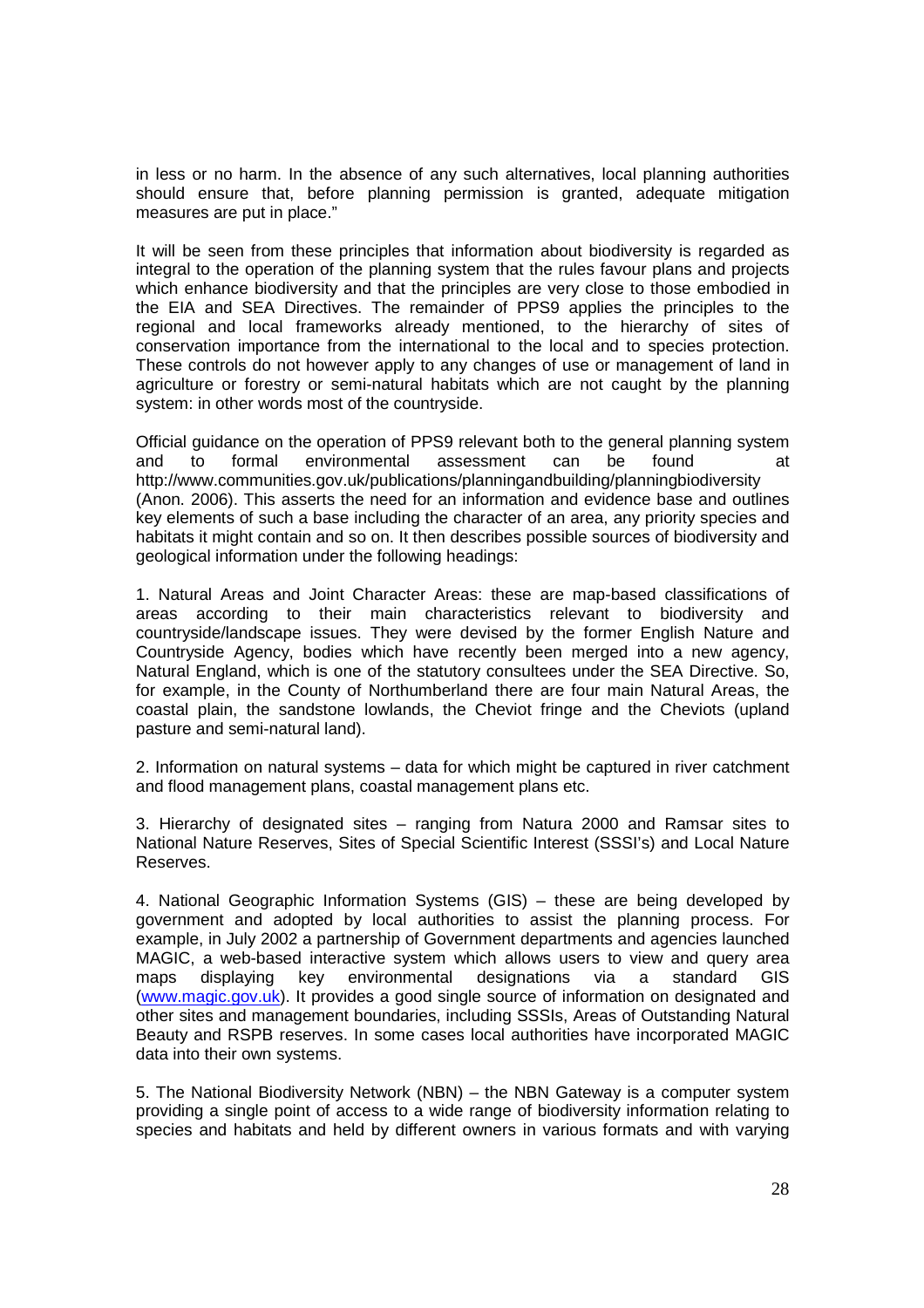in less or no harm. In the absence of any such alternatives, local planning authorities should ensure that, before planning permission is granted, adequate mitigation measures are put in place."

It will be seen from these principles that information about biodiversity is regarded as integral to the operation of the planning system that the rules favour plans and projects which enhance biodiversity and that the principles are very close to those embodied in the EIA and SEA Directives. The remainder of PPS9 applies the principles to the regional and local frameworks already mentioned, to the hierarchy of sites of conservation importance from the international to the local and to species protection. These controls do not however apply to any changes of use or management of land in agriculture or forestry or semi-natural habitats which are not caught by the planning system: in other words most of the countryside.

Official guidance on the operation of PPS9 relevant both to the general planning system and to formal environmental assessment can be found at http://www.communities.gov.uk/publications/planningandbuilding/planningbiodiversity (Anon. 2006). This asserts the need for an information and evidence base and outlines key elements of such a base including the character of an area, any priority species and habitats it might contain and so on. It then describes possible sources of biodiversity and geological information under the following headings:

1. Natural Areas and Joint Character Areas: these are map-based classifications of areas according to their main characteristics relevant to biodiversity and countryside/landscape issues. They were devised by the former English Nature and Countryside Agency, bodies which have recently been merged into a new agency, Natural England, which is one of the statutory consultees under the SEA Directive. So, for example, in the County of Northumberland there are four main Natural Areas, the coastal plain, the sandstone lowlands, the Cheviot fringe and the Cheviots (upland pasture and semi-natural land).

2. Information on natural systems – data for which might be captured in river catchment and flood management plans, coastal management plans etc.

3. Hierarchy of designated sites – ranging from Natura 2000 and Ramsar sites to National Nature Reserves, Sites of Special Scientific Interest (SSSI's) and Local Nature Reserves.

4. National Geographic Information Systems (GIS) – these are being developed by government and adopted by local authorities to assist the planning process. For example, in July 2002 a partnership of Government departments and agencies launched MAGIC, a web-based interactive system which allows users to view and query area maps displaying key environmental designations via a standard GIS (www.magic.gov.uk). It provides a good single source of information on designated and other sites and management boundaries, including SSSIs, Areas of Outstanding Natural Beauty and RSPB reserves. In some cases local authorities have incorporated MAGIC data into their own systems.

5. The National Biodiversity Network (NBN) – the NBN Gateway is a computer system providing a single point of access to a wide range of biodiversity information relating to species and habitats and held by different owners in various formats and with varying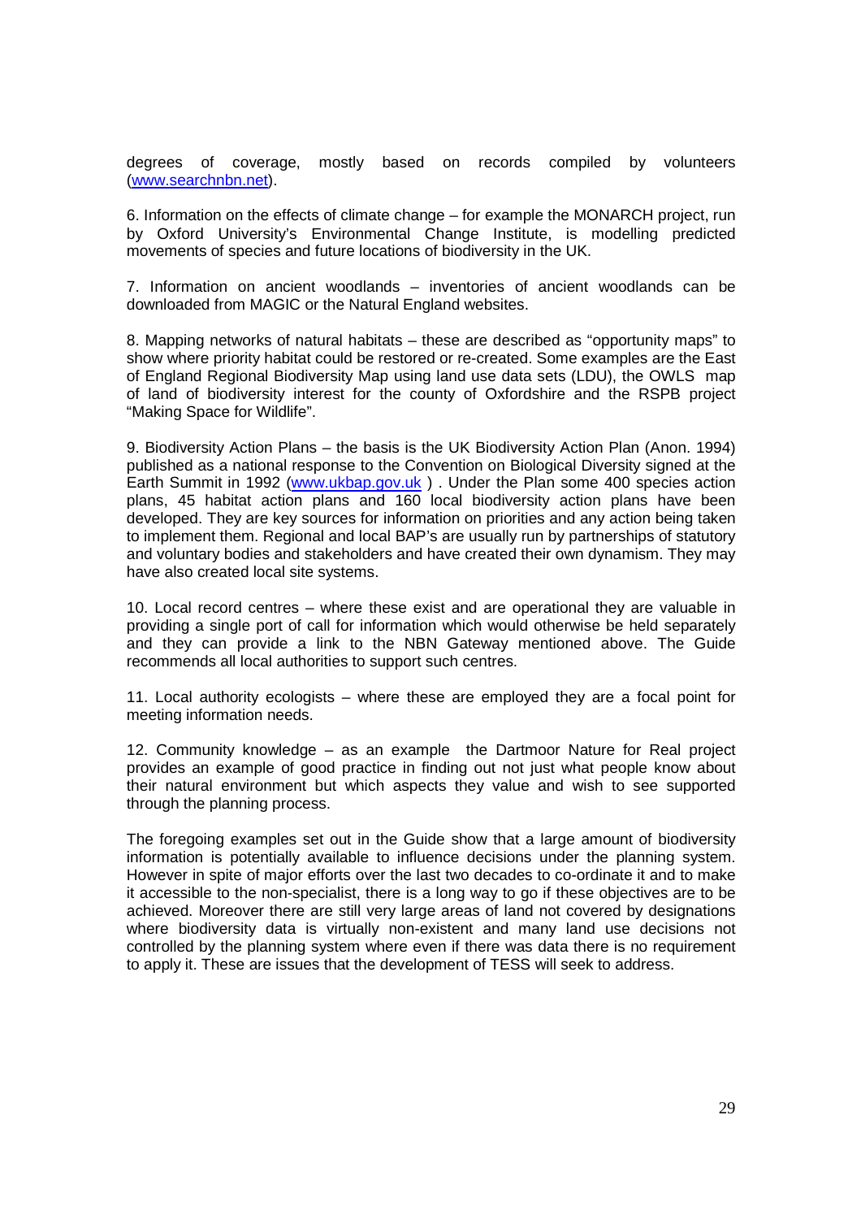degrees of coverage, mostly based on records compiled by volunteers (www.searchnbn.net).

6. Information on the effects of climate change – for example the MONARCH project, run by Oxford University's Environmental Change Institute, is modelling predicted movements of species and future locations of biodiversity in the UK.

7. Information on ancient woodlands – inventories of ancient woodlands can be downloaded from MAGIC or the Natural England websites.

8. Mapping networks of natural habitats – these are described as "opportunity maps" to show where priority habitat could be restored or re-created. Some examples are the East of England Regional Biodiversity Map using land use data sets (LDU), the OWLS map of land of biodiversity interest for the county of Oxfordshire and the RSPB project "Making Space for Wildlife".

9. Biodiversity Action Plans – the basis is the UK Biodiversity Action Plan (Anon. 1994) published as a national response to the Convention on Biological Diversity signed at the Earth Summit in 1992 (www.ukbap.gov.uk ) . Under the Plan some 400 species action plans, 45 habitat action plans and 160 local biodiversity action plans have been developed. They are key sources for information on priorities and any action being taken to implement them. Regional and local BAP's are usually run by partnerships of statutory and voluntary bodies and stakeholders and have created their own dynamism. They may have also created local site systems.

10. Local record centres – where these exist and are operational they are valuable in providing a single port of call for information which would otherwise be held separately and they can provide a link to the NBN Gateway mentioned above. The Guide recommends all local authorities to support such centres.

11. Local authority ecologists – where these are employed they are a focal point for meeting information needs.

12. Community knowledge – as an example the Dartmoor Nature for Real project provides an example of good practice in finding out not just what people know about their natural environment but which aspects they value and wish to see supported through the planning process.

The foregoing examples set out in the Guide show that a large amount of biodiversity information is potentially available to influence decisions under the planning system. However in spite of major efforts over the last two decades to co-ordinate it and to make it accessible to the non-specialist, there is a long way to go if these objectives are to be achieved. Moreover there are still very large areas of land not covered by designations where biodiversity data is virtually non-existent and many land use decisions not controlled by the planning system where even if there was data there is no requirement to apply it. These are issues that the development of TESS will seek to address.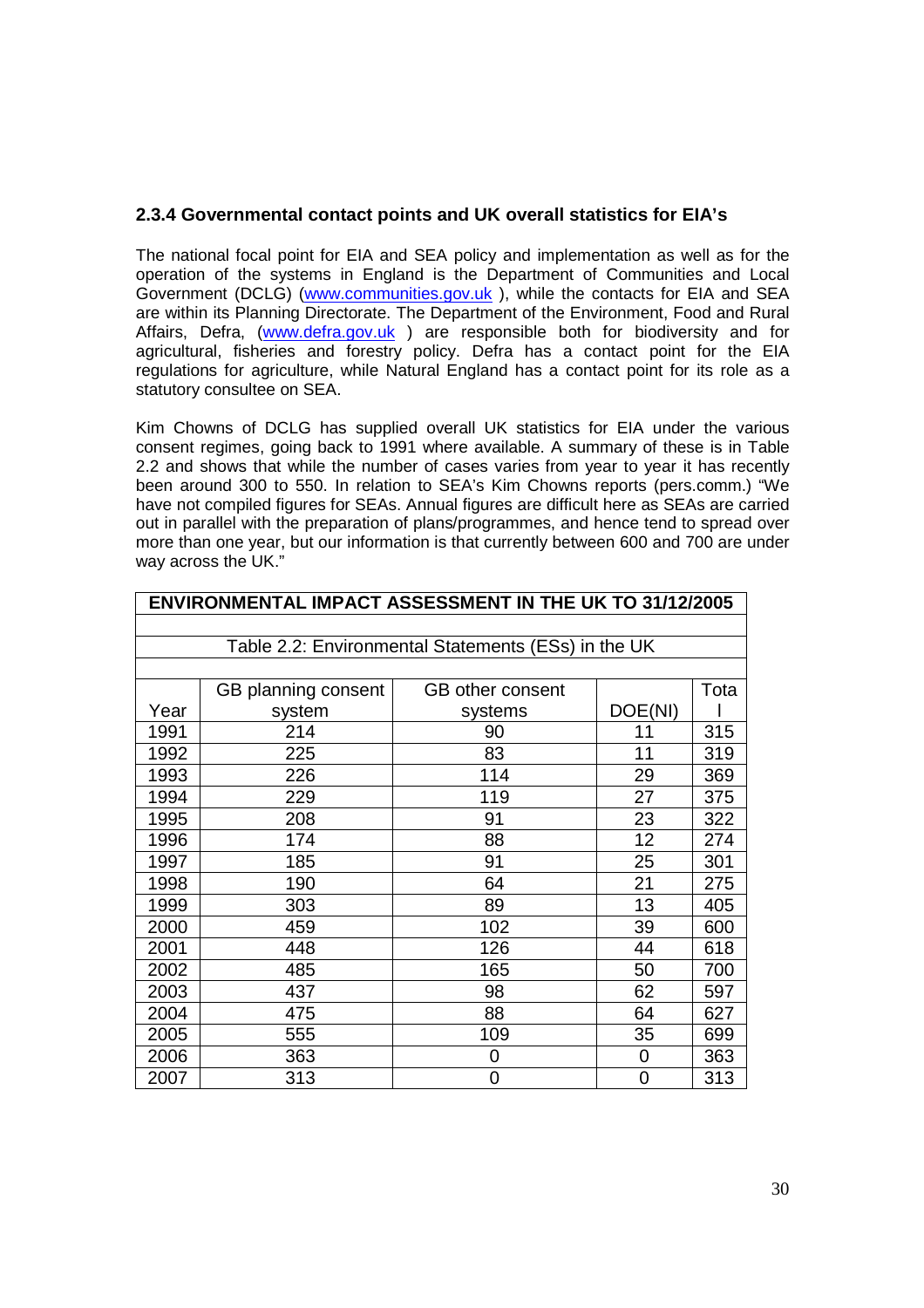### 2.3.4 Governmental contact points and UK overall statistics for EIA's

The national focal point for EIA and SEA policy and implementation as well as for the operation of the systems in England is the Department of Communities and Local Government (DCLG) (www.communities.gov.uk ), while the contacts for EIA and SEA are within its Planning Directorate. The Department of the Environment, Food and Rural Affairs, Defra, (www.defra.gov.uk ) are responsible both for biodiversity and for agricultural, fisheries and forestry policy. Defra has a contact point for the EIA regulations for agriculture, while Natural England has a contact point for its role as a statutory consultee on SEA.

Kim Chowns of DCLG has supplied overall UK statistics for EIA under the various consent regimes, going back to 1991 where available. A summary of these is in Table 2.2 and shows that while the number of cases varies from year to year it has recently been around 300 to 550. In relation to SEA's Kim Chowns reports (pers.comm.) "We have not compiled figures for SEAs. Annual figures are difficult here as SEAs are carried out in parallel with the preparation of plans/programmes, and hence tend to spread over more than one year, but our information is that currently between 600 and 700 are under way across the UK."

**ENVIRONMENTAL IMPACT ASSESSMENT IN THE UK TO 31/12/2005**

Table 2.2: Environmental Statements (ESs) in the UK

| Year | GB planning consent system | GB other consent systems | DOE(NI) | Total |
|---|---|---|---|---|
| 1991 | 214 | 90 | 11 | 315 |
| 1992 | 225 | 83 | 11 | 319 |
| 1993 | 226 | 114 | 29 | 369 |
| 1994 | 229 | 119 | 27 | 375 |
| 1995 | 208 | 91 | 23 | 322 |
| 1996 | 174 | 88 | 12 | 274 |
| 1997 | 185 | 91 | 25 | 301 |
| 1998 | 190 | 64 | 21 | 275 |
| 1999 | 303 | 89 | 13 | 405 |
| 2000 | 459 | 102 | 39 | 600 |
| 2001 | 448 | 126 | 44 | 618 |
| 2002 | 485 | 165 | 50 | 700 |
| 2003 | 437 | 98 | 62 | 597 |
| 2004 | 475 | 88 | 64 | 627 |
| 2005 | 555 | 109 | 35 | 699 |
| 2006 | 363 | 0 | 0 | 363 |
| 2007 | 313 | 0 | 0 | 313 |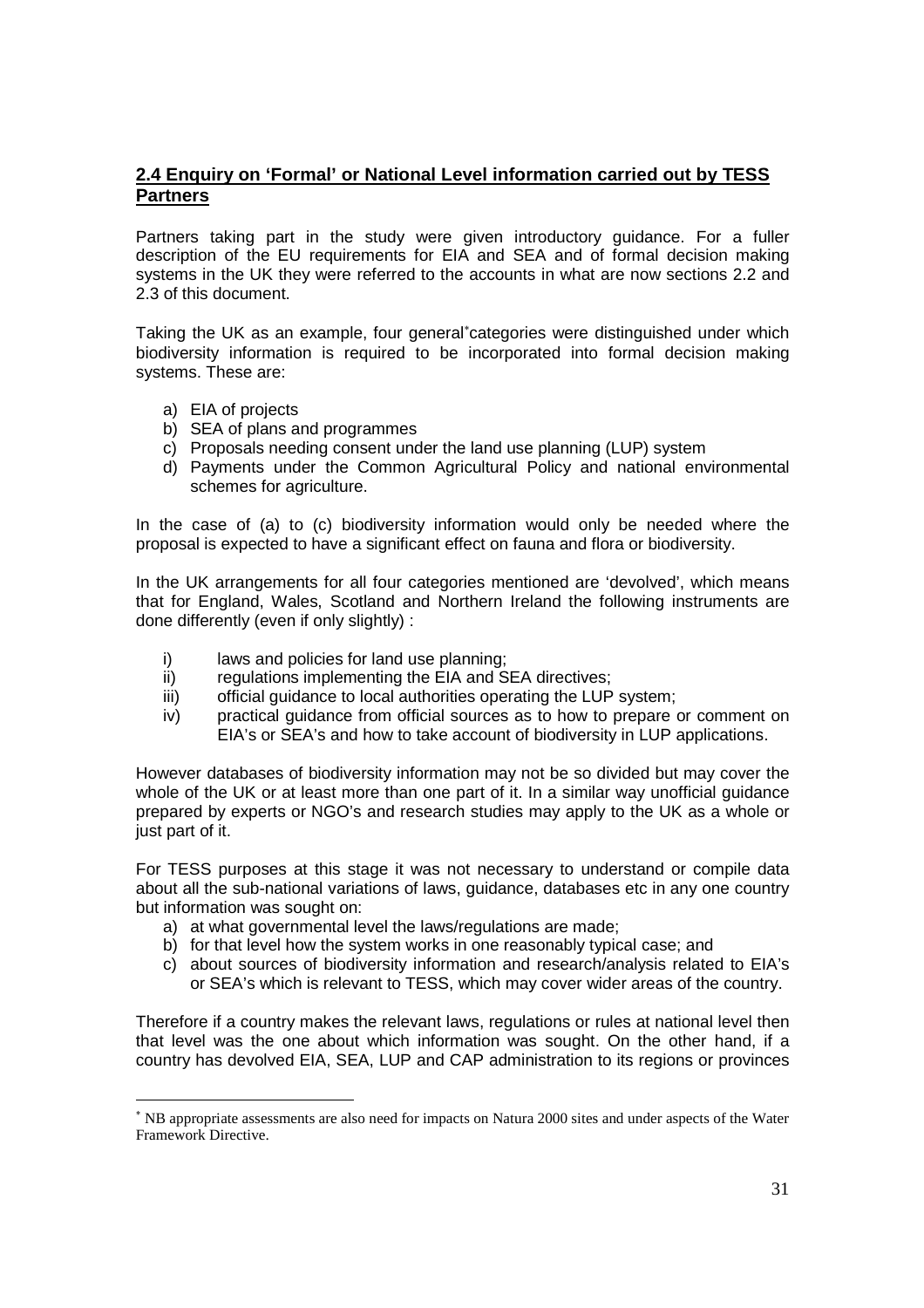## 2.4 Enquiry on 'Formal' or National Level information carried out by TESS Partners

Partners taking part in the study were given introductory guidance. For a fuller description of the EU requirements for EIA and SEA and of formal decision making systems in the UK they were referred to the accounts in what are now sections 2.2 and 2.3 of this document.

Taking the UK as an example, four general[*] categories were distinguished under which biodiversity information is required to be incorporated into formal decision making systems. These are:

a) EIA of projects
b) SEA of plans and programmes
c) Proposals needing consent under the land use planning (LUP) system
d) Payments under the Common Agricultural Policy and national environmental schemes for agriculture.

In the case of (a) to (c) biodiversity information would only be needed where the proposal is expected to have a significant effect on fauna and flora or biodiversity.

In the UK arrangements for all four categories mentioned are 'devolved', which means that for England, Wales, Scotland and Northern Ireland the following instruments are done differently (even if only slightly) :

i) laws and policies for land use planning;
ii) regulations implementing the EIA and SEA directives;
iii) official guidance to local authorities operating the LUP system;
iv) practical guidance from official sources as to how to prepare or comment on EIA's or SEA's and how to take account of biodiversity in LUP applications.

However databases of biodiversity information may not be so divided but may cover the whole of the UK or at least more than one part of it. In a similar way unofficial guidance prepared by experts or NGO's and research studies may apply to the UK as a whole or just part of it.

For TESS purposes at this stage it was not necessary to understand or compile data about all the sub-national variations of laws, guidance, databases etc in any one country but information was sought on:

a) at what governmental level the laws/regulations are made;
b) for that level how the system works in one reasonably typical case; and
c) about sources of biodiversity information and research/analysis related to EIA's or SEA's which is relevant to TESS, which may cover wider areas of the country.

Therefore if a country makes the relevant laws, regulations or rules at national level then that level was the one about which information was sought. On the other hand, if a country has devolved EIA, SEA, LUP and CAP administration to its regions or provinces

[*] NB appropriate assessments are also need for impacts on Natura 2000 sites and under aspects of the Water Framework Directive.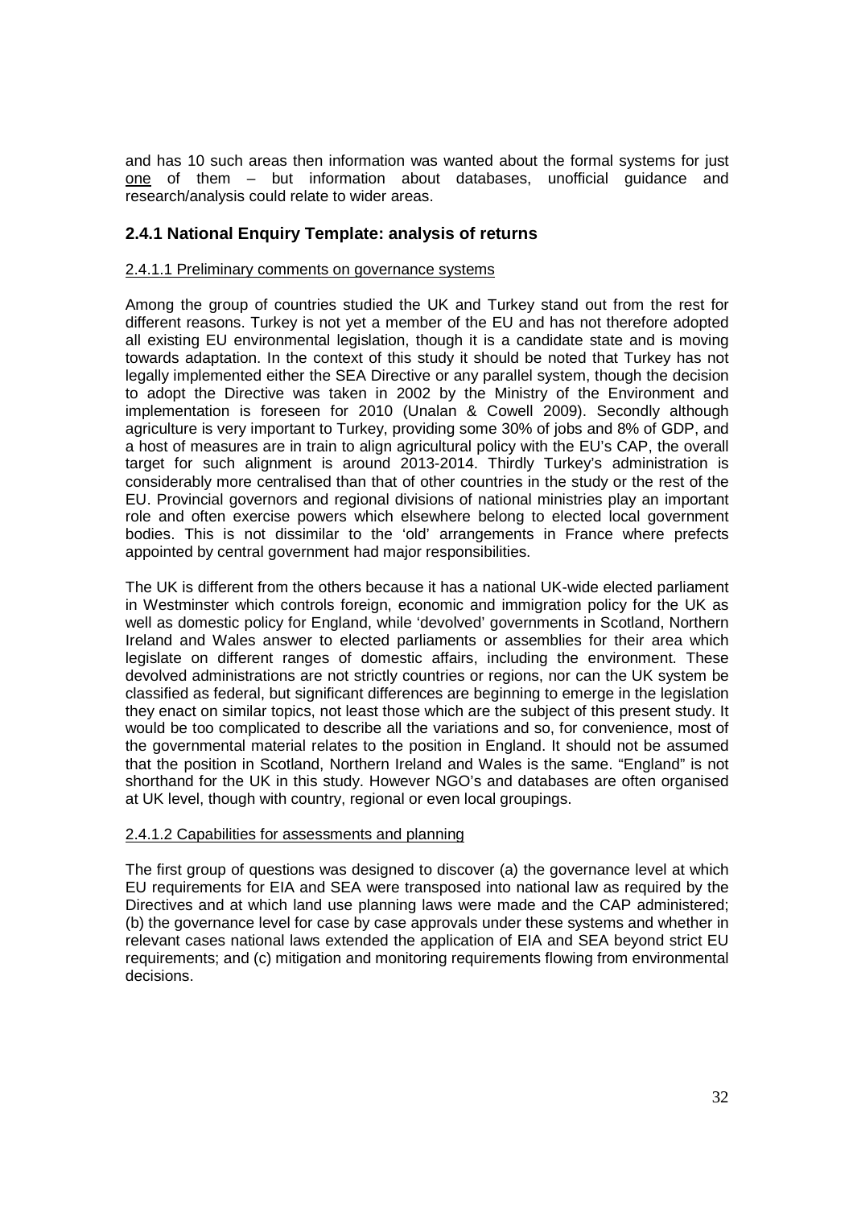and has 10 such areas then information was wanted about the formal systems for just <u>one</u> of them – but information about databases, unofficial guidance and research/analysis could relate to wider areas.

### 2.4.1 National Enquiry Template: analysis of returns

<u>2.4.1.1 Preliminary comments on governance systems</u>

Among the group of countries studied the UK and Turkey stand out from the rest for different reasons. Turkey is not yet a member of the EU and has not therefore adopted all existing EU environmental legislation, though it is a candidate state and is moving towards adaptation. In the context of this study it should be noted that Turkey has not legally implemented either the SEA Directive or any parallel system, though the decision to adopt the Directive was taken in 2002 by the Ministry of the Environment and implementation is foreseen for 2010 (Unalan & Cowell 2009). Secondly although agriculture is very important to Turkey, providing some 30% of jobs and 8% of GDP, and a host of measures are in train to align agricultural policy with the EU's CAP, the overall target for such alignment is around 2013-2014. Thirdly Turkey's administration is considerably more centralised than that of other countries in the study or the rest of the EU. Provincial governors and regional divisions of national ministries play an important role and often exercise powers which elsewhere belong to elected local government bodies. This is not dissimilar to the 'old' arrangements in France where prefects appointed by central government had major responsibilities.

The UK is different from the others because it has a national UK-wide elected parliament in Westminster which controls foreign, economic and immigration policy for the UK as well as domestic policy for England, while 'devolved' governments in Scotland, Northern Ireland and Wales answer to elected parliaments or assemblies for their area which legislate on different ranges of domestic affairs, including the environment. These devolved administrations are not strictly countries or regions, nor can the UK system be classified as federal, but significant differences are beginning to emerge in the legislation they enact on similar topics, not least those which are the subject of this present study. It would be too complicated to describe all the variations and so, for convenience, most of the governmental material relates to the position in England. It should not be assumed that the position in Scotland, Northern Ireland and Wales is the same. "England" is not shorthand for the UK in this study. However NGO's and databases are often organised at UK level, though with country, regional or even local groupings.

<u>2.4.1.2 Capabilities for assessments and planning</u>

The first group of questions was designed to discover (a) the governance level at which EU requirements for EIA and SEA were transposed into national law as required by the Directives and at which land use planning laws were made and the CAP administered; (b) the governance level for case by case approvals under these systems and whether in relevant cases national laws extended the application of EIA and SEA beyond strict EU requirements; and (c) mitigation and monitoring requirements flowing from environmental decisions.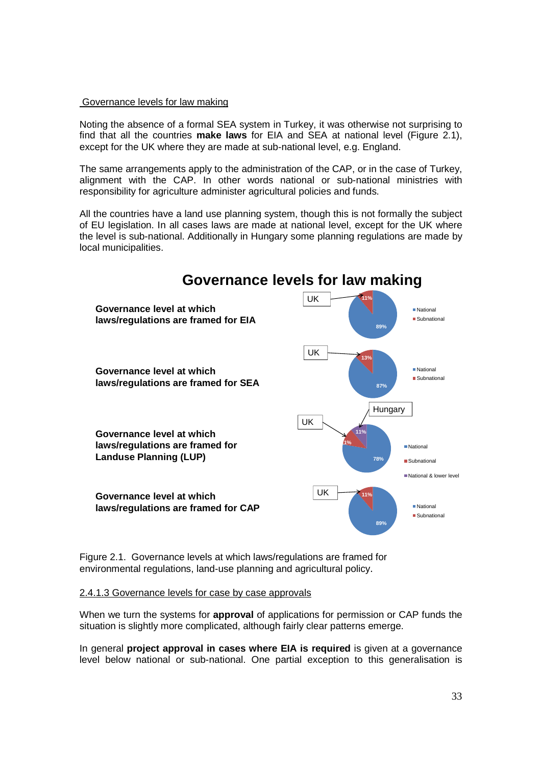Governance levels for law making

Noting the absence of a formal SEA system in Turkey, it was otherwise not surprising to find that all the countries **make laws** for EIA and SEA at national level (Figure 2.1), except for the UK where they are made at sub-national level, e.g. England.

The same arrangements apply to the administration of the CAP, or in the case of Turkey, alignment with the CAP. In other words national or sub-national ministries with responsibility for agriculture administer agricultural policies and funds.

All the countries have a land use planning system, though this is not formally the subject of EU legislation. In all cases laws are made at national level, except for the UK where the level is sub-national. Additionally in Hungary some planning regulations are made by local municipalities.

**Governance levels for law making**

| Governance level at which laws/regulations are framed for | National | Subnational | National & lower level |
|---|---|---|---|
| EIA | 89% | 11% (UK) | |
| SEA | 87% | 13% (UK) | |
| Landuse Planning (LUP) | 78% | 11% (UK) | 11% (Hungary) |
| CAP | 89% | 11% (UK) | |

Figure 2.1. Governance levels at which laws/regulations are framed for environmental regulations, land-use planning and agricultural policy.

2.4.1.3 Governance levels for case by case approvals

When we turn the systems for **approval** of applications for permission or CAP funds the situation is slightly more complicated, although fairly clear patterns emerge.

In general **project approval in cases where EIA is required** is given at a governance level below national or sub-national. One partial exception to this generalisation is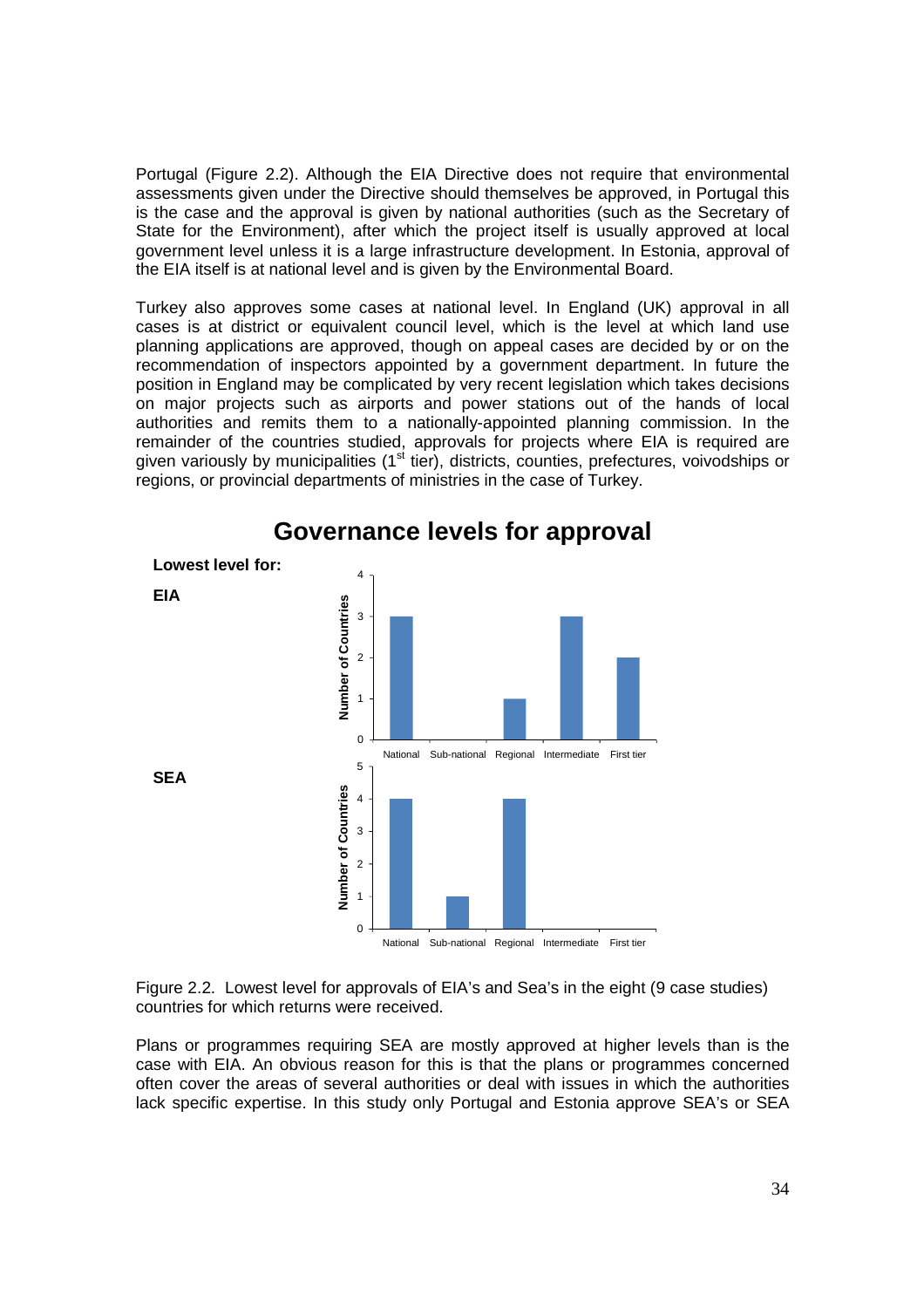Portugal (Figure 2.2). Although the EIA Directive does not require that environmental assessments given under the Directive should themselves be approved, in Portugal this is the case and the approval is given by national authorities (such as the Secretary of State for the Environment), after which the project itself is usually approved at local government level unless it is a large infrastructure development. In Estonia, approval of the EIA itself is at national level and is given by the Environmental Board.

Turkey also approves some cases at national level. In England (UK) approval in all cases is at district or equivalent council level, which is the level at which land use planning applications are approved, though on appeal cases are decided by or on the recommendation of inspectors appointed by a government department. In future the position in England may be complicated by very recent legislation which takes decisions on major projects such as airports and power stations out of the hands of local authorities and remits them to a nationally-appointed planning commission. In the remainder of the countries studied, approvals for projects where EIA is required are given variously by municipalities (1st tier), districts, counties, prefectures, voivodships or regions, or provincial departments of ministries in the case of Turkey.

**Governance levels for approval**

**Lowest level for:**

**EIA**

| Level | Number of Countries |
| --- | --- |
| National | 3 |
| Sub-national | 0 |
| Regional | 1 |
| Intermediate | 3 |
| First tier | 2 |

**SEA**

| Level | Number of Countries |
| --- | --- |
| National | 4 |
| Sub-national | 1 |
| Regional | 4 |
| Intermediate | 0 |
| First tier | 0 |

Figure 2.2. Lowest level for approvals of EIA's and Sea's in the eight (9 case studies) countries for which returns were received.

Plans or programmes requiring SEA are mostly approved at higher levels than is the case with EIA. An obvious reason for this is that the plans or programmes concerned often cover the areas of several authorities or deal with issues in which the authorities lack specific expertise. In this study only Portugal and Estonia approve SEA's or SEA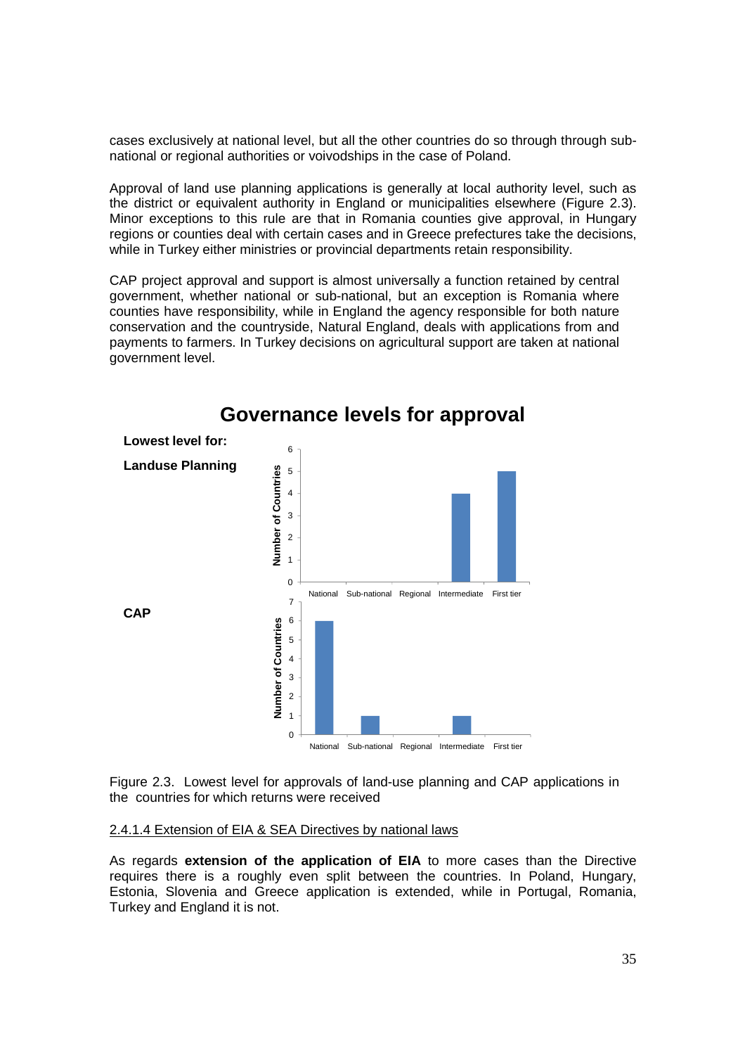cases exclusively at national level, but all the other countries do so through through sub-national or regional authorities or voivodships in the case of Poland.

Approval of land use planning applications is generally at local authority level, such as the district or equivalent authority in England or municipalities elsewhere (Figure 2.3). Minor exceptions to this rule are that in Romania counties give approval, in Hungary regions or counties deal with certain cases and in Greece prefectures take the decisions, while in Turkey either ministries or provincial departments retain responsibility.

CAP project approval and support is almost universally a function retained by central government, whether national or sub-national, but an exception is Romania where counties have responsibility, while in England the agency responsible for both nature conservation and the countryside, Natural England, deals with applications from and payments to farmers. In Turkey decisions on agricultural support are taken at national government level.

**Governance levels for approval**

**Lowest level for:**

**Landuse Planning**

| Level | Number of Countries |
|---|---|
| National | 0 |
| Sub-national | 0 |
| Regional | 0 |
| Intermediate | 4 |
| First tier | 5 |

**CAP**

| Level | Number of Countries |
|---|---|
| National | 6 |
| Sub-national | 1 |
| Regional | 0 |
| Intermediate | 1 |
| First tier | 0 |

Figure 2.3. Lowest level for approvals of land-use planning and CAP applications in the countries for which returns were received

2.4.1.4 Extension of EIA & SEA Directives by national laws

As regards **extension of the application of EIA** to more cases than the Directive requires there is a roughly even split between the countries. In Poland, Hungary, Estonia, Slovenia and Greece application is extended, while in Portugal, Romania, Turkey and England it is not.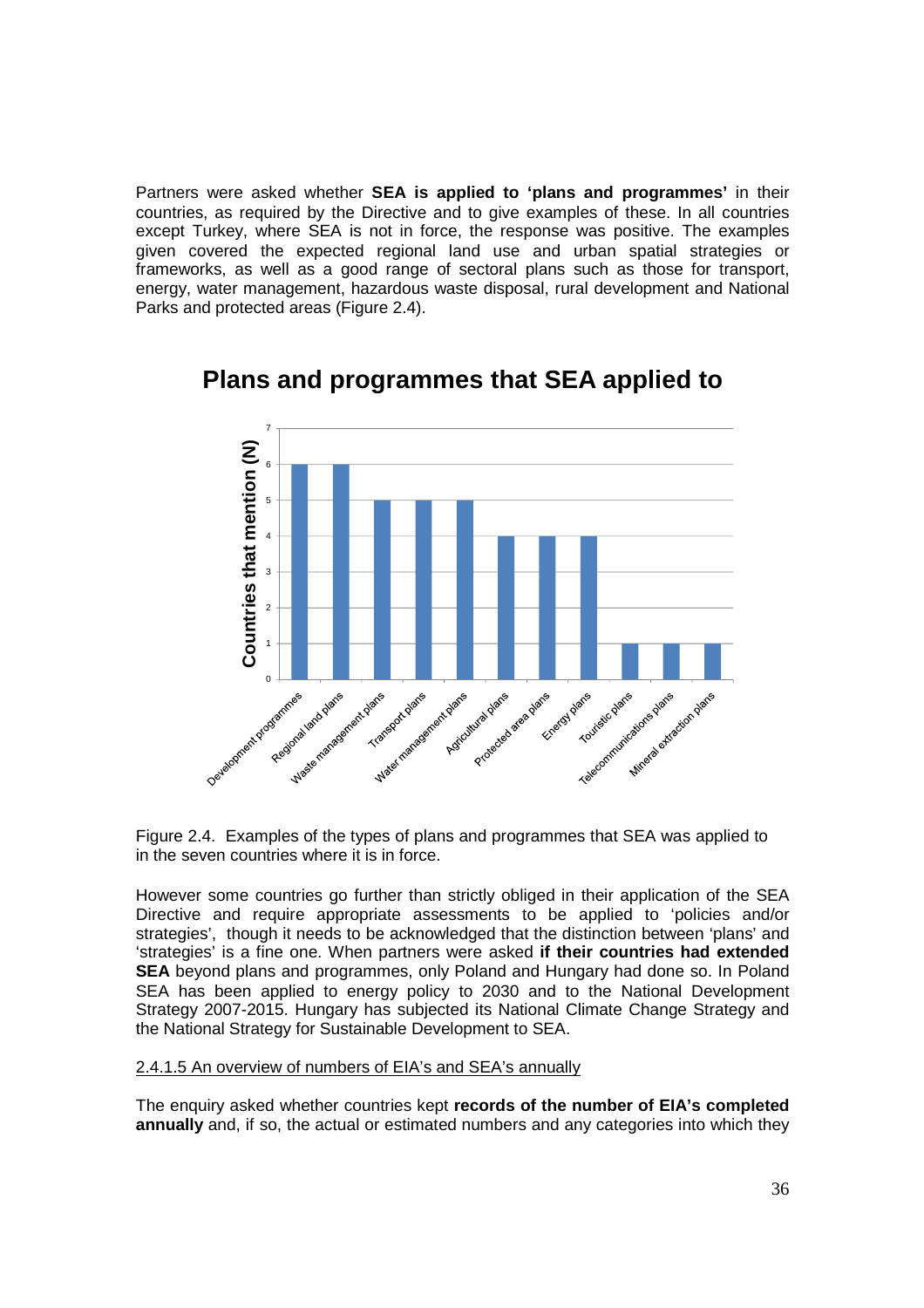Partners were asked whether **SEA is applied to 'plans and programmes'** in their countries, as required by the Directive and to give examples of these. In all countries except Turkey, where SEA is not in force, the response was positive. The examples given covered the expected regional land use and urban spatial strategies or frameworks, as well as a good range of sectoral plans such as those for transport, energy, water management, hazardous waste disposal, rural development and National Parks and protected areas (Figure 2.4).

**Plans and programmes that SEA applied to**

| Plan/programme type | Countries that mention (N) |
|---|---|
| Development programmes | 6 |
| Regional land plans | 6 |
| Waste management plans | 5 |
| Transport plans | 5 |
| Water management plans | 5 |
| Agricultural plans | 4 |
| Protected area plans | 4 |
| Energy plans | 4 |
| Touristic plans | 1 |
| Telecommunications plans | 1 |
| Mineral extraction plans | 1 |

Figure 2.4. Examples of the types of plans and programmes that SEA was applied to in the seven countries where it is in force.

However some countries go further than strictly obliged in their application of the SEA Directive and require appropriate assessments to be applied to 'policies and/or strategies', though it needs to be acknowledged that the distinction between 'plans' and 'strategies' is a fine one. When partners were asked **if their countries had extended SEA** beyond plans and programmes, only Poland and Hungary had done so. In Poland SEA has been applied to energy policy to 2030 and to the National Development Strategy 2007-2015. Hungary has subjected its National Climate Change Strategy and the National Strategy for Sustainable Development to SEA.

2.4.1.5 An overview of numbers of EIA's and SEA's annually

The enquiry asked whether countries kept **records of the number of EIA's completed annually** and, if so, the actual or estimated numbers and any categories into which they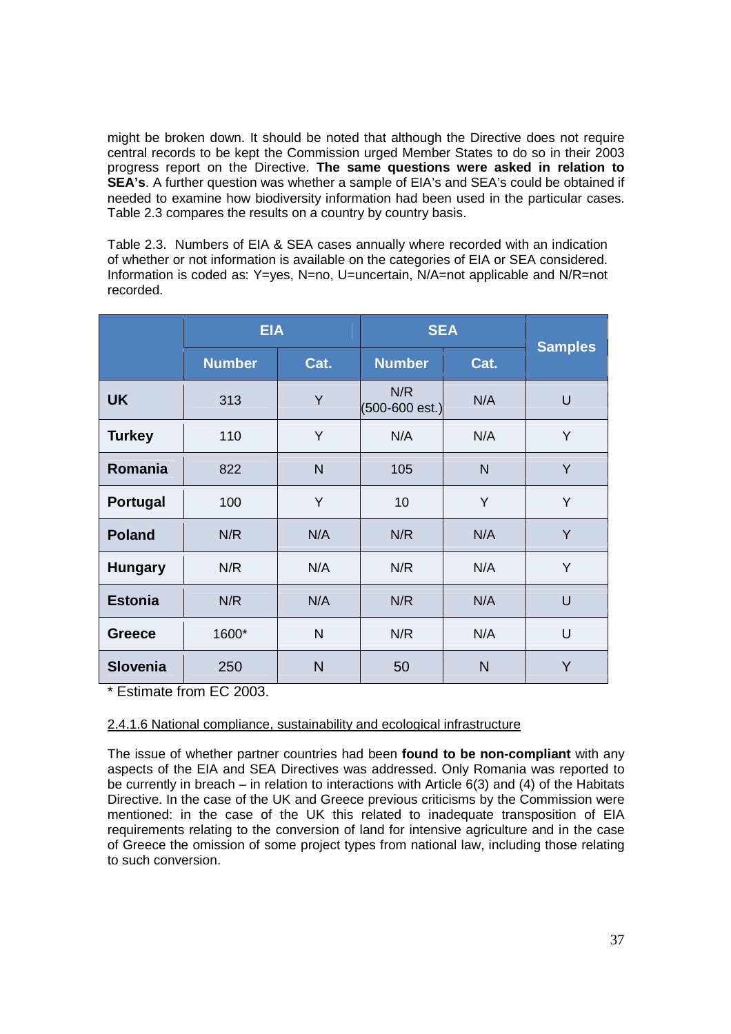might be broken down. It should be noted that although the Directive does not require central records to be kept the Commission urged Member States to do so in their 2003 progress report on the Directive. **The same questions were asked in relation to SEA's**. A further question was whether a sample of EIA's and SEA's could be obtained if needed to examine how biodiversity information had been used in the particular cases. Table 2.3 compares the results on a country by country basis.

Table 2.3. Numbers of EIA & SEA cases annually where recorded with an indication of whether or not information is available on the categories of EIA or SEA considered. Information is coded as: Y=yes, N=no, U=uncertain, N/A=not applicable and N/R=not recorded.

| | EIA | | SEA | | Samples |
|---|---|---|---|---|---|
| | Number | Cat. | Number | Cat. | |
| **UK** | 313 | Y | N/R (500-600 est.) | N/A | U |
| **Turkey** | 110 | Y | N/A | N/A | Y |
| **Romania** | 822 | N | 105 | N | Y |
| **Portugal** | 100 | Y | 10 | Y | Y |
| **Poland** | N/R | N/A | N/R | N/A | Y |
| **Hungary** | N/R | N/A | N/R | N/A | Y |
| **Estonia** | N/R | N/A | N/R | N/A | U |
| **Greece** | 1600* | N | N/R | N/A | U |
| **Slovenia** | 250 | N | 50 | N | Y |

\* Estimate from EC 2003.

2.4.1.6 National compliance, sustainability and ecological infrastructure

The issue of whether partner countries had been **found to be non-compliant** with any aspects of the EIA and SEA Directives was addressed. Only Romania was reported to be currently in breach – in relation to interactions with Article 6(3) and (4) of the Habitats Directive. In the case of the UK and Greece previous criticisms by the Commission were mentioned: in the case of the UK this related to inadequate transposition of EIA requirements relating to the conversion of land for intensive agriculture and in the case of Greece the omission of some project types from national law, including those relating to such conversion.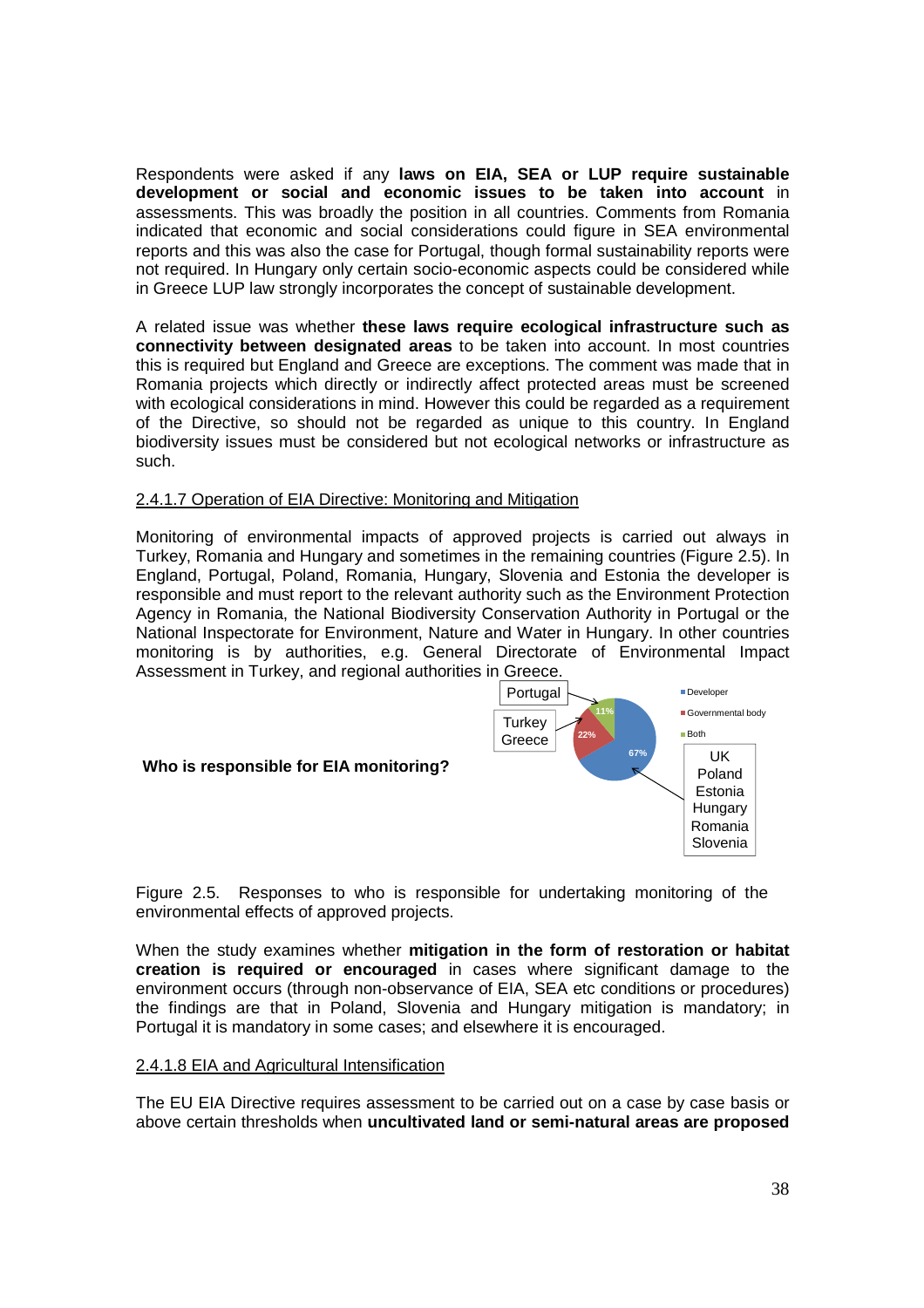Respondents were asked if any **laws on EIA, SEA or LUP require sustainable development or social and economic issues to be taken into account** in assessments. This was broadly the position in all countries. Comments from Romania indicated that economic and social considerations could figure in SEA environmental reports and this was also the case for Portugal, though formal sustainability reports were not required. In Hungary only certain socio-economic aspects could be considered while in Greece LUP law strongly incorporates the concept of sustainable development.

A related issue was whether **these laws require ecological infrastructure such as connectivity between designated areas** to be taken into account. In most countries this is required but England and Greece are exceptions. The comment was made that in Romania projects which directly or indirectly affect protected areas must be screened with ecological considerations in mind. However this could be regarded as a requirement of the Directive, so should not be regarded as unique to this country. In England biodiversity issues must be considered but not ecological networks or infrastructure as such.

### 2.4.1.7 Operation of EIA Directive: Monitoring and Mitigation

Monitoring of environmental impacts of approved projects is carried out always in Turkey, Romania and Hungary and sometimes in the remaining countries (Figure 2.5). In England, Portugal, Poland, Romania, Hungary, Slovenia and Estonia the developer is responsible and must report to the relevant authority such as the Environment Protection Agency in Romania, the National Biodiversity Conservation Authority in Portugal or the National Inspectorate for Environment, Nature and Water in Hungary. In other countries monitoring is by authorities, e.g. General Directorate of Environmental Impact Assessment in Turkey, and regional authorities in Greece.

**Who is responsible for EIA monitoring?**

| Responsible | Share | Countries |
|---|---|---|
| Developer | 67% | UK, Poland, Estonia, Hungary, Romania, Slovenia |
| Governmental body | 22% | Turkey, Greece |
| Both | 11% | Portugal |

Figure 2.5. Responses to who is responsible for undertaking monitoring of the environmental effects of approved projects.

When the study examines whether **mitigation in the form of restoration or habitat creation is required or encouraged** in cases where significant damage to the environment occurs (through non-observance of EIA, SEA etc conditions or procedures) the findings are that in Poland, Slovenia and Hungary mitigation is mandatory; in Portugal it is mandatory in some cases; and elsewhere it is encouraged.

### 2.4.1.8 EIA and Agricultural Intensification

The EU EIA Directive requires assessment to be carried out on a case by case basis or above certain thresholds when **uncultivated land or semi-natural areas are proposed**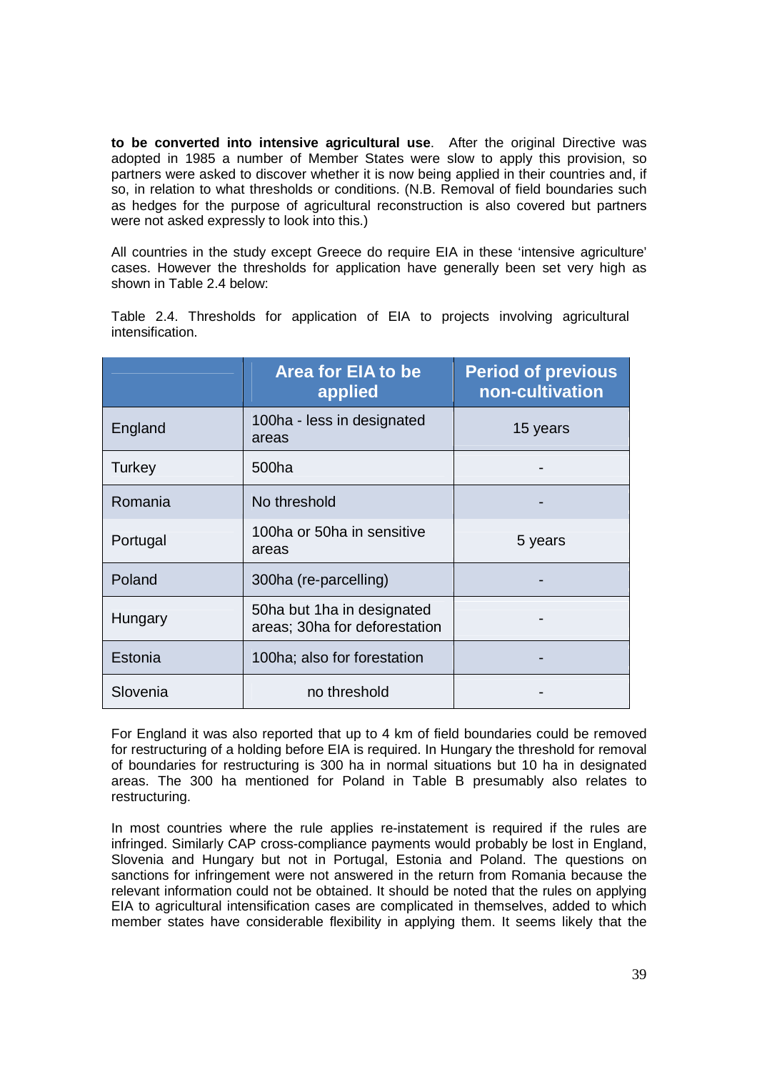**to be converted into intensive agricultural use**. After the original Directive was adopted in 1985 a number of Member States were slow to apply this provision, so partners were asked to discover whether it is now being applied in their countries and, if so, in relation to what thresholds or conditions. (N.B. Removal of field boundaries such as hedges for the purpose of agricultural reconstruction is also covered but partners were not asked expressly to look into this.)

All countries in the study except Greece do require EIA in these 'intensive agriculture' cases. However the thresholds for application have generally been set very high as shown in Table 2.4 below:

Table 2.4. Thresholds for application of EIA to projects involving agricultural intensification.

| | Area for EIA to be applied | Period of previous non-cultivation |
|---|---|---|
| England | 100ha - less in designated areas | 15 years |
| Turkey | 500ha | - |
| Romania | No threshold | - |
| Portugal | 100ha or 50ha in sensitive areas | 5 years |
| Poland | 300ha (re-parcelling) | - |
| Hungary | 50ha but 1ha in designated areas; 30ha for deforestation | - |
| Estonia | 100ha; also for forestation | - |
| Slovenia | no threshold | - |

For England it was also reported that up to 4 km of field boundaries could be removed for restructuring of a holding before EIA is required. In Hungary the threshold for removal of boundaries for restructuring is 300 ha in normal situations but 10 ha in designated areas. The 300 ha mentioned for Poland in Table B presumably also relates to restructuring.

In most countries where the rule applies re-instatement is required if the rules are infringed. Similarly CAP cross-compliance payments would probably be lost in England, Slovenia and Hungary but not in Portugal, Estonia and Poland. The questions on sanctions for infringement were not answered in the return from Romania because the relevant information could not be obtained. It should be noted that the rules on applying EIA to agricultural intensification cases are complicated in themselves, added to which member states have considerable flexibility in applying them. It seems likely that the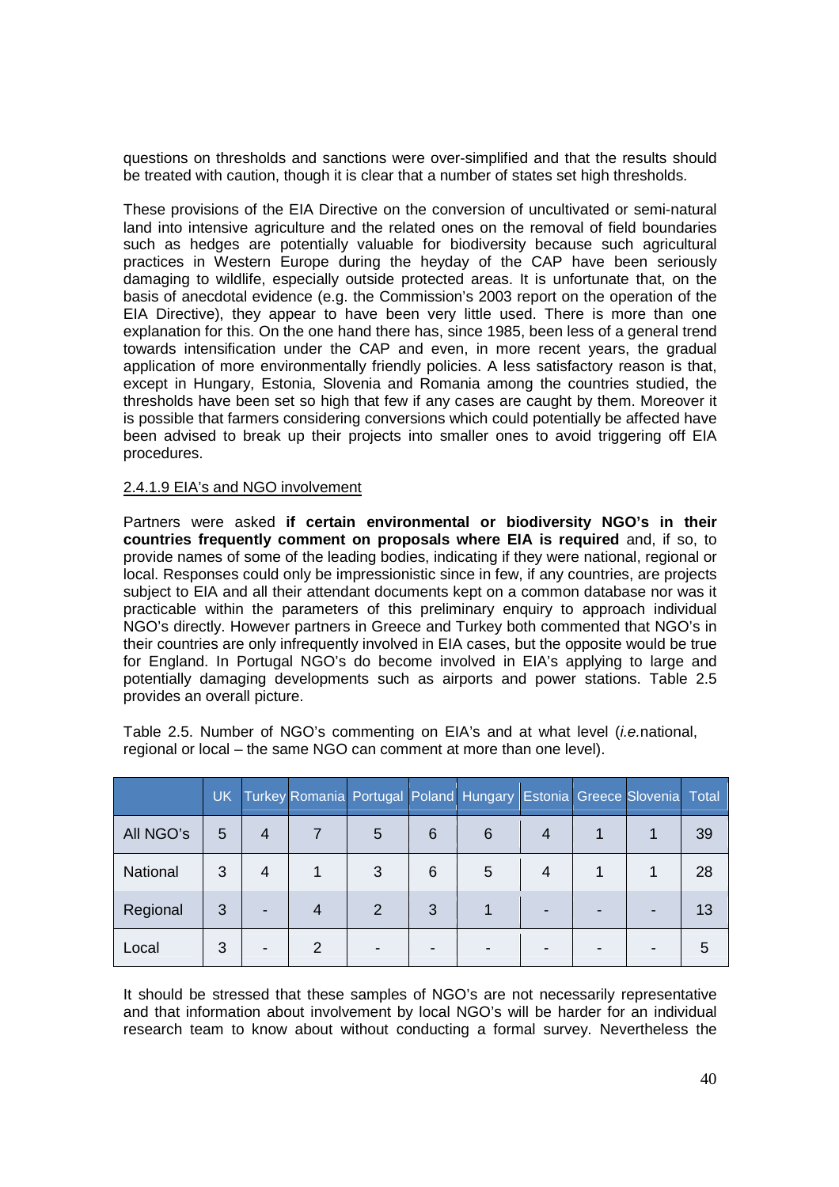questions on thresholds and sanctions were over-simplified and that the results should be treated with caution, though it is clear that a number of states set high thresholds.

These provisions of the EIA Directive on the conversion of uncultivated or semi-natural land into intensive agriculture and the related ones on the removal of field boundaries such as hedges are potentially valuable for biodiversity because such agricultural practices in Western Europe during the heyday of the CAP have been seriously damaging to wildlife, especially outside protected areas. It is unfortunate that, on the basis of anecdotal evidence (e.g. the Commission's 2003 report on the operation of the EIA Directive), they appear to have been very little used. There is more than one explanation for this. On the one hand there has, since 1985, been less of a general trend towards intensification under the CAP and even, in more recent years, the gradual application of more environmentally friendly policies. A less satisfactory reason is that, except in Hungary, Estonia, Slovenia and Romania among the countries studied, the thresholds have been set so high that few if any cases are caught by them. Moreover it is possible that farmers considering conversions which could potentially be affected have been advised to break up their projects into smaller ones to avoid triggering off EIA procedures.

#### 2.4.1.9 EIA's and NGO involvement

Partners were asked **if certain environmental or biodiversity NGO's in their countries frequently comment on proposals where EIA is required** and, if so, to provide names of some of the leading bodies, indicating if they were national, regional or local. Responses could only be impressionistic since in few, if any countries, are projects subject to EIA and all their attendant documents kept on a common database nor was it practicable within the parameters of this preliminary enquiry to approach individual NGO's directly. However partners in Greece and Turkey both commented that NGO's in their countries are only infrequently involved in EIA cases, but the opposite would be true for England. In Portugal NGO's do become involved in EIA's applying to large and potentially damaging developments such as airports and power stations. Table 2.5 provides an overall picture.

Table 2.5. Number of NGO's commenting on EIA's and at what level (*i.e.*national, regional or local – the same NGO can comment at more than one level).

| | UK | Turkey | Romania | Portugal | Poland | Hungary | Estonia | Greece | Slovenia | Total |
|---|---|---|---|---|---|---|---|---|---|---|
| All NGO's | 5 | 4 | 7 | 5 | 6 | 6 | 4 | 1 | 1 | 39 |
| National | 3 | 4 | 1 | 3 | 6 | 5 | 4 | 1 | 1 | 28 |
| Regional | 3 | - | 4 | 2 | 3 | 1 | - | - | - | 13 |
| Local | 3 | - | 2 | - | - | - | - | - | - | 5 |

It should be stressed that these samples of NGO's are not necessarily representative and that information about involvement by local NGO's will be harder for an individual research team to know about without conducting a formal survey. Nevertheless the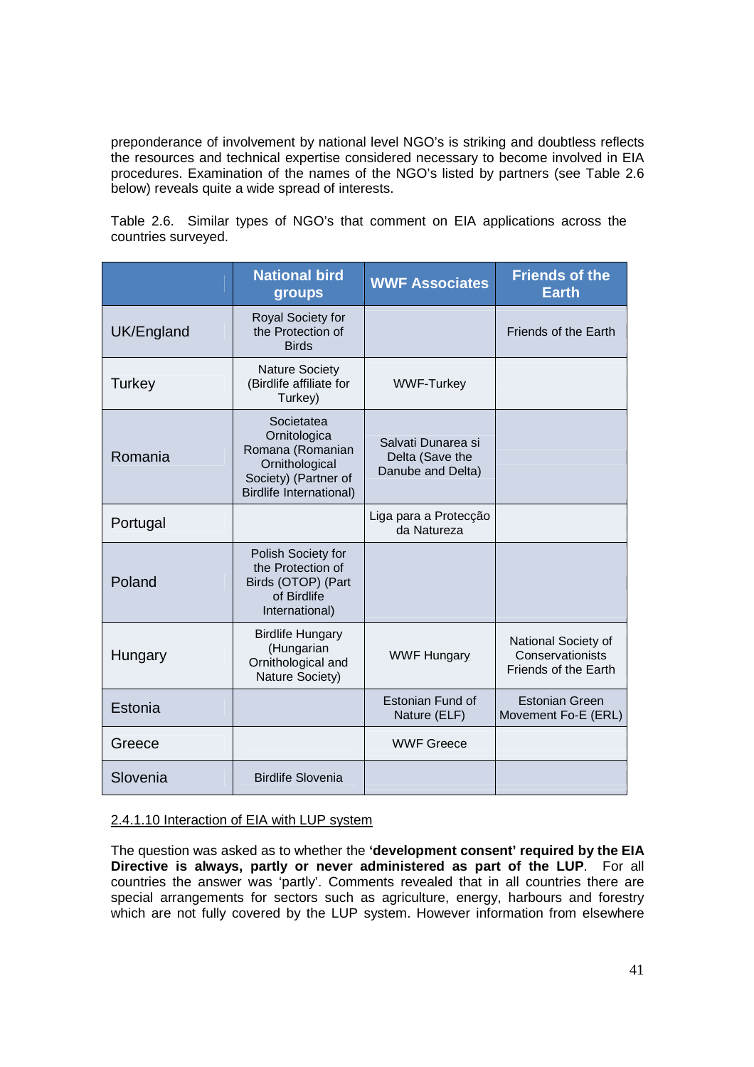preponderance of involvement by national level NGO's is striking and doubtless reflects the resources and technical expertise considered necessary to become involved in EIA procedures. Examination of the names of the NGO's listed by partners (see Table 2.6 below) reveals quite a wide spread of interests.

Table 2.6. Similar types of NGO's that comment on EIA applications across the countries surveyed.

| | National bird groups | WWF Associates | Friends of the Earth |
|---|---|---|---|
| UK/England | Royal Society for the Protection of Birds | | Friends of the Earth |
| Turkey | Nature Society (Birdlife affiliate for Turkey) | WWF-Turkey | |
| Romania | Societatea Ornitologica Romana (Romanian Ornithological Society) (Partner of Birdlife International) | Salvati Dunarea si Delta (Save the Danube and Delta) | |
| Portugal | | Liga para a Protecção da Natureza | |
| Poland | Polish Society for the Protection of Birds (OTOP) (Part of Birdlife International) | | |
| Hungary | Birdlife Hungary (Hungarian Ornithological and Nature Society) | WWF Hungary | National Society of Conservationists Friends of the Earth |
| Estonia | | Estonian Fund of Nature (ELF) | Estonian Green Movement Fo-E (ERL) |
| Greece | | WWF Greece | |
| Slovenia | Birdlife Slovenia | | |

2.4.1.10 Interaction of EIA with LUP system

The question was asked as to whether the **'development consent' required by the EIA Directive is always, partly or never administered as part of the LUP**. For all countries the answer was 'partly'. Comments revealed that in all countries there are special arrangements for sectors such as agriculture, energy, harbours and forestry which are not fully covered by the LUP system. However information from elsewhere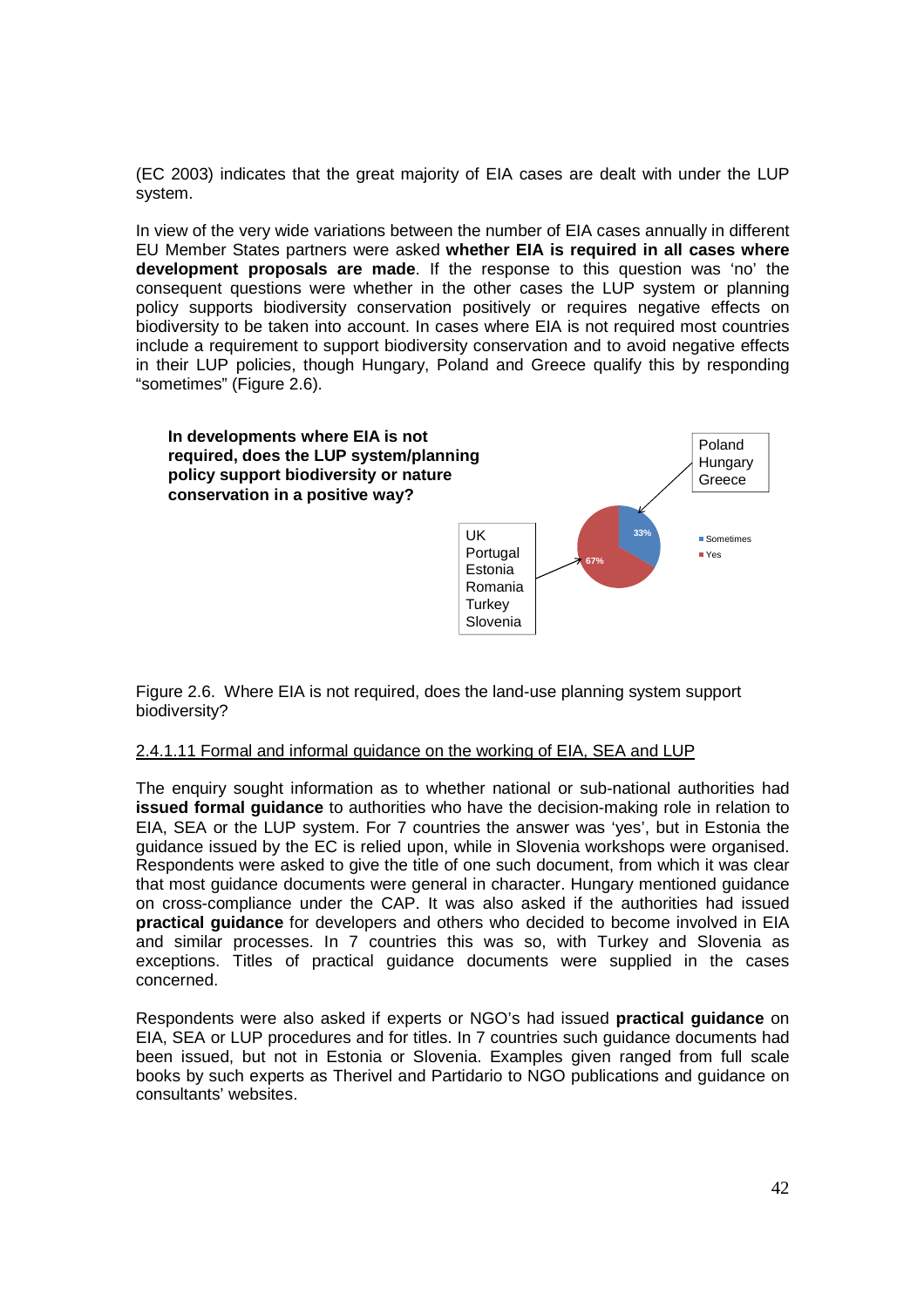(EC 2003) indicates that the great majority of EIA cases are dealt with under the LUP system.

In view of the very wide variations between the number of EIA cases annually in different EU Member States partners were asked **whether EIA is required in all cases where development proposals are made**. If the response to this question was 'no' the consequent questions were whether in the other cases the LUP system or planning policy supports biodiversity conservation positively or requires negative effects on biodiversity to be taken into account. In cases where EIA is not required most countries include a requirement to support biodiversity conservation and to avoid negative effects in their LUP policies, though Hungary, Poland and Greece qualify this by responding "sometimes" (Figure 2.6).

**In developments where EIA is not required, does the LUP system/planning policy support biodiversity or nature conservation in a positive way?**

| Response | Share | Countries |
|---|---|---|
| Sometimes | 33% | Poland, Hungary, Greece |
| Yes | 67% | UK, Portugal, Estonia, Romania, Turkey, Slovenia |

Figure 2.6. Where EIA is not required, does the land-use planning system support biodiversity?

2.4.1.11 Formal and informal guidance on the working of EIA, SEA and LUP

The enquiry sought information as to whether national or sub-national authorities had **issued formal guidance** to authorities who have the decision-making role in relation to EIA, SEA or the LUP system. For 7 countries the answer was 'yes', but in Estonia the guidance issued by the EC is relied upon, while in Slovenia workshops were organised. Respondents were asked to give the title of one such document, from which it was clear that most guidance documents were general in character. Hungary mentioned guidance on cross-compliance under the CAP. It was also asked if the authorities had issued **practical guidance** for developers and others who decided to become involved in EIA and similar processes. In 7 countries this was so, with Turkey and Slovenia as exceptions. Titles of practical guidance documents were supplied in the cases concerned.

Respondents were also asked if experts or NGO's had issued **practical guidance** on EIA, SEA or LUP procedures and for titles. In 7 countries such guidance documents had been issued, but not in Estonia or Slovenia. Examples given ranged from full scale books by such experts as Therivel and Partidario to NGO publications and guidance on consultants' websites.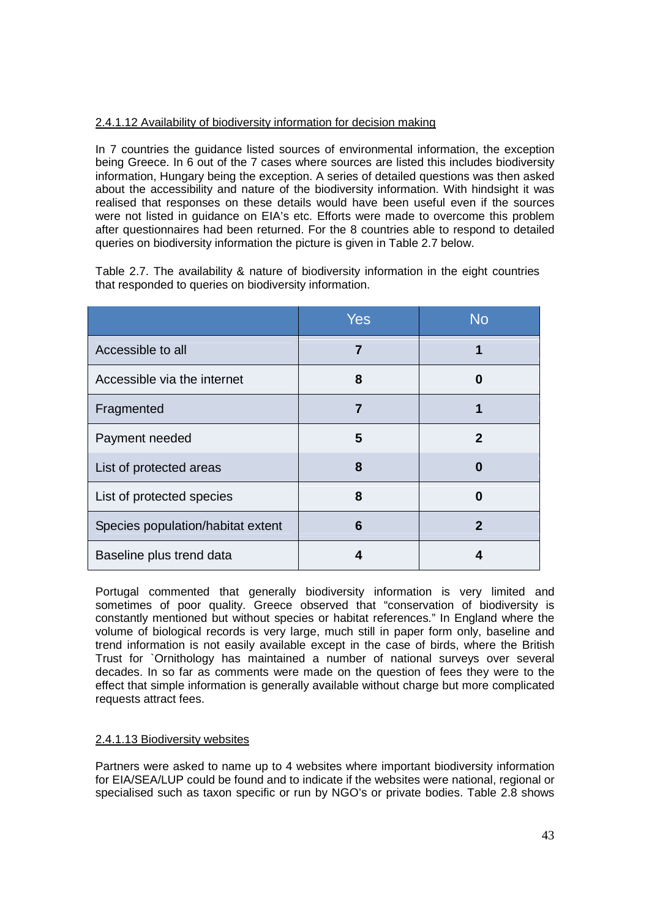2.4.1.12 Availability of biodiversity information for decision making

In 7 countries the guidance listed sources of environmental information, the exception being Greece. In 6 out of the 7 cases where sources are listed this includes biodiversity information, Hungary being the exception. A series of detailed questions was then asked about the accessibility and nature of the biodiversity information. With hindsight it was realised that responses on these details would have been useful even if the sources were not listed in guidance on EIA's etc. Efforts were made to overcome this problem after questionnaires had been returned. For the 8 countries able to respond to detailed queries on biodiversity information the picture is given in Table 2.7 below.

Table 2.7. The availability & nature of biodiversity information in the eight countries that responded to queries on biodiversity information.

| | Yes | No |
|---|---|---|
| Accessible to all | **7** | **1** |
| Accessible via the internet | **8** | **0** |
| Fragmented | **7** | **1** |
| Payment needed | **5** | **2** |
| List of protected areas | **8** | **0** |
| List of protected species | **8** | **0** |
| Species population/habitat extent | **6** | **2** |
| Baseline plus trend data | **4** | **4** |

Portugal commented that generally biodiversity information is very limited and sometimes of poor quality. Greece observed that "conservation of biodiversity is constantly mentioned but without species or habitat references." In England where the volume of biological records is very large, much still in paper form only, baseline and trend information is not easily available except in the case of birds, where the British Trust for `Ornithology has maintained a number of national surveys over several decades. In so far as comments were made on the question of fees they were to the effect that simple information is generally available without charge but more complicated requests attract fees.

2.4.1.13 Biodiversity websites

Partners were asked to name up to 4 websites where important biodiversity information for EIA/SEA/LUP could be found and to indicate if the websites were national, regional or specialised such as taxon specific or run by NGO's or private bodies. Table 2.8 shows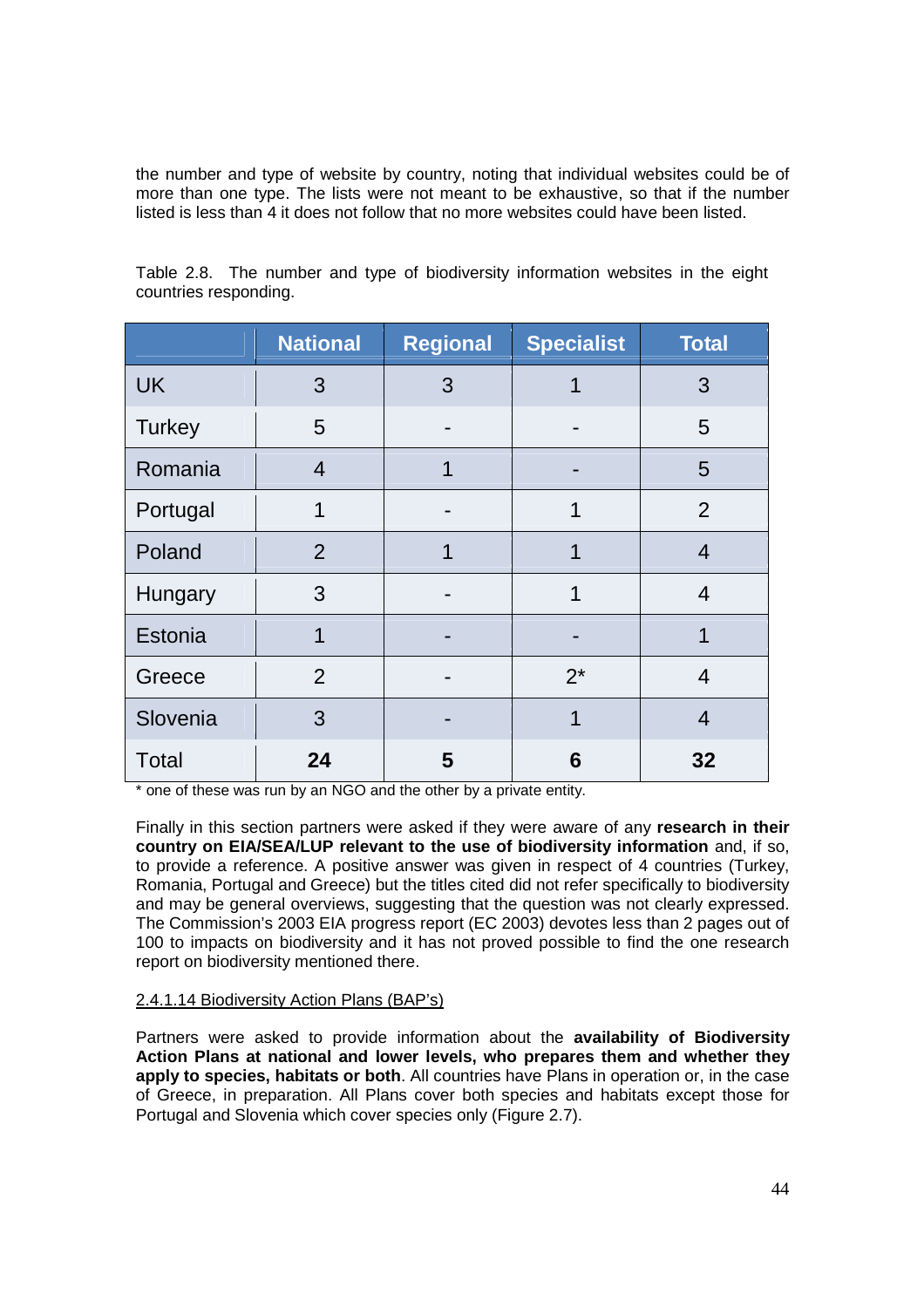the number and type of website by country, noting that individual websites could be of more than one type. The lists were not meant to be exhaustive, so that if the number listed is less than 4 it does not follow that no more websites could have been listed.

Table 2.8. The number and type of biodiversity information websites in the eight countries responding.

| | National | Regional | Specialist | Total |
|---|---|---|---|---|
| UK | 3 | 3 | 1 | 3 |
| Turkey | 5 | - | - | 5 |
| Romania | 4 | 1 | - | 5 |
| Portugal | 1 | - | 1 | 2 |
| Poland | 2 | 1 | 1 | 4 |
| Hungary | 3 | - | 1 | 4 |
| Estonia | 1 | - | - | 1 |
| Greece | 2 | - | 2* | 4 |
| Slovenia | 3 | - | 1 | 4 |
| Total | **24** | **5** | **6** | **32** |

* one of these was run by an NGO and the other by a private entity.

Finally in this section partners were asked if they were aware of any **research in their country on EIA/SEA/LUP relevant to the use of biodiversity information** and, if so, to provide a reference. A positive answer was given in respect of 4 countries (Turkey, Romania, Portugal and Greece) but the titles cited did not refer specifically to biodiversity and may be general overviews, suggesting that the question was not clearly expressed. The Commission's 2003 EIA progress report (EC 2003) devotes less than 2 pages out of 100 to impacts on biodiversity and it has not proved possible to find the one research report on biodiversity mentioned there.

2.4.1.14 Biodiversity Action Plans (BAP's)

Partners were asked to provide information about the **availability of Biodiversity Action Plans at national and lower levels, who prepares them and whether they apply to species, habitats or both**. All countries have Plans in operation or, in the case of Greece, in preparation. All Plans cover both species and habitats except those for Portugal and Slovenia which cover species only (Figure 2.7).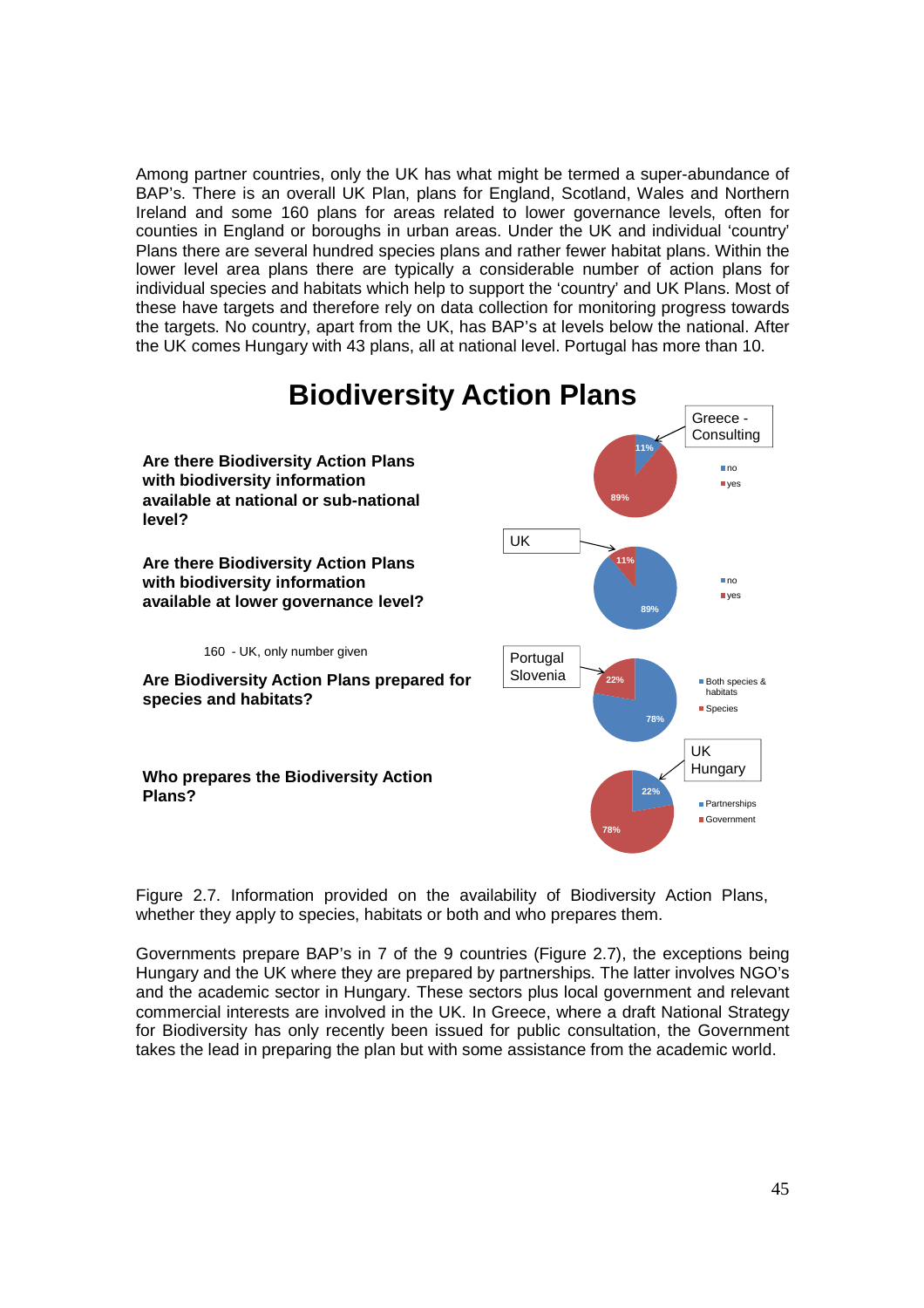Among partner countries, only the UK has what might be termed a super-abundance of BAP's. There is an overall UK Plan, plans for England, Scotland, Wales and Northern Ireland and some 160 plans for areas related to lower governance levels, often for counties in England or boroughs in urban areas. Under the UK and individual 'country' Plans there are several hundred species plans and rather fewer habitat plans. Within the lower level area plans there are typically a considerable number of action plans for individual species and habitats which help to support the 'country' and UK Plans. Most of these have targets and therefore rely on data collection for monitoring progress towards the targets. No country, apart from the UK, has BAP's at levels below the national. After the UK comes Hungary with 43 plans, all at national level. Portugal has more than 10.

## Biodiversity Action Plans

**Are there Biodiversity Action Plans with biodiversity information available at national or sub-national level?**

Greece - Consulting

- no: 11%
- yes: 89%

**Are there Biodiversity Action Plans with biodiversity information available at lower governance level?**

UK

- no: 89%
- yes: 11%

160 - UK, only number given

**Are Biodiversity Action Plans prepared for species and habitats?**

Portugal Slovenia

- Both species & habitats: 78%
- Species: 22%

**Who prepares the Biodiversity Action Plans?**

UK Hungary

- Partnerships: 22%
- Government: 78%

Figure 2.7. Information provided on the availability of Biodiversity Action Plans, whether they apply to species, habitats or both and who prepares them.

Governments prepare BAP's in 7 of the 9 countries (Figure 2.7), the exceptions being Hungary and the UK where they are prepared by partnerships. The latter involves NGO's and the academic sector in Hungary. These sectors plus local government and relevant commercial interests are involved in the UK. In Greece, where a draft National Strategy for Biodiversity has only recently been issued for public consultation, the Government takes the lead in preparing the plan but with some assistance from the academic world.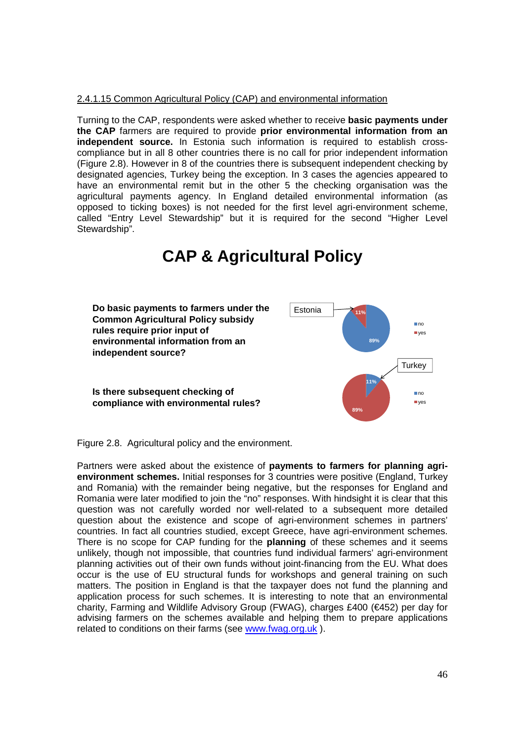2.4.1.15 Common Agricultural Policy (CAP) and environmental information

Turning to the CAP, respondents were asked whether to receive **basic payments under the CAP** farmers are required to provide **prior environmental information from an independent source.** In Estonia such information is required to establish cross-compliance but in all 8 other countries there is no call for prior independent information (Figure 2.8). However in 8 of the countries there is subsequent independent checking by designated agencies, Turkey being the exception. In 3 cases the agencies appeared to have an environmental remit but in the other 5 the checking organisation was the agricultural payments agency. In England detailed environmental information (as opposed to ticking boxes) is not needed for the first level agri-environment scheme, called "Entry Level Stewardship" but it is required for the second "Higher Level Stewardship".

# CAP & Agricultural Policy

**Do basic payments to farmers under the Common Agricultural Policy subsidy rules require prior input of environmental information from an independent source?**

Estonia — 11% yes, 89% no

**Is there subsequent checking of compliance with environmental rules?**

Turkey — 11% no, 89% yes

Figure 2.8. Agricultural policy and the environment.

Partners were asked about the existence of **payments to farmers for planning agri-environment schemes.** Initial responses for 3 countries were positive (England, Turkey and Romania) with the remainder being negative, but the responses for England and Romania were later modified to join the "no" responses. With hindsight it is clear that this question was not carefully worded nor well-related to a subsequent more detailed question about the existence and scope of agri-environment schemes in partners' countries. In fact all countries studied, except Greece, have agri-environment schemes. There is no scope for CAP funding for the **planning** of these schemes and it seems unlikely, though not impossible, that countries fund individual farmers' agri-environment planning activities out of their own funds without joint-financing from the EU. What does occur is the use of EU structural funds for workshops and general training on such matters. The position in England is that the taxpayer does not fund the planning and application process for such schemes. It is interesting to note that an environmental charity, Farming and Wildlife Advisory Group (FWAG), charges £400 (€452) per day for advising farmers on the schemes available and helping them to prepare applications related to conditions on their farms (see www.fwag.org.uk ).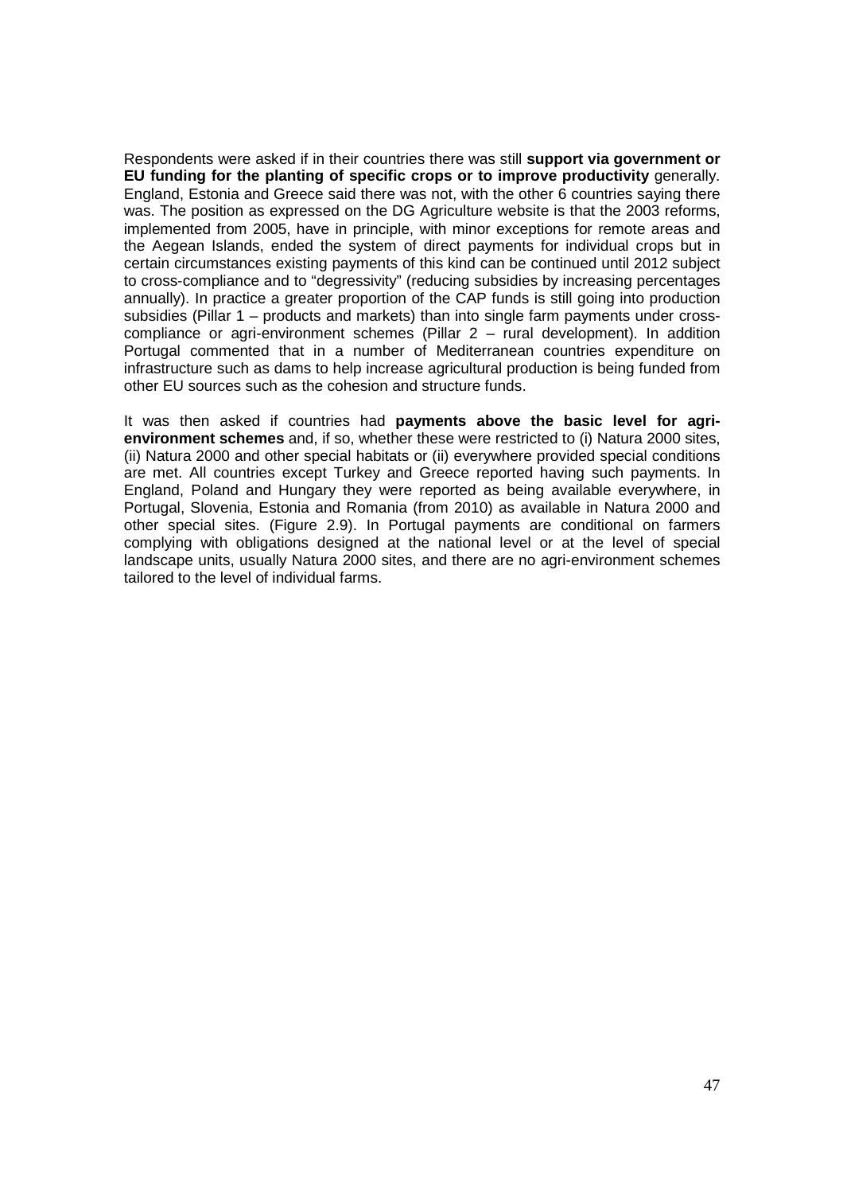Respondents were asked if in their countries there was still **support via government or EU funding for the planting of specific crops or to improve productivity** generally. England, Estonia and Greece said there was not, with the other 6 countries saying there was. The position as expressed on the DG Agriculture website is that the 2003 reforms, implemented from 2005, have in principle, with minor exceptions for remote areas and the Aegean Islands, ended the system of direct payments for individual crops but in certain circumstances existing payments of this kind can be continued until 2012 subject to cross-compliance and to "degressivity" (reducing subsidies by increasing percentages annually). In practice a greater proportion of the CAP funds is still going into production subsidies (Pillar 1 – products and markets) than into single farm payments under cross-compliance or agri-environment schemes (Pillar 2 – rural development). In addition Portugal commented that in a number of Mediterranean countries expenditure on infrastructure such as dams to help increase agricultural production is being funded from other EU sources such as the cohesion and structure funds.

It was then asked if countries had **payments above the basic level for agri-environment schemes** and, if so, whether these were restricted to (i) Natura 2000 sites, (ii) Natura 2000 and other special habitats or (ii) everywhere provided special conditions are met. All countries except Turkey and Greece reported having such payments. In England, Poland and Hungary they were reported as being available everywhere, in Portugal, Slovenia, Estonia and Romania (from 2010) as available in Natura 2000 and other special sites. (Figure 2.9). In Portugal payments are conditional on farmers complying with obligations designed at the national level or at the level of special landscape units, usually Natura 2000 sites, and there are no agri-environment schemes tailored to the level of individual farms.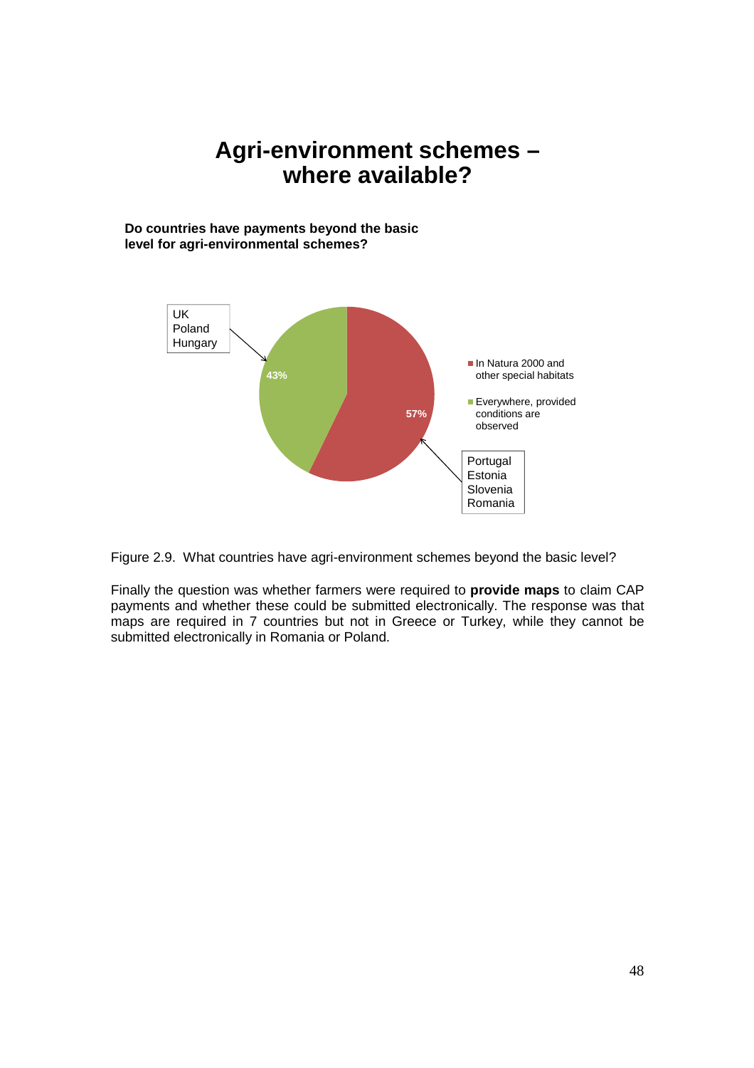# Agri-environment schemes – where available?

**Do countries have payments beyond the basic level for agri-environmental schemes?**

UK
Poland
Hungary

43%

57%

■ In Natura 2000 and other special habitats

■ Everywhere, provided conditions are observed

Portugal
Estonia
Slovenia
Romania

Figure 2.9. What countries have agri-environment schemes beyond the basic level?

Finally the question was whether farmers were required to **provide maps** to claim CAP payments and whether these could be submitted electronically. The response was that maps are required in 7 countries but not in Greece or Turkey, while they cannot be submitted electronically in Romania or Poland.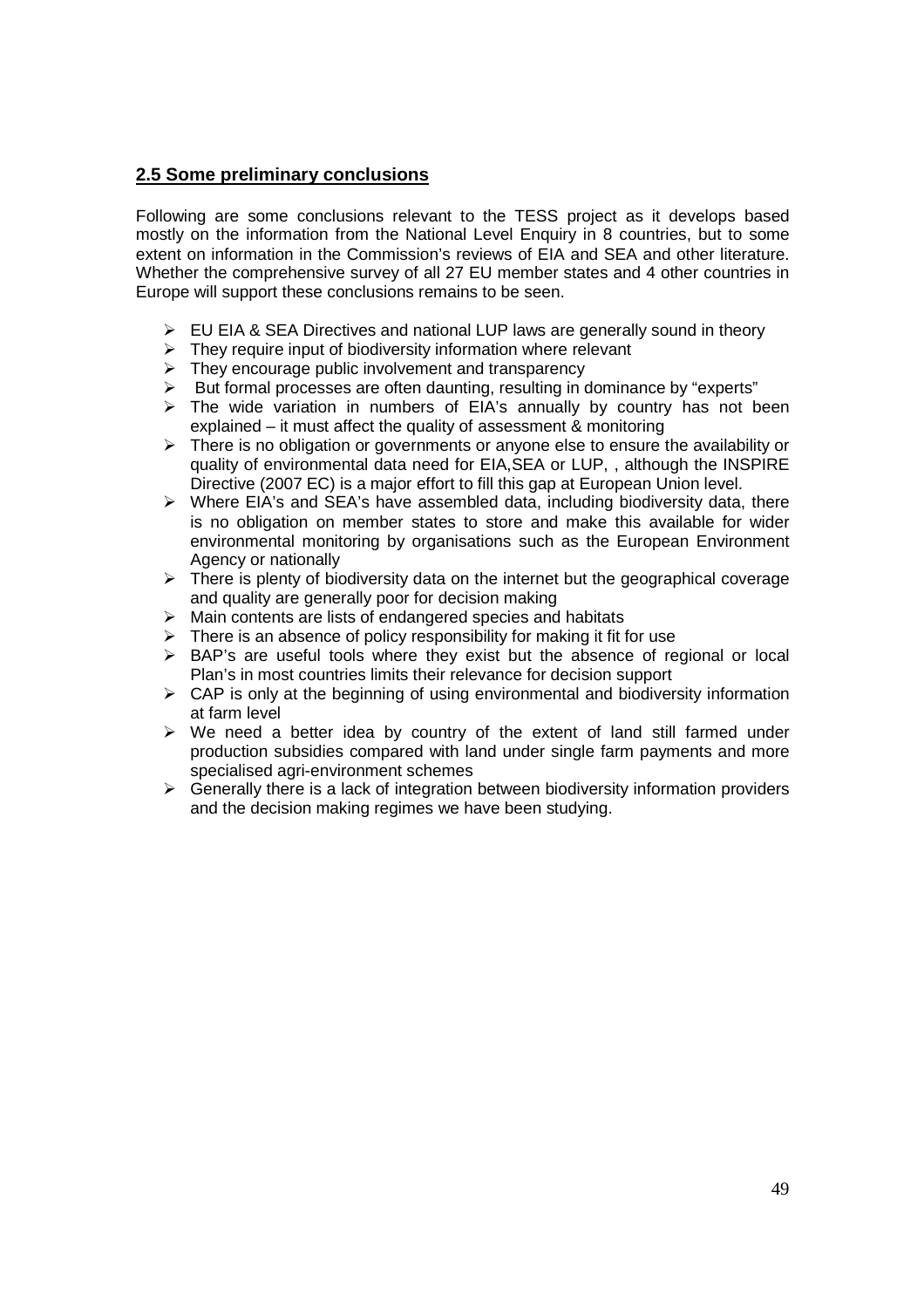## 2.5 Some preliminary conclusions

Following are some conclusions relevant to the TESS project as it develops based mostly on the information from the National Level Enquiry in 8 countries, but to some extent on information in the Commission's reviews of EIA and SEA and other literature. Whether the comprehensive survey of all 27 EU member states and 4 other countries in Europe will support these conclusions remains to be seen.

- EU EIA & SEA Directives and national LUP laws are generally sound in theory
- They require input of biodiversity information where relevant
- They encourage public involvement and transparency
- But formal processes are often daunting, resulting in dominance by "experts"
- The wide variation in numbers of EIA's annually by country has not been explained – it must affect the quality of assessment & monitoring
- There is no obligation or governments or anyone else to ensure the availability or quality of environmental data need for EIA,SEA or LUP, , although the INSPIRE Directive (2007 EC) is a major effort to fill this gap at European Union level.
- Where EIA's and SEA's have assembled data, including biodiversity data, there is no obligation on member states to store and make this available for wider environmental monitoring by organisations such as the European Environment Agency or nationally
- There is plenty of biodiversity data on the internet but the geographical coverage and quality are generally poor for decision making
- Main contents are lists of endangered species and habitats
- There is an absence of policy responsibility for making it fit for use
- BAP's are useful tools where they exist but the absence of regional or local Plan's in most countries limits their relevance for decision support
- CAP is only at the beginning of using environmental and biodiversity information at farm level
- We need a better idea by country of the extent of land still farmed under production subsidies compared with land under single farm payments and more specialised agri-environment schemes
- Generally there is a lack of integration between biodiversity information providers and the decision making regimes we have been studying.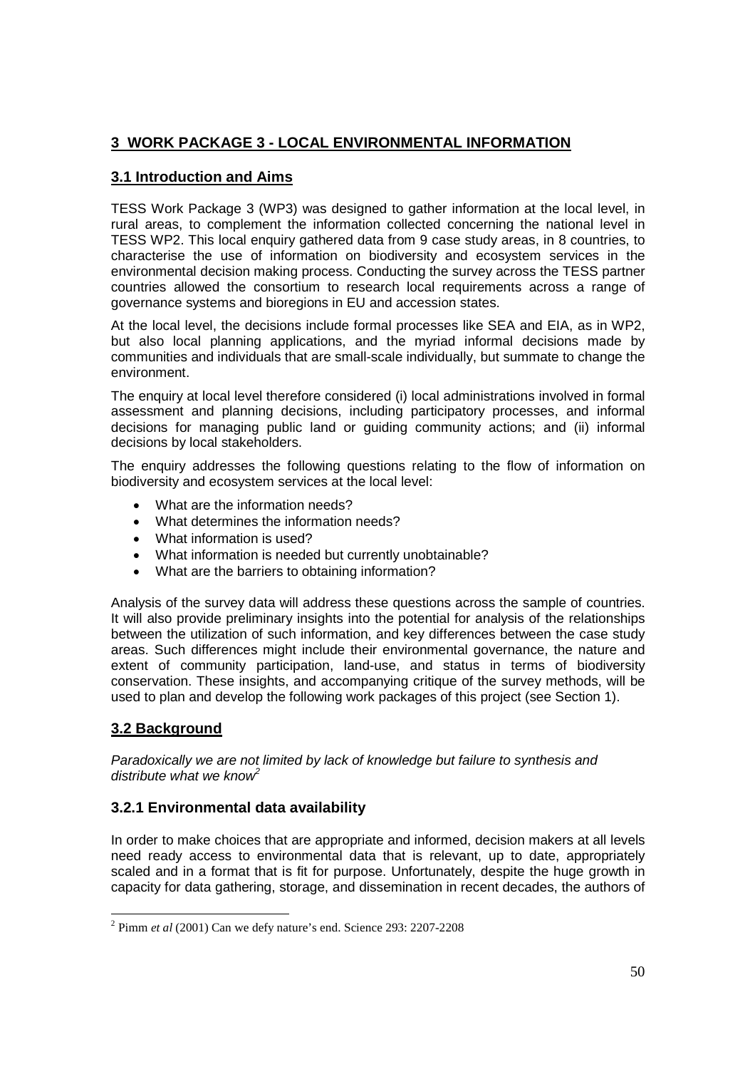# 3 WORK PACKAGE 3 - LOCAL ENVIRONMENTAL INFORMATION

## 3.1 Introduction and Aims

TESS Work Package 3 (WP3) was designed to gather information at the local level, in rural areas, to complement the information collected concerning the national level in TESS WP2. This local enquiry gathered data from 9 case study areas, in 8 countries, to characterise the use of information on biodiversity and ecosystem services in the environmental decision making process. Conducting the survey across the TESS partner countries allowed the consortium to research local requirements across a range of governance systems and bioregions in EU and accession states.

At the local level, the decisions include formal processes like SEA and EIA, as in WP2, but also local planning applications, and the myriad informal decisions made by communities and individuals that are small-scale individually, but summate to change the environment.

The enquiry at local level therefore considered (i) local administrations involved in formal assessment and planning decisions, including participatory processes, and informal decisions for managing public land or guiding community actions; and (ii) informal decisions by local stakeholders.

The enquiry addresses the following questions relating to the flow of information on biodiversity and ecosystem services at the local level:

- What are the information needs?
- What determines the information needs?
- What information is used?
- What information is needed but currently unobtainable?
- What are the barriers to obtaining information?

Analysis of the survey data will address these questions across the sample of countries. It will also provide preliminary insights into the potential for analysis of the relationships between the utilization of such information, and key differences between the case study areas. Such differences might include their environmental governance, the nature and extent of community participation, land-use, and status in terms of biodiversity conservation. These insights, and accompanying critique of the survey methods, will be used to plan and develop the following work packages of this project (see Section 1).

## 3.2 Background

*Paradoxically we are not limited by lack of knowledge but failure to synthesis and distribute what we know*[2]

### 3.2.1 Environmental data availability

In order to make choices that are appropriate and informed, decision makers at all levels need ready access to environmental data that is relevant, up to date, appropriately scaled and in a format that is fit for purpose. Unfortunately, despite the huge growth in capacity for data gathering, storage, and dissemination in recent decades, the authors of

---

[2] Pimm *et al* (2001) Can we defy nature's end. Science 293: 2207-2208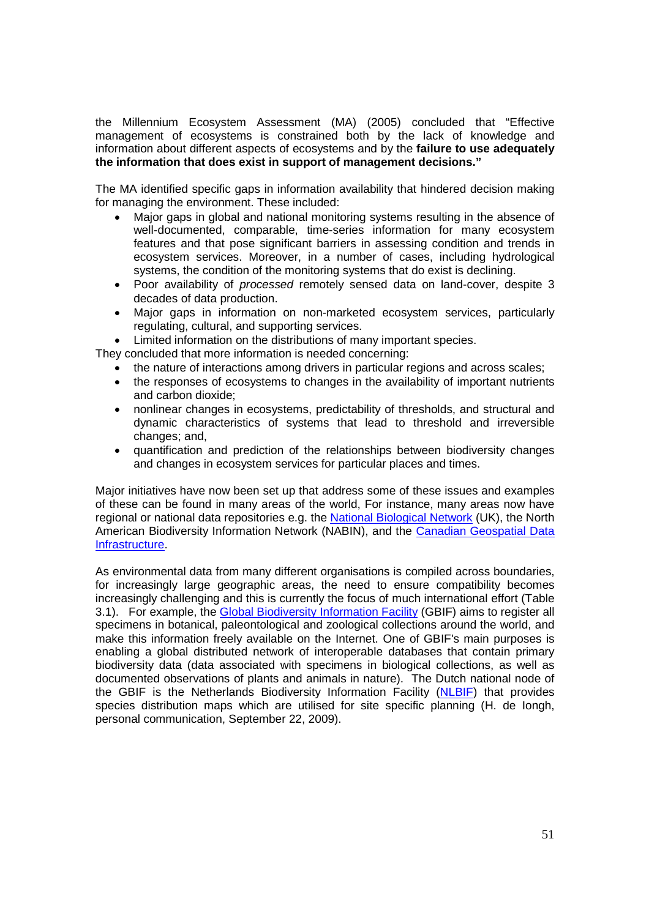the Millennium Ecosystem Assessment (MA) (2005) concluded that "Effective management of ecosystems is constrained both by the lack of knowledge and information about different aspects of ecosystems and by the **failure to use adequately the information that does exist in support of management decisions."**

The MA identified specific gaps in information availability that hindered decision making for managing the environment. These included:

- Major gaps in global and national monitoring systems resulting in the absence of well-documented, comparable, time-series information for many ecosystem features and that pose significant barriers in assessing condition and trends in ecosystem services. Moreover, in a number of cases, including hydrological systems, the condition of the monitoring systems that do exist is declining.
- Poor availability of *processed* remotely sensed data on land-cover, despite 3 decades of data production.
- Major gaps in information on non-marketed ecosystem services, particularly regulating, cultural, and supporting services.
- Limited information on the distributions of many important species.

They concluded that more information is needed concerning:

- the nature of interactions among drivers in particular regions and across scales;
- the responses of ecosystems to changes in the availability of important nutrients and carbon dioxide;
- nonlinear changes in ecosystems, predictability of thresholds, and structural and dynamic characteristics of systems that lead to threshold and irreversible changes; and,
- quantification and prediction of the relationships between biodiversity changes and changes in ecosystem services for particular places and times.

Major initiatives have now been set up that address some of these issues and examples of these can be found in many areas of the world, For instance, many areas now have regional or national data repositories e.g. the National Biological Network (UK), the North American Biodiversity Information Network (NABIN), and the Canadian Geospatial Data Infrastructure.

As environmental data from many different organisations is compiled across boundaries, for increasingly large geographic areas, the need to ensure compatibility becomes increasingly challenging and this is currently the focus of much international effort (Table 3.1). For example, the Global Biodiversity Information Facility (GBIF) aims to register all specimens in botanical, paleontological and zoological collections around the world, and make this information freely available on the Internet. One of GBIF's main purposes is enabling a global distributed network of interoperable databases that contain primary biodiversity data (data associated with specimens in biological collections, as well as documented observations of plants and animals in nature). The Dutch national node of the GBIF is the Netherlands Biodiversity Information Facility (NLBIF) that provides species distribution maps which are utilised for site specific planning (H. de Iongh, personal communication, September 22, 2009).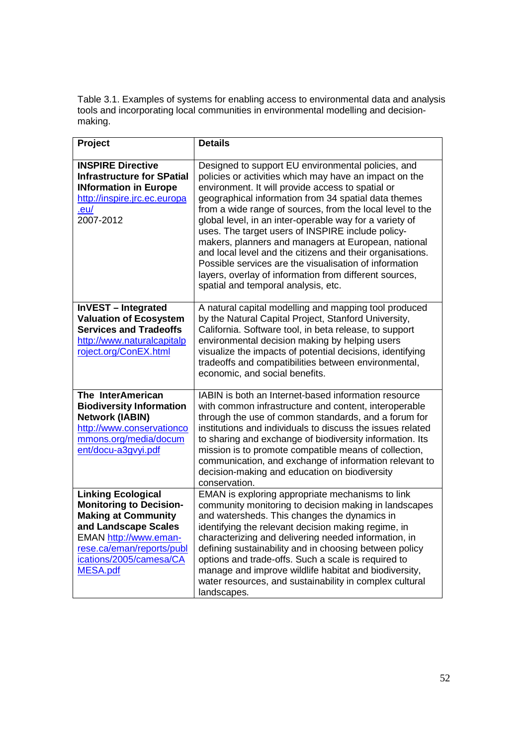Table 3.1. Examples of systems for enabling access to environmental data and analysis tools and incorporating local communities in environmental modelling and decision-making.

| Project | Details |
|---|---|
| **INSPIRE Directive Infrastructure for SPatial INformation in Europe** http://inspire.jrc.ec.europa.eu/ 2007-2012 | Designed to support EU environmental policies, and policies or activities which may have an impact on the environment. It will provide access to spatial or geographical information from 34 spatial data themes from a wide range of sources, from the local level to the global level, in an inter-operable way for a variety of uses. The target users of INSPIRE include policy-makers, planners and managers at European, national and local level and the citizens and their organisations. Possible services are the visualisation of information layers, overlay of information from different sources, spatial and temporal analysis, etc. |
| **InVEST – Integrated Valuation of Ecosystem Services and Tradeoffs** http://www.naturalcapitalproject.org/ConEX.html | A natural capital modelling and mapping tool produced by the Natural Capital Project, Stanford University, California. Software tool, in beta release, to support environmental decision making by helping users visualize the impacts of potential decisions, identifying tradeoffs and compatibilities between environmental, economic, and social benefits. |
| **The InterAmerican Biodiversity Information Network (IABIN)** http://www.conservationcommons.org/media/document/docu-a3gvyi.pdf | IABIN is both an Internet-based information resource with common infrastructure and content, interoperable through the use of common standards, and a forum for institutions and individuals to discuss the issues related to sharing and exchange of biodiversity information. Its mission is to promote compatible means of collection, communication, and exchange of information relevant to decision-making and education on biodiversity conservation. |
| **Linking Ecological Monitoring to Decision-Making at Community and Landscape Scales** EMAN http://www.eman-rese.ca/eman/reports/publications/2005/camesa/CAMESA.pdf | EMAN is exploring appropriate mechanisms to link community monitoring to decision making in landscapes and watersheds. This changes the dynamics in identifying the relevant decision making regime, in characterizing and delivering needed information, in defining sustainability and in choosing between policy options and trade-offs. Such a scale is required to manage and improve wildlife habitat and biodiversity, water resources, and sustainability in complex cultural landscapes. |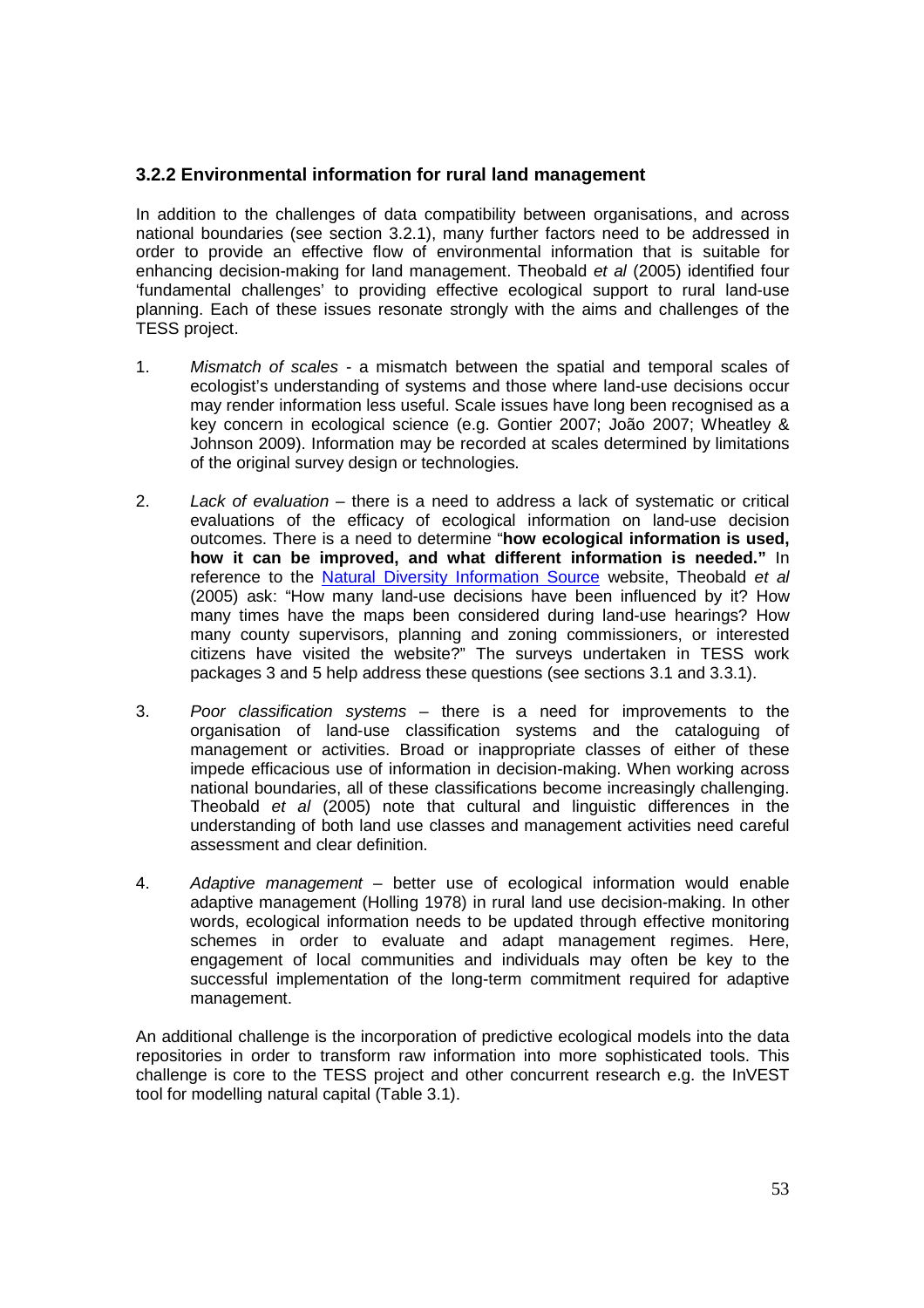### 3.2.2 Environmental information for rural land management

In addition to the challenges of data compatibility between organisations, and across national boundaries (see section 3.2.1), many further factors need to be addressed in order to provide an effective flow of environmental information that is suitable for enhancing decision-making for land management. Theobald *et al* (2005) identified four 'fundamental challenges' to providing effective ecological support to rural land-use planning. Each of these issues resonate strongly with the aims and challenges of the TESS project.

1. *Mismatch of scales* - a mismatch between the spatial and temporal scales of ecologist's understanding of systems and those where land-use decisions occur may render information less useful. Scale issues have long been recognised as a key concern in ecological science (e.g. Gontier 2007; João 2007; Wheatley & Johnson 2009). Information may be recorded at scales determined by limitations of the original survey design or technologies.

2. *Lack of evaluation* – there is a need to address a lack of systematic or critical evaluations of the efficacy of ecological information on land-use decision outcomes. There is a need to determine "**how ecological information is used, how it can be improved, and what different information is needed."** In reference to the Natural Diversity Information Source website, Theobald *et al* (2005) ask: "How many land-use decisions have been influenced by it? How many times have the maps been considered during land-use hearings? How many county supervisors, planning and zoning commissioners, or interested citizens have visited the website?" The surveys undertaken in TESS work packages 3 and 5 help address these questions (see sections 3.1 and 3.3.1).

3. *Poor classification systems* – there is a need for improvements to the organisation of land-use classification systems and the cataloguing of management or activities. Broad or inappropriate classes of either of these impede efficacious use of information in decision-making. When working across national boundaries, all of these classifications become increasingly challenging. Theobald *et al* (2005) note that cultural and linguistic differences in the understanding of both land use classes and management activities need careful assessment and clear definition.

4. *Adaptive management* – better use of ecological information would enable adaptive management (Holling 1978) in rural land use decision-making. In other words, ecological information needs to be updated through effective monitoring schemes in order to evaluate and adapt management regimes. Here, engagement of local communities and individuals may often be key to the successful implementation of the long-term commitment required for adaptive management.

An additional challenge is the incorporation of predictive ecological models into the data repositories in order to transform raw information into more sophisticated tools. This challenge is core to the TESS project and other concurrent research e.g. the InVEST tool for modelling natural capital (Table 3.1).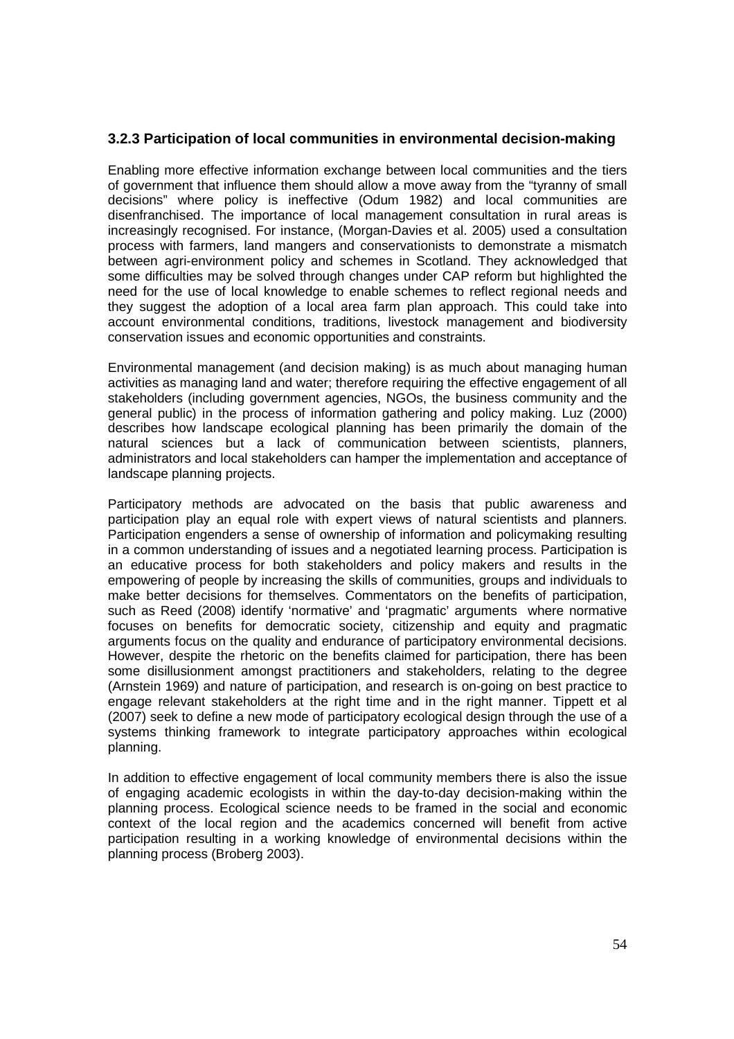### 3.2.3 Participation of local communities in environmental decision-making

Enabling more effective information exchange between local communities and the tiers of government that influence them should allow a move away from the "tyranny of small decisions" where policy is ineffective (Odum 1982) and local communities are disenfranchised. The importance of local management consultation in rural areas is increasingly recognised. For instance, (Morgan-Davies et al. 2005) used a consultation process with farmers, land mangers and conservationists to demonstrate a mismatch between agri-environment policy and schemes in Scotland. They acknowledged that some difficulties may be solved through changes under CAP reform but highlighted the need for the use of local knowledge to enable schemes to reflect regional needs and they suggest the adoption of a local area farm plan approach. This could take into account environmental conditions, traditions, livestock management and biodiversity conservation issues and economic opportunities and constraints.

Environmental management (and decision making) is as much about managing human activities as managing land and water; therefore requiring the effective engagement of all stakeholders (including government agencies, NGOs, the business community and the general public) in the process of information gathering and policy making. Luz (2000) describes how landscape ecological planning has been primarily the domain of the natural sciences but a lack of communication between scientists, planners, administrators and local stakeholders can hamper the implementation and acceptance of landscape planning projects.

Participatory methods are advocated on the basis that public awareness and participation play an equal role with expert views of natural scientists and planners. Participation engenders a sense of ownership of information and policymaking resulting in a common understanding of issues and a negotiated learning process. Participation is an educative process for both stakeholders and policy makers and results in the empowering of people by increasing the skills of communities, groups and individuals to make better decisions for themselves. Commentators on the benefits of participation, such as Reed (2008) identify 'normative' and 'pragmatic' arguments where normative focuses on benefits for democratic society, citizenship and equity and pragmatic arguments focus on the quality and endurance of participatory environmental decisions. However, despite the rhetoric on the benefits claimed for participation, there has been some disillusionment amongst practitioners and stakeholders, relating to the degree (Arnstein 1969) and nature of participation, and research is on-going on best practice to engage relevant stakeholders at the right time and in the right manner. Tippett et al (2007) seek to define a new mode of participatory ecological design through the use of a systems thinking framework to integrate participatory approaches within ecological planning.

In addition to effective engagement of local community members there is also the issue of engaging academic ecologists in within the day-to-day decision-making within the planning process. Ecological science needs to be framed in the social and economic context of the local region and the academics concerned will benefit from active participation resulting in a working knowledge of environmental decisions within the planning process (Broberg 2003).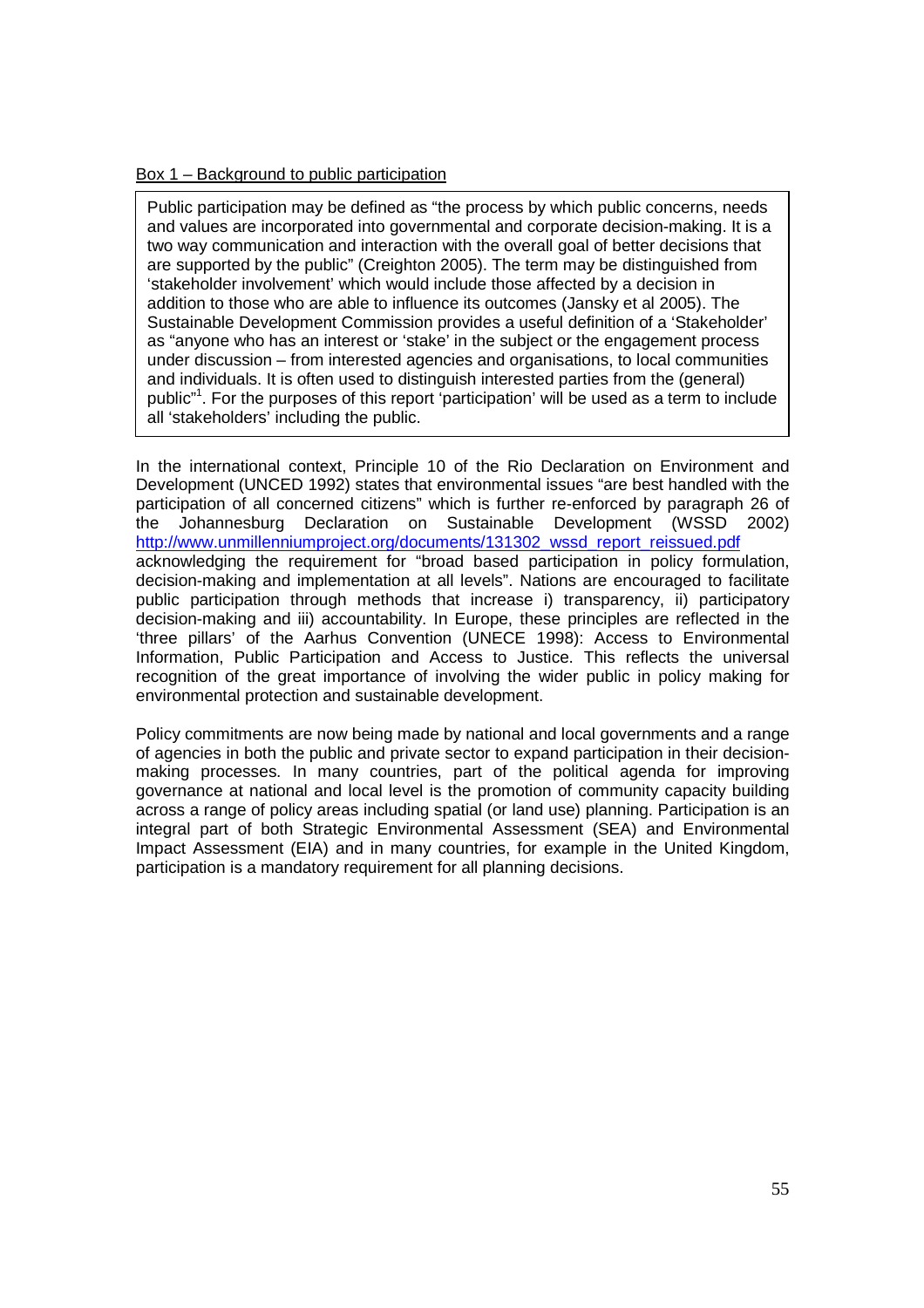Box 1 – Background to public participation

> Public participation may be defined as "the process by which public concerns, needs and values are incorporated into governmental and corporate decision-making. It is a two way communication and interaction with the overall goal of better decisions that are supported by the public" (Creighton 2005). The term may be distinguished from 'stakeholder involvement' which would include those affected by a decision in addition to those who are able to influence its outcomes (Jansky et al 2005). The Sustainable Development Commission provides a useful definition of a 'Stakeholder' as "anyone who has an interest or 'stake' in the subject or the engagement process under discussion – from interested agencies and organisations, to local communities and individuals. It is often used to distinguish interested parties from the (general) public"[1]. For the purposes of this report 'participation' will be used as a term to include all 'stakeholders' including the public.

In the international context, Principle 10 of the Rio Declaration on Environment and Development (UNCED 1992) states that environmental issues "are best handled with the participation of all concerned citizens" which is further re-enforced by paragraph 26 of the Johannesburg Declaration on Sustainable Development (WSSD 2002) http://www.unmillenniumproject.org/documents/131302_wssd_report_reissued.pdf acknowledging the requirement for "broad based participation in policy formulation, decision-making and implementation at all levels". Nations are encouraged to facilitate public participation through methods that increase i) transparency, ii) participatory decision-making and iii) accountability. In Europe, these principles are reflected in the 'three pillars' of the Aarhus Convention (UNECE 1998): Access to Environmental Information, Public Participation and Access to Justice. This reflects the universal recognition of the great importance of involving the wider public in policy making for environmental protection and sustainable development.

Policy commitments are now being made by national and local governments and a range of agencies in both the public and private sector to expand participation in their decision-making processes. In many countries, part of the political agenda for improving governance at national and local level is the promotion of community capacity building across a range of policy areas including spatial (or land use) planning. Participation is an integral part of both Strategic Environmental Assessment (SEA) and Environmental Impact Assessment (EIA) and in many countries, for example in the United Kingdom, participation is a mandatory requirement for all planning decisions.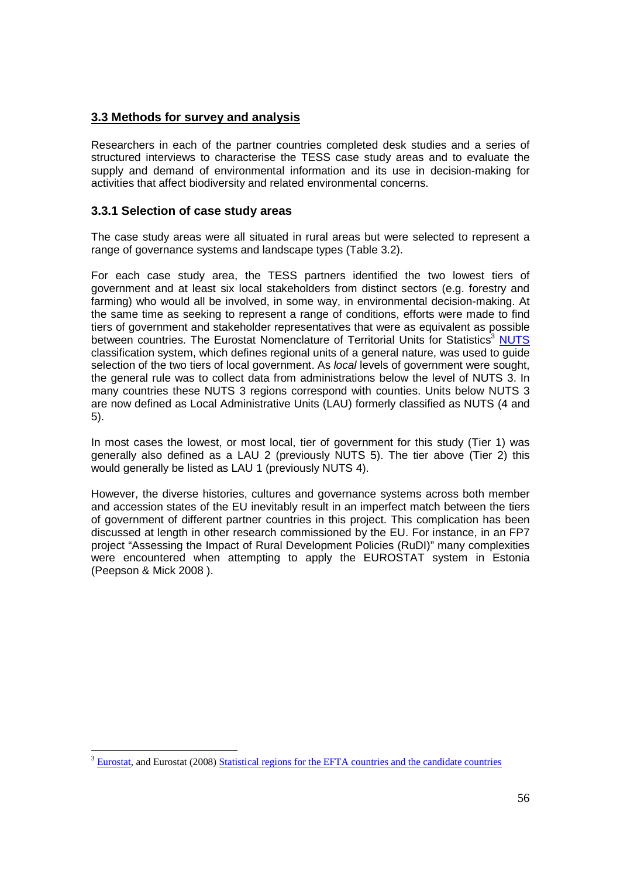## 3.3 Methods for survey and analysis

Researchers in each of the partner countries completed desk studies and a series of structured interviews to characterise the TESS case study areas and to evaluate the supply and demand of environmental information and its use in decision-making for activities that affect biodiversity and related environmental concerns.

### 3.3.1 Selection of case study areas

The case study areas were all situated in rural areas but were selected to represent a range of governance systems and landscape types (Table 3.2).

For each case study area, the TESS partners identified the two lowest tiers of government and at least six local stakeholders from distinct sectors (e.g. forestry and farming) who would all be involved, in some way, in environmental decision-making. At the same time as seeking to represent a range of conditions, efforts were made to find tiers of government and stakeholder representatives that were as equivalent as possible between countries. The Eurostat Nomenclature of Territorial Units for Statistics[3] NUTS classification system, which defines regional units of a general nature, was used to guide selection of the two tiers of local government. As *local* levels of government were sought, the general rule was to collect data from administrations below the level of NUTS 3. In many countries these NUTS 3 regions correspond with counties. Units below NUTS 3 are now defined as Local Administrative Units (LAU) formerly classified as NUTS (4 and 5).

In most cases the lowest, or most local, tier of government for this study (Tier 1) was generally also defined as a LAU 2 (previously NUTS 5). The tier above (Tier 2) this would generally be listed as LAU 1 (previously NUTS 4).

However, the diverse histories, cultures and governance systems across both member and accession states of the EU inevitably result in an imperfect match between the tiers of government of different partner countries in this project. This complication has been discussed at length in other research commissioned by the EU. For instance, in an FP7 project "Assessing the Impact of Rural Development Policies (RuDI)" many complexities were encountered when attempting to apply the EUROSTAT system in Estonia (Peepson & Mick 2008 ).

---

[3] Eurostat, and Eurostat (2008) Statistical regions for the EFTA countries and the candidate countries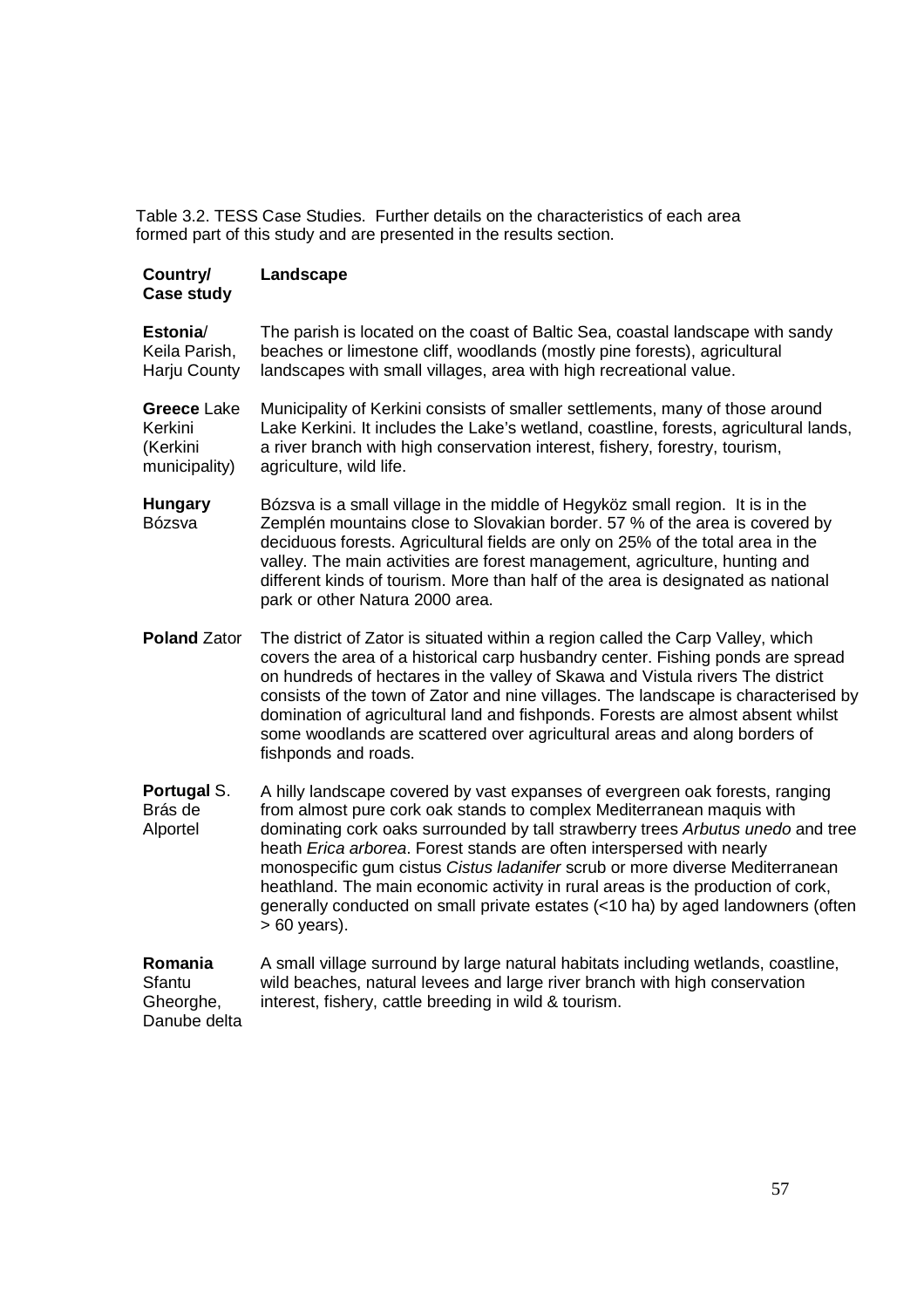Table 3.2. TESS Case Studies. Further details on the characteristics of each area formed part of this study and are presented in the results section.

| Country/ Case study | Landscape |
|---|---|
| **Estonia**/ Keila Parish, Harju County | The parish is located on the coast of Baltic Sea, coastal landscape with sandy beaches or limestone cliff, woodlands (mostly pine forests), agricultural landscapes with small villages, area with high recreational value. |
| **Greece** Lake Kerkini (Kerkini municipality) | Municipality of Kerkini consists of smaller settlements, many of those around Lake Kerkini. It includes the Lake's wetland, coastline, forests, agricultural lands, a river branch with high conservation interest, fishery, forestry, tourism, agriculture, wild life. |
| **Hungary** Bózsva | Bózsva is a small village in the middle of Hegyköz small region. It is in the Zemplén mountains close to Slovakian border. 57 % of the area is covered by deciduous forests. Agricultural fields are only on 25% of the total area in the valley. The main activities are forest management, agriculture, hunting and different kinds of tourism. More than half of the area is designated as national park or other Natura 2000 area. |
| **Poland** Zator | The district of Zator is situated within a region called the Carp Valley, which covers the area of a historical carp husbandry center. Fishing ponds are spread on hundreds of hectares in the valley of Skawa and Vistula rivers The district consists of the town of Zator and nine villages. The landscape is characterised by domination of agricultural land and fishponds. Forests are almost absent whilst some woodlands are scattered over agricultural areas and along borders of fishponds and roads. |
| **Portugal** S. Brás de Alportel | A hilly landscape covered by vast expanses of evergreen oak forests, ranging from almost pure cork oak stands to complex Mediterranean maquis with dominating cork oaks surrounded by tall strawberry trees *Arbutus unedo* and tree heath *Erica arborea*. Forest stands are often interspersed with nearly monospecific gum cistus *Cistus ladanifer* scrub or more diverse Mediterranean heathland. The main economic activity in rural areas is the production of cork, generally conducted on small private estates (<10 ha) by aged landowners (often > 60 years). |
| **Romania** Sfantu Gheorghe, Danube delta | A small village surround by large natural habitats including wetlands, coastline, wild beaches, natural levees and large river branch with high conservation interest, fishery, cattle breeding in wild & tourism. |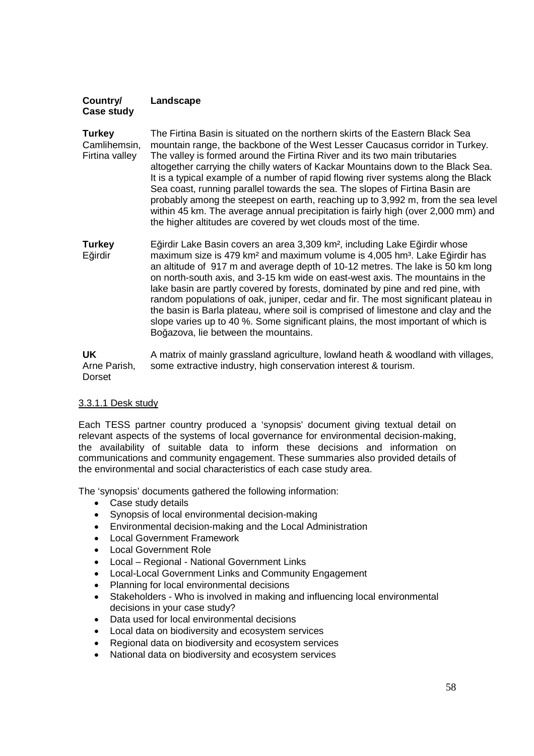| Country/ Case study | Landscape |
|---|---|
| **Turkey** Camlihemsin, Firtina valley | The Firtina Basin is situated on the northern skirts of the Eastern Black Sea mountain range, the backbone of the West Lesser Caucasus corridor in Turkey. The valley is formed around the Firtina River and its two main tributaries altogether carrying the chilly waters of Kackar Mountains down to the Black Sea. It is a typical example of a number of rapid flowing river systems along the Black Sea coast, running parallel towards the sea. The slopes of Firtina Basin are probably among the steepest on earth, reaching up to 3,992 m, from the sea level within 45 km. The average annual precipitation is fairly high (over 2,000 mm) and the higher altitudes are covered by wet clouds most of the time. |
| **Turkey** Eğirdir | Eğirdir Lake Basin covers an area 3,309 km², including Lake Eğirdir whose maximum size is 479 km² and maximum volume is 4,005 hm³. Lake Eğirdir has an altitude of 917 m and average depth of 10-12 metres. The lake is 50 km long on north-south axis, and 3-15 km wide on east-west axis. The mountains in the lake basin are partly covered by forests, dominated by pine and red pine, with random populations of oak, juniper, cedar and fir. The most significant plateau in the basin is Barla plateau, where soil is comprised of limestone and clay and the slope varies up to 40 %. Some significant plains, the most important of which is Boğazova, lie between the mountains. |
| **UK** Arne Parish, Dorset | A matrix of mainly grassland agriculture, lowland heath & woodland with villages, some extractive industry, high conservation interest & tourism. |

#### 3.3.1.1 Desk study

Each TESS partner country produced a 'synopsis' document giving textual detail on relevant aspects of the systems of local governance for environmental decision-making, the availability of suitable data to inform these decisions and information on communications and community engagement. These summaries also provided details of the environmental and social characteristics of each case study area.

The 'synopsis' documents gathered the following information:

- Case study details
- Synopsis of local environmental decision-making
- Environmental decision-making and the Local Administration
- Local Government Framework
- Local Government Role
- Local – Regional - National Government Links
- Local-Local Government Links and Community Engagement
- Planning for local environmental decisions
- Stakeholders - Who is involved in making and influencing local environmental decisions in your case study?
- Data used for local environmental decisions
- Local data on biodiversity and ecosystem services
- Regional data on biodiversity and ecosystem services
- National data on biodiversity and ecosystem services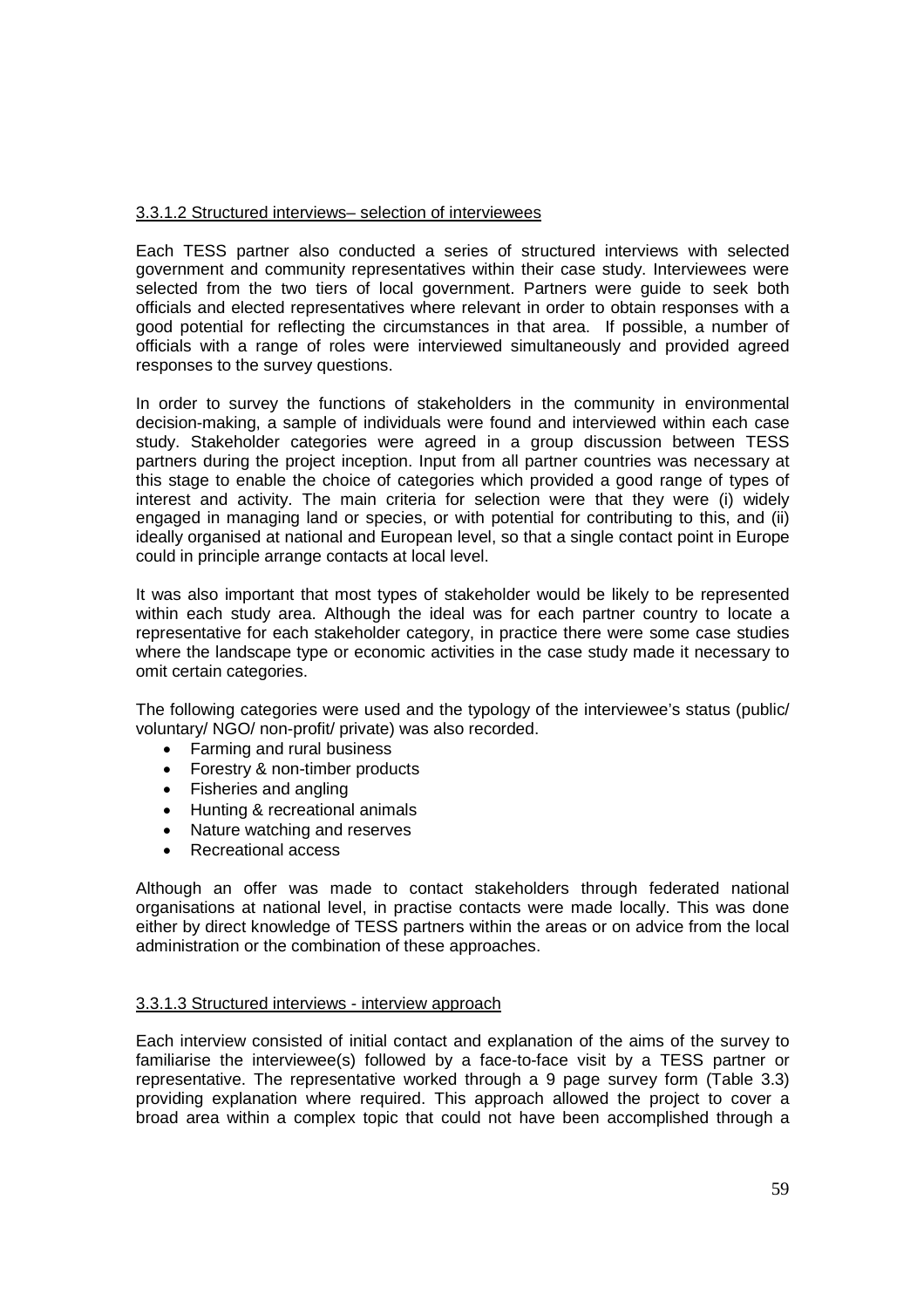<u>3.3.1.2 Structured interviews– selection of interviewees</u>

Each TESS partner also conducted a series of structured interviews with selected government and community representatives within their case study. Interviewees were selected from the two tiers of local government. Partners were guide to seek both officials and elected representatives where relevant in order to obtain responses with a good potential for reflecting the circumstances in that area. If possible, a number of officials with a range of roles were interviewed simultaneously and provided agreed responses to the survey questions.

In order to survey the functions of stakeholders in the community in environmental decision-making, a sample of individuals were found and interviewed within each case study. Stakeholder categories were agreed in a group discussion between TESS partners during the project inception. Input from all partner countries was necessary at this stage to enable the choice of categories which provided a good range of types of interest and activity. The main criteria for selection were that they were (i) widely engaged in managing land or species, or with potential for contributing to this, and (ii) ideally organised at national and European level, so that a single contact point in Europe could in principle arrange contacts at local level.

It was also important that most types of stakeholder would be likely to be represented within each study area. Although the ideal was for each partner country to locate a representative for each stakeholder category, in practice there were some case studies where the landscape type or economic activities in the case study made it necessary to omit certain categories.

The following categories were used and the typology of the interviewee's status (public/ voluntary/ NGO/ non-profit/ private) was also recorded.

- Farming and rural business
- Forestry & non-timber products
- Fisheries and angling
- Hunting & recreational animals
- Nature watching and reserves
- Recreational access

Although an offer was made to contact stakeholders through federated national organisations at national level, in practise contacts were made locally. This was done either by direct knowledge of TESS partners within the areas or on advice from the local administration or the combination of these approaches.

<u>3.3.1.3 Structured interviews - interview approach</u>

Each interview consisted of initial contact and explanation of the aims of the survey to familiarise the interviewee(s) followed by a face-to-face visit by a TESS partner or representative. The representative worked through a 9 page survey form (Table 3.3) providing explanation where required. This approach allowed the project to cover a broad area within a complex topic that could not have been accomplished through a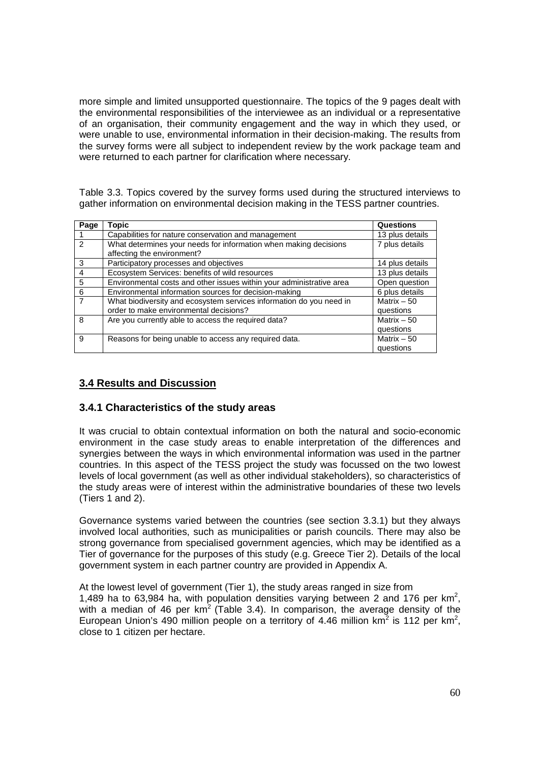more simple and limited unsupported questionnaire. The topics of the 9 pages dealt with the environmental responsibilities of the interviewee as an individual or a representative of an organisation, their community engagement and the way in which they used, or were unable to use, environmental information in their decision-making. The results from the survey forms were all subject to independent review by the work package team and were returned to each partner for clarification where necessary.

Table 3.3. Topics covered by the survey forms used during the structured interviews to gather information on environmental decision making in the TESS partner countries.

| Page | Topic | Questions |
|---|---|---|
| 1 | Capabilities for nature conservation and management | 13 plus details |
| 2 | What determines your needs for information when making decisions affecting the environment? | 7 plus details |
| 3 | Participatory processes and objectives | 14 plus details |
| 4 | Ecosystem Services: benefits of wild resources | 13 plus details |
| 5 | Environmental costs and other issues within your administrative area | Open question |
| 6 | Environmental information sources for decision-making | 6 plus details |
| 7 | What biodiversity and ecosystem services information do you need in order to make environmental decisions? | Matrix – 50 questions |
| 8 | Are you currently able to access the required data? | Matrix – 50 questions |
| 9 | Reasons for being unable to access any required data. | Matrix – 50 questions |

## 3.4 Results and Discussion

### 3.4.1 Characteristics of the study areas

It was crucial to obtain contextual information on both the natural and socio-economic environment in the case study areas to enable interpretation of the differences and synergies between the ways in which environmental information was used in the partner countries. In this aspect of the TESS project the study was focussed on the two lowest levels of local government (as well as other individual stakeholders), so characteristics of the study areas were of interest within the administrative boundaries of these two levels (Tiers 1 and 2).

Governance systems varied between the countries (see section 3.3.1) but they always involved local authorities, such as municipalities or parish councils. There may also be strong governance from specialised government agencies, which may be identified as a Tier of governance for the purposes of this study (e.g. Greece Tier 2). Details of the local government system in each partner country are provided in Appendix A.

At the lowest level of government (Tier 1), the study areas ranged in size from 1,489 ha to 63,984 ha, with population densities varying between 2 and 176 per km$^2$, with a median of 46 per km$^2$ (Table 3.4). In comparison, the average density of the European Union's 490 million people on a territory of 4.46 million km$^2$ is 112 per km$^2$, close to 1 citizen per hectare.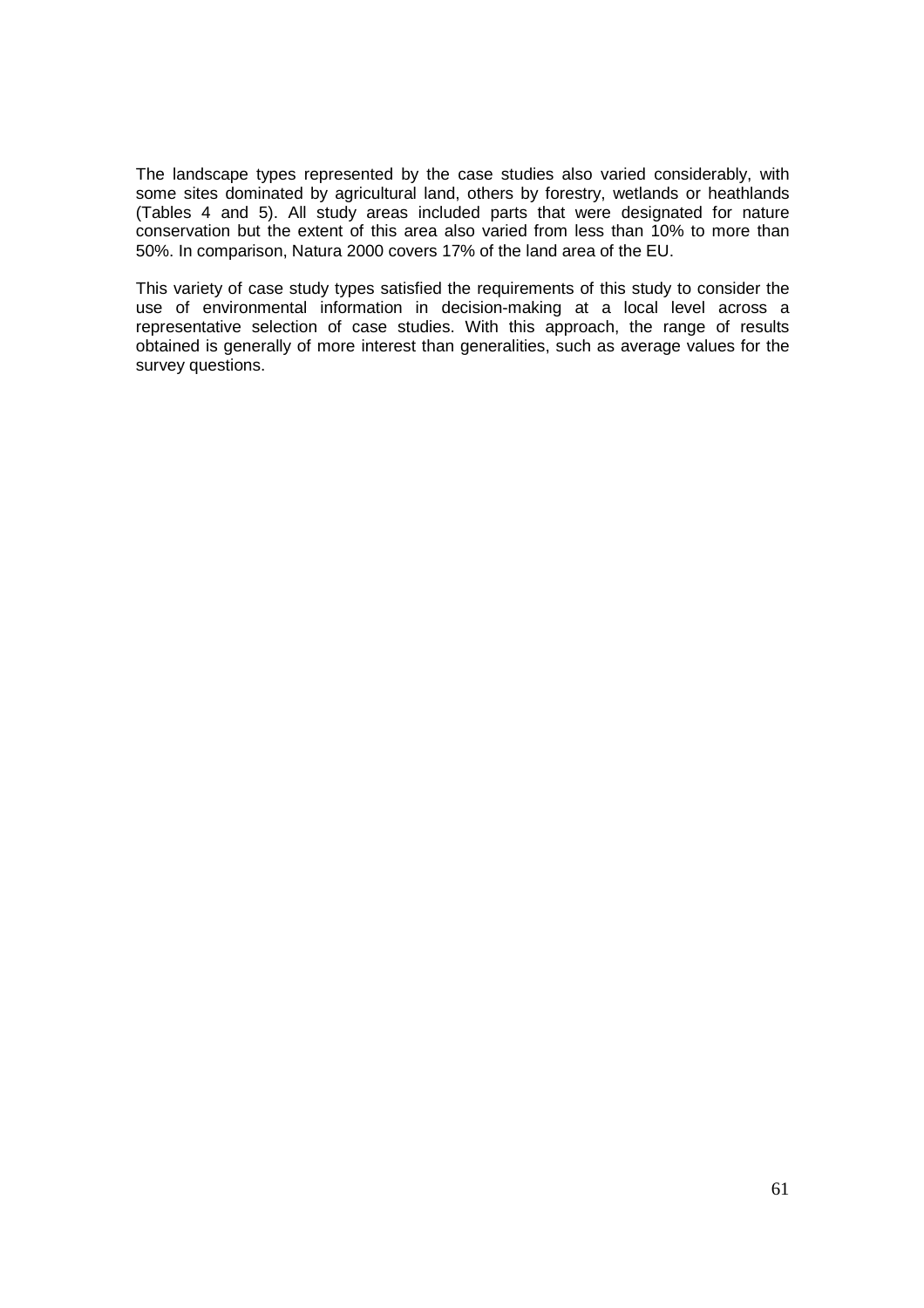The landscape types represented by the case studies also varied considerably, with some sites dominated by agricultural land, others by forestry, wetlands or heathlands (Tables 4 and 5). All study areas included parts that were designated for nature conservation but the extent of this area also varied from less than 10% to more than 50%. In comparison, Natura 2000 covers 17% of the land area of the EU.

This variety of case study types satisfied the requirements of this study to consider the use of environmental information in decision-making at a local level across a representative selection of case studies. With this approach, the range of results obtained is generally of more interest than generalities, such as average values for the survey questions.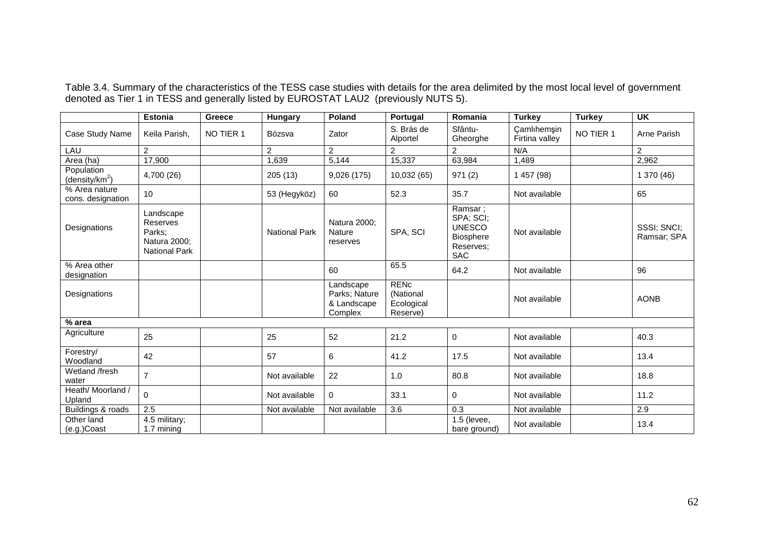Table 3.4. Summary of the characteristics of the TESS case studies with details for the area delimited by the most local level of government denoted as Tier 1 in TESS and generally listed by EUROSTAT LAU2 (previously NUTS 5).

| | Estonia | Greece | Hungary | Poland | Portugal | Romania | Turkey | Turkey | UK |
|---|---|---|---|---|---|---|---|---|---|
| Case Study Name | Keila Parish, | NO TIER 1 | Bózsva | Zator | S. Brás de Alportel | Sfântu-Gheorghe | Çamlıhemşin Firtina valley | NO TIER 1 | Arne Parish |
| LAU | 2 | | 2 | 2 | 2 | 2 | N/A | | 2 |
| Area (ha) | 17,900 | | 1,639 | 5,144 | 15,337 | 63,984 | 1,489 | | 2,962 |
| Population (density/km$^2$) | 4,700 (26) | | 205 (13) | 9,026 (175) | 10,032 (65) | 971 (2) | 1 457 (98) | | 1 370 (46) |
| % Area nature cons. designation | 10 | | 53 (Hegyköz) | 60 | 52.3 | 35.7 | Not available | | 65 |
| Designations | Landscape Reserves Parks; Natura 2000; National Park | | National Park | Natura 2000; Nature reserves | SPA, SCI | Ramsar ; SPA; SCI; UNESCO Biosphere Reserves; SAC | Not available | | SSSI; SNCI; Ramsar; SPA |
| % Area other designation | | | | 60 | 65.5 | 64.2 | Not available | | 96 |
| Designations | | | | Landscape Parks; Nature & Landscape Complex | RENc (National Ecological Reserve) | | Not available | | AONB |
| **% area** | | | | | | | | | |
| Agriculture | 25 | | 25 | 52 | 21.2 | 0 | Not available | | 40.3 |
| Forestry/ Woodland | 42 | | 57 | 6 | 41.2 | 17.5 | Not available | | 13.4 |
| Wetland /fresh water | 7 | | Not available | 22 | 1.0 | 80.8 | Not available | | 18.8 |
| Heath/ Moorland / Upland | 0 | | Not available | 0 | 33.1 | 0 | Not available | | 11.2 |
| Buildings & roads | 2.5 | | Not available | Not available | 3.6 | 0.3 | Not available | | 2.9 |
| Other land (e.g.)Coast | 4.5 military; 1.7 mining | | | | | 1.5 (levee, bare ground) | Not available | | 13.4 |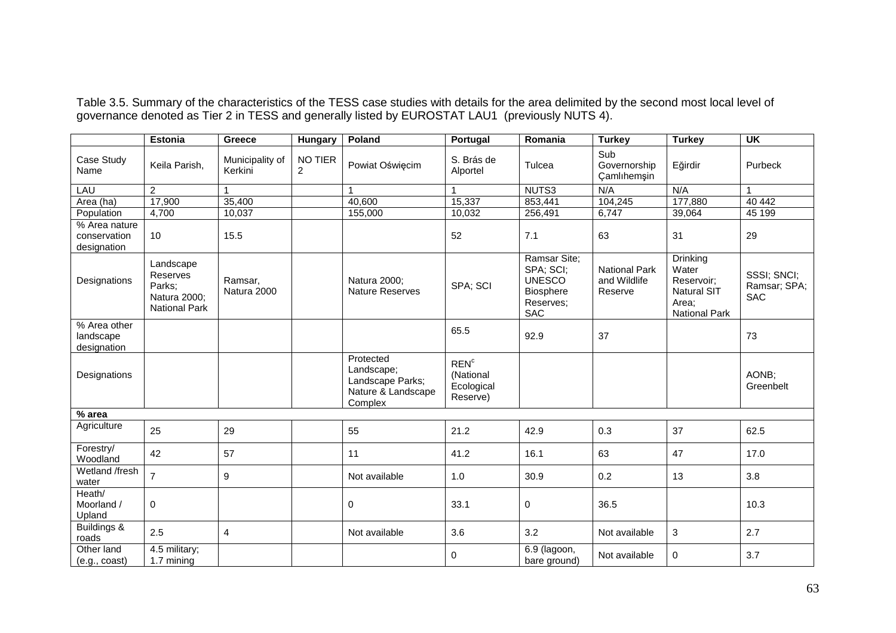Table 3.5. Summary of the characteristics of the TESS case studies with details for the area delimited by the second most local level of governance denoted as Tier 2 in TESS and generally listed by EUROSTAT LAU1 (previously NUTS 4).

| | Estonia | Greece | Hungary | Poland | Portugal | Romania | Turkey | Turkey | UK |
|---|---|---|---|---|---|---|---|---|---|
| Case Study Name | Keila Parish, | Municipality of Kerkini | NO TIER 2 | Powiat Oświęcim | S. Brás de Alportel | Tulcea | Sub Governorship Çamlıhemşin | Eğirdir | Purbeck |
| LAU | 2 | 1 | | 1 | 1 | NUTS3 | N/A | N/A | 1 |
| Area (ha) | 17,900 | 35,400 | | 40,600 | 15,337 | 853,441 | 104,245 | 177,880 | 40 442 |
| Population | 4,700 | 10,037 | | 155,000 | 10,032 | 256,491 | 6,747 | 39,064 | 45 199 |
| % Area nature conservation designation | 10 | 15.5 | | | 52 | 7.1 | 63 | 31 | 29 |
| Designations | Landscape Reserves Parks; Natura 2000; National Park | Ramsar, Natura 2000 | | Natura 2000; Nature Reserves | SPA; SCI | Ramsar Site; SPA; SCI; UNESCO Biosphere Reserves; SAC | National Park and Wildlife Reserve | Drinking Water Reservoir; Natural SIT Area; National Park | SSSI; SNCI; Ramsar; SPA; SAC |
| % Area other landscape designation | | | | | 65.5 | 92.9 | 37 | | 73 |
| Designations | | | | Protected Landscape; Landscape Parks; Nature & Landscape Complex | REN[c] (National Ecological Reserve) | | | | AONB; Greenbelt |
| **% area** | | | | | | | | | |
| Agriculture | 25 | 29 | | 55 | 21.2 | 42.9 | 0.3 | 37 | 62.5 |
| Forestry/ Woodland | 42 | 57 | | 11 | 41.2 | 16.1 | 63 | 47 | 17.0 |
| Wetland /fresh water | 7 | 9 | | Not available | 1.0 | 30.9 | 0.2 | 13 | 3.8 |
| Heath/ Moorland / Upland | 0 | | | 0 | 33.1 | 0 | 36.5 | | 10.3 |
| Buildings & roads | 2.5 | 4 | | Not available | 3.6 | 3.2 | Not available | 3 | 2.7 |
| Other land (e.g., coast) | 4.5 military; 1.7 mining | | | | 0 | 6.9 (lagoon, bare ground) | Not available | 0 | 3.7 |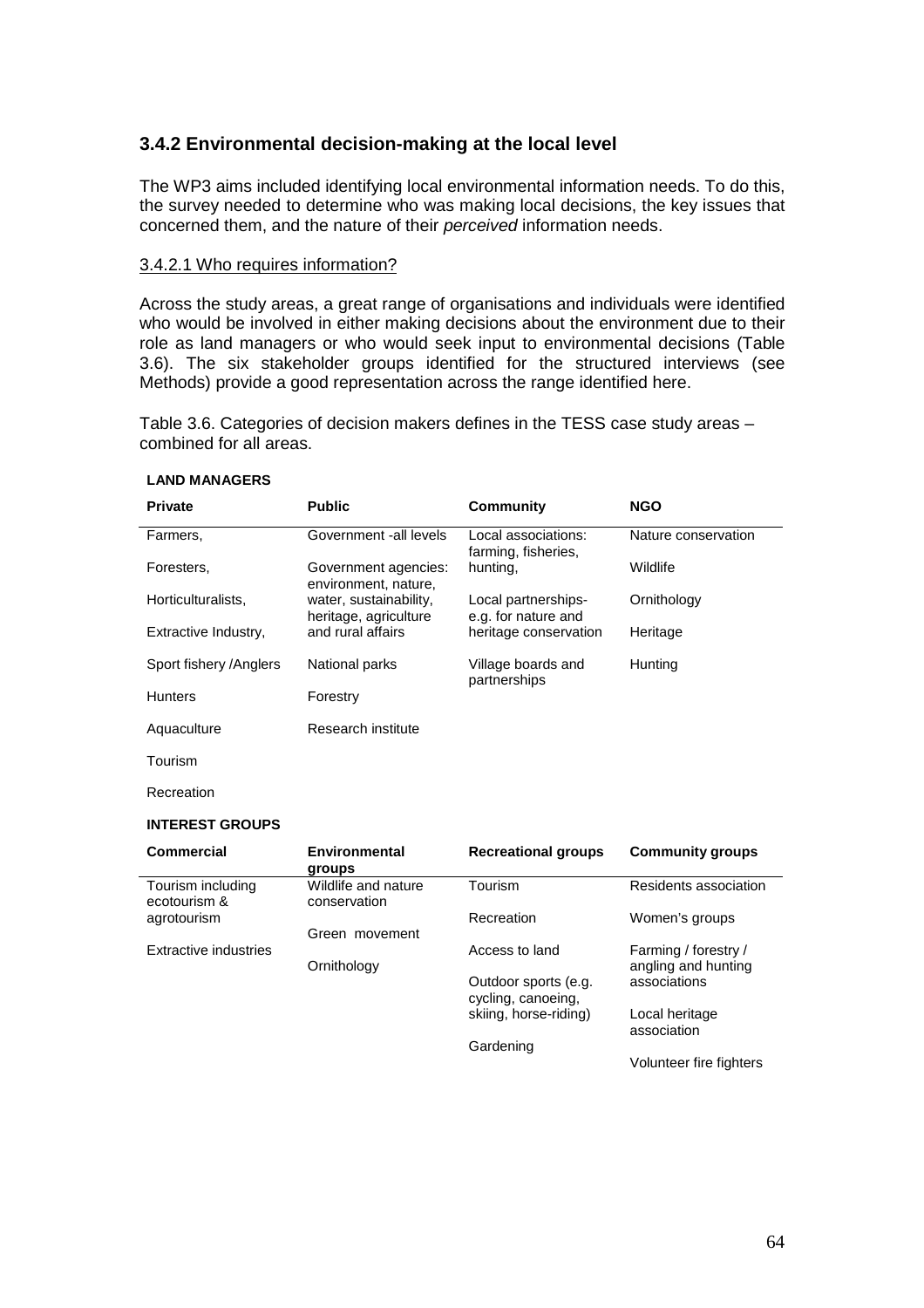### 3.4.2 Environmental decision-making at the local level

The WP3 aims included identifying local environmental information needs. To do this, the survey needed to determine who was making local decisions, the key issues that concerned them, and the nature of their *perceived* information needs.

#### 3.4.2.1 Who requires information?

Across the study areas, a great range of organisations and individuals were identified who would be involved in either making decisions about the environment due to their role as land managers or who would seek input to environmental decisions (Table 3.6). The six stakeholder groups identified for the structured interviews (see Methods) provide a good representation across the range identified here.

Table 3.6. Categories of decision makers defines in the TESS case study areas – combined for all areas.

**LAND MANAGERS**

| Private | Public | Community | NGO |
|---|---|---|---|
| Farmers, | Government -all levels | Local associations: farming, fisheries, hunting, | Nature conservation |
| Foresters, | Government agencies: environment, nature, water, sustainability, heritage, agriculture and rural affairs | | Wildlife |
| Horticulturalists, | | Local partnerships- e.g. for nature and heritage conservation | Ornithology |
| Extractive Industry, | | | Heritage |
| Sport fishery /Anglers | National parks | Village boards and partnerships | Hunting |
| Hunters | Forestry | | |
| Aquaculture | Research institute | | |
| Tourism | | | |
| Recreation | | | |

**INTEREST GROUPS**

| Commercial | Environmental groups | Recreational groups | Community groups |
|---|---|---|---|
| Tourism including ecotourism & agrotourism | Wildlife and nature conservation | Tourism | Residents association |
| | Green movement | Recreation | Women's groups |
| Extractive industries | Ornithology | Access to land | Farming / forestry / angling and hunting associations |
| | | Outdoor sports (e.g. cycling, canoeing, skiing, horse-riding) | Local heritage association |
| | | Gardening | Volunteer fire fighters |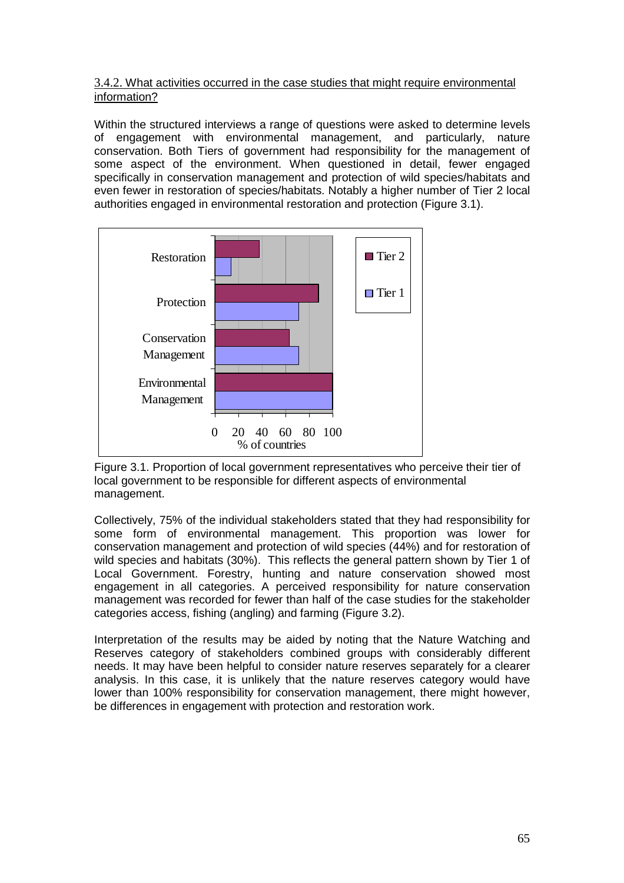3.4.2. What activities occurred in the case studies that might require environmental information?

Within the structured interviews a range of questions were asked to determine levels of engagement with environmental management, and particularly, nature conservation. Both Tiers of government had responsibility for the management of some aspect of the environment. When questioned in detail, fewer engaged specifically in conservation management and protection of wild species/habitats and even fewer in restoration of species/habitats. Notably a higher number of Tier 2 local authorities engaged in environmental restoration and protection (Figure 3.1).

Figure 3.1. Proportion of local government representatives who perceive their tier of local government to be responsible for different aspects of environmental management.

Collectively, 75% of the individual stakeholders stated that they had responsibility for some form of environmental management. This proportion was lower for conservation management and protection of wild species (44%) and for restoration of wild species and habitats (30%). This reflects the general pattern shown by Tier 1 of Local Government. Forestry, hunting and nature conservation showed most engagement in all categories. A perceived responsibility for nature conservation management was recorded for fewer than half of the case studies for the stakeholder categories access, fishing (angling) and farming (Figure 3.2).

Interpretation of the results may be aided by noting that the Nature Watching and Reserves category of stakeholders combined groups with considerably different needs. It may have been helpful to consider nature reserves separately for a clearer analysis. In this case, it is unlikely that the nature reserves category would have lower than 100% responsibility for conservation management, there might however, be differences in engagement with protection and restoration work.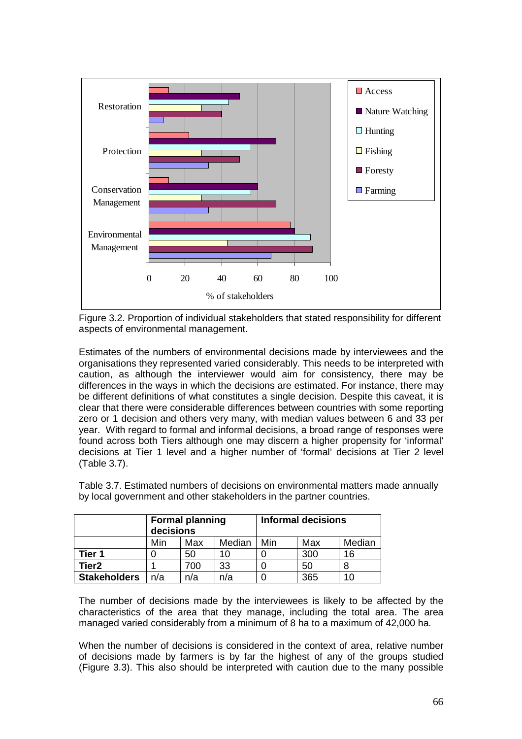Figure 3.2. Proportion of individual stakeholders that stated responsibility for different aspects of environmental management.

Estimates of the numbers of environmental decisions made by interviewees and the organisations they represented varied considerably. This needs to be interpreted with caution, as although the interviewer would aim for consistency, there may be differences in the ways in which the decisions are estimated. For instance, there may be different definitions of what constitutes a single decision. Despite this caveat, it is clear that there were considerable differences between countries with some reporting zero or 1 decision and others very many, with median values between 6 and 33 per year. With regard to formal and informal decisions, a broad range of responses were found across both Tiers although one may discern a higher propensity for 'informal' decisions at Tier 1 level and a higher number of 'formal' decisions at Tier 2 level (Table 3.7).

Table 3.7. Estimated numbers of decisions on environmental matters made annually by local government and other stakeholders in the partner countries.

| | **Formal planning decisions** | | | **Informal decisions** | | |
|---|---|---|---|---|---|---|
| | Min | Max | Median | Min | Max | Median |
| **Tier 1** | 0 | 50 | 10 | 0 | 300 | 16 |
| **Tier2** | 1 | 700 | 33 | 0 | 50 | 8 |
| **Stakeholders** | n/a | n/a | n/a | 0 | 365 | 10 |

The number of decisions made by the interviewees is likely to be affected by the characteristics of the area that they manage, including the total area. The area managed varied considerably from a minimum of 8 ha to a maximum of 42,000 ha.

When the number of decisions is considered in the context of area, relative number of decisions made by farmers is by far the highest of any of the groups studied (Figure 3.3). This also should be interpreted with caution due to the many possible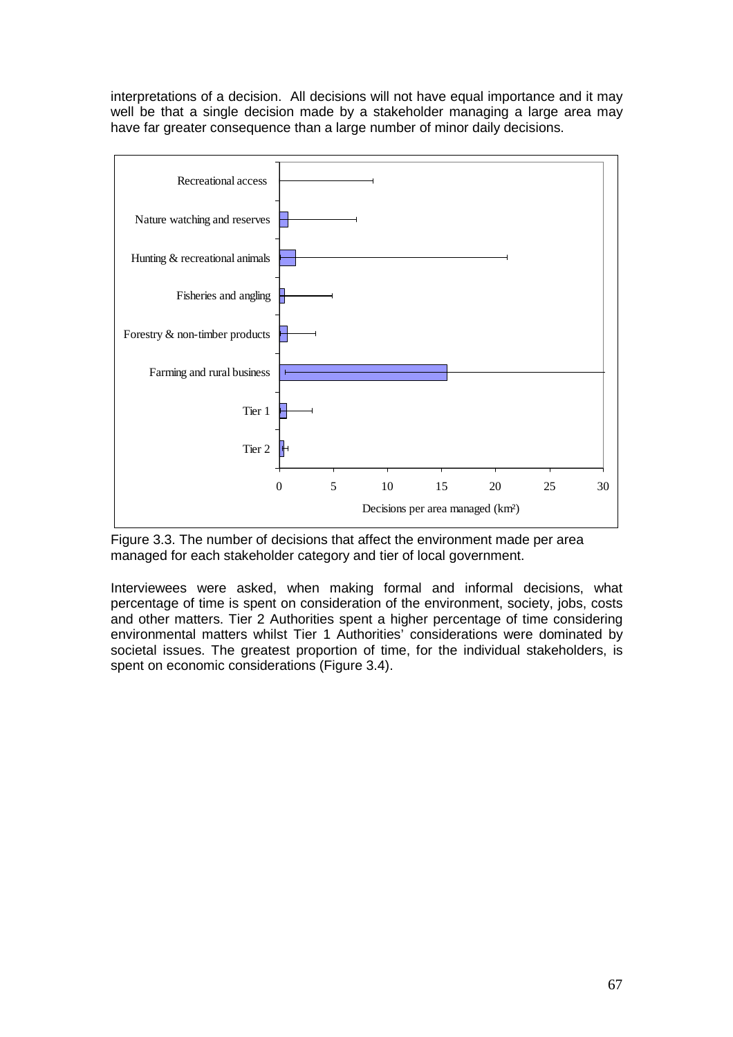interpretations of a decision. All decisions will not have equal importance and it may well be that a single decision made by a stakeholder managing a large area may have far greater consequence than a large number of minor daily decisions.

Figure 3.3. The number of decisions that affect the environment made per area managed for each stakeholder category and tier of local government.

Interviewees were asked, when making formal and informal decisions, what percentage of time is spent on consideration of the environment, society, jobs, costs and other matters. Tier 2 Authorities spent a higher percentage of time considering environmental matters whilst Tier 1 Authorities' considerations were dominated by societal issues. The greatest proportion of time, for the individual stakeholders, is spent on economic considerations (Figure 3.4).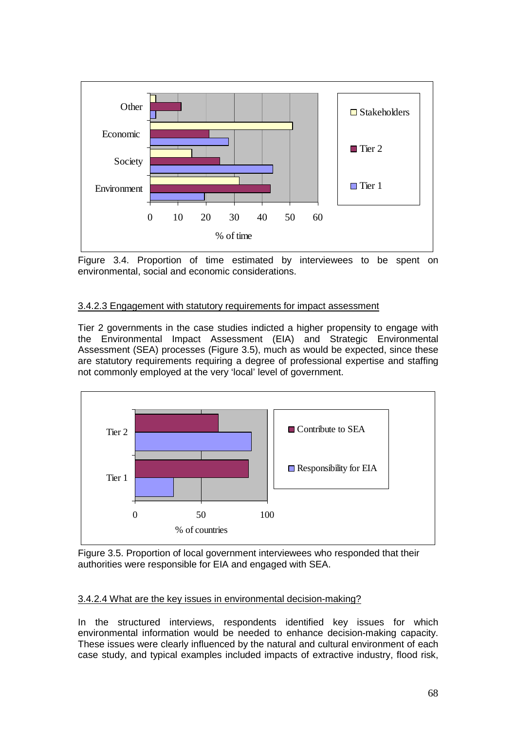Figure 3.4. Proportion of time estimated by interviewees to be spent on environmental, social and economic considerations.

### 3.4.2.3 Engagement with statutory requirements for impact assessment

Tier 2 governments in the case studies indicted a higher propensity to engage with the Environmental Impact Assessment (EIA) and Strategic Environmental Assessment (SEA) processes (Figure 3.5), much as would be expected, since these are statutory requirements requiring a degree of professional expertise and staffing not commonly employed at the very 'local' level of government.

Figure 3.5. Proportion of local government interviewees who responded that their authorities were responsible for EIA and engaged with SEA.

### 3.4.2.4 What are the key issues in environmental decision-making?

In the structured interviews, respondents identified key issues for which environmental information would be needed to enhance decision-making capacity. These issues were clearly influenced by the natural and cultural environment of each case study, and typical examples included impacts of extractive industry, flood risk,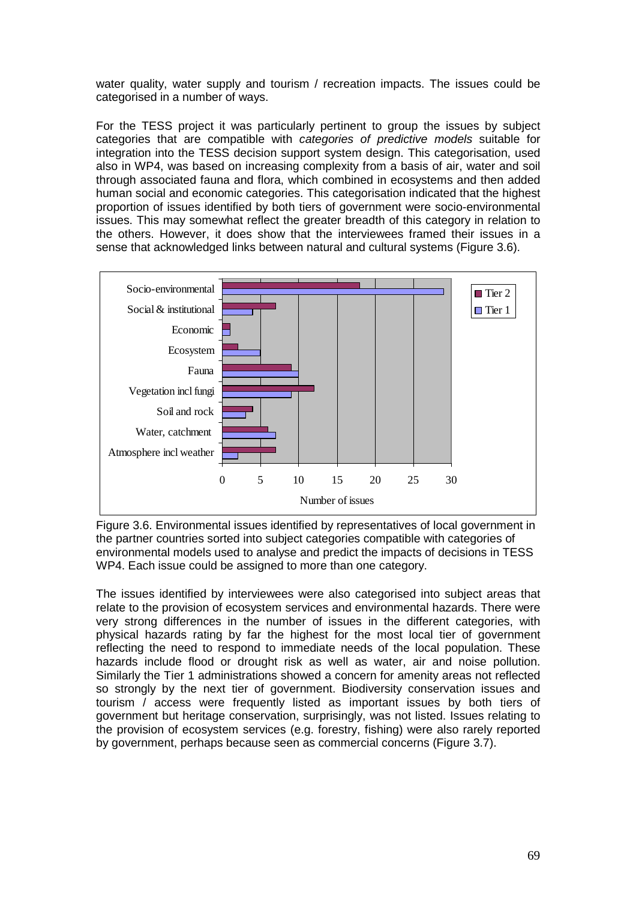water quality, water supply and tourism / recreation impacts. The issues could be categorised in a number of ways.

For the TESS project it was particularly pertinent to group the issues by subject categories that are compatible with *categories of predictive models* suitable for integration into the TESS decision support system design. This categorisation, used also in WP4, was based on increasing complexity from a basis of air, water and soil through associated fauna and flora, which combined in ecosystems and then added human social and economic categories. This categorisation indicated that the highest proportion of issues identified by both tiers of government were socio-environmental issues. This may somewhat reflect the greater breadth of this category in relation to the others. However, it does show that the interviewees framed their issues in a sense that acknowledged links between natural and cultural systems (Figure 3.6).

| Category | Tier 2 | Tier 1 |
|---|---|---|
| Socio-environmental | 18 | 29 |
| Social & institutional | 7 | 4 |
| Economic | 1 | 1 |
| Ecosystem | 2 | 5 |
| Fauna | 9 | 10 |
| Vegetation incl fungi | 12 | 9 |
| Soil and rock | 4 | 3 |
| Water, catchment | 6 | 7 |
| Atmosphere incl weather | 7 | 2 |

Figure 3.6. Environmental issues identified by representatives of local government in the partner countries sorted into subject categories compatible with categories of environmental models used to analyse and predict the impacts of decisions in TESS WP4. Each issue could be assigned to more than one category.

The issues identified by interviewees were also categorised into subject areas that relate to the provision of ecosystem services and environmental hazards. There were very strong differences in the number of issues in the different categories, with physical hazards rating by far the highest for the most local tier of government reflecting the need to respond to immediate needs of the local population. These hazards include flood or drought risk as well as water, air and noise pollution. Similarly the Tier 1 administrations showed a concern for amenity areas not reflected so strongly by the next tier of government. Biodiversity conservation issues and tourism / access were frequently listed as important issues by both tiers of government but heritage conservation, surprisingly, was not listed. Issues relating to the provision of ecosystem services (e.g. forestry, fishing) were also rarely reported by government, perhaps because seen as commercial concerns (Figure 3.7).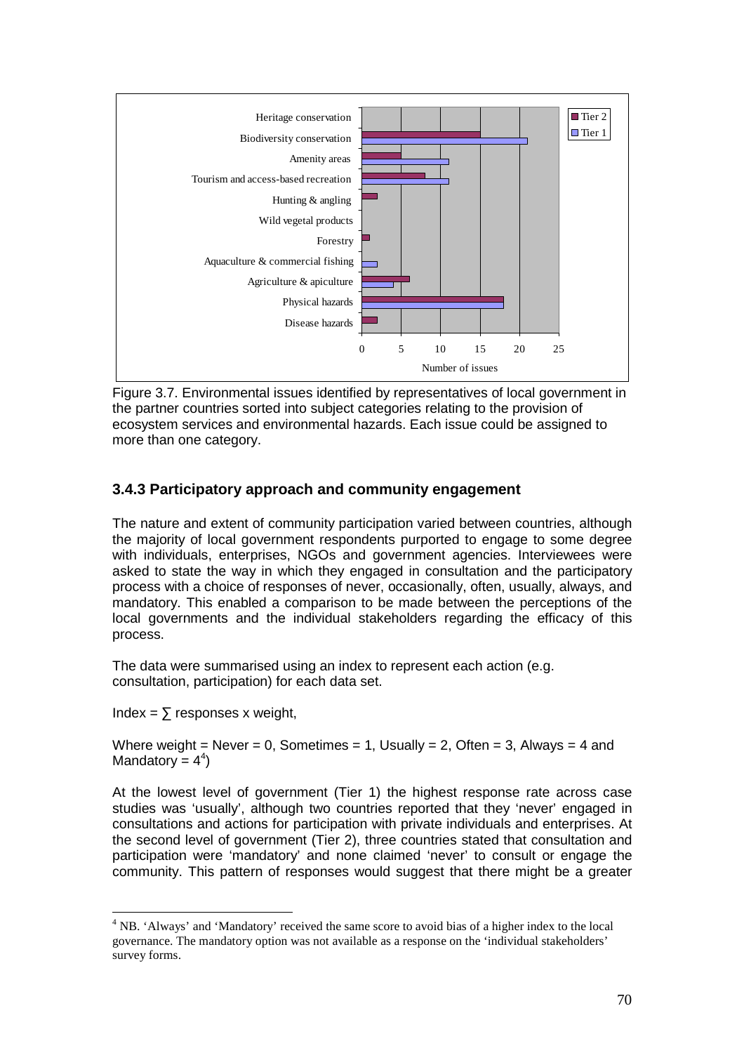Figure 3.7. Environmental issues identified by representatives of local government in the partner countries sorted into subject categories relating to the provision of ecosystem services and environmental hazards. Each issue could be assigned to more than one category.

### 3.4.3 Participatory approach and community engagement

The nature and extent of community participation varied between countries, although the majority of local government respondents purported to engage to some degree with individuals, enterprises, NGOs and government agencies. Interviewees were asked to state the way in which they engaged in consultation and the participatory process with a choice of responses of never, occasionally, often, usually, always, and mandatory. This enabled a comparison to be made between the perceptions of the local governments and the individual stakeholders regarding the efficacy of this process.

The data were summarised using an index to represent each action (e.g. consultation, participation) for each data set.

Index = $\sum$ responses x weight,

Where weight = Never = 0, Sometimes = 1, Usually = 2, Often = 3, Always = 4 and Mandatory = 4[4])

At the lowest level of government (Tier 1) the highest response rate across case studies was 'usually', although two countries reported that they 'never' engaged in consultations and actions for participation with private individuals and enterprises. At the second level of government (Tier 2), three countries stated that consultation and participation were 'mandatory' and none claimed 'never' to consult or engage the community. This pattern of responses would suggest that there might be a greater

[4] NB. 'Always' and 'Mandatory' received the same score to avoid bias of a higher index to the local governance. The mandatory option was not available as a response on the 'individual stakeholders' survey forms.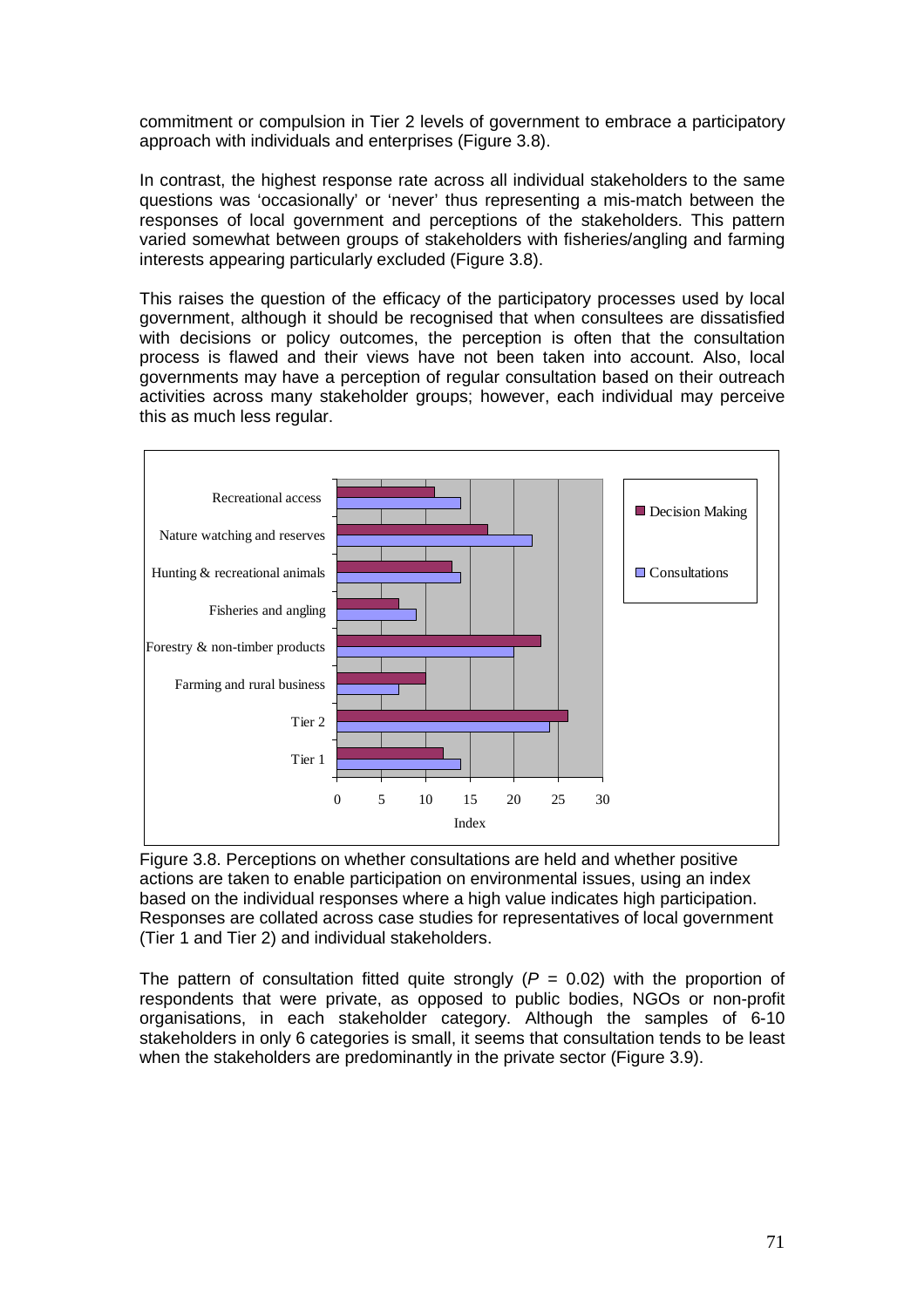commitment or compulsion in Tier 2 levels of government to embrace a participatory approach with individuals and enterprises (Figure 3.8).

In contrast, the highest response rate across all individual stakeholders to the same questions was 'occasionally' or 'never' thus representing a mis-match between the responses of local government and perceptions of the stakeholders. This pattern varied somewhat between groups of stakeholders with fisheries/angling and farming interests appearing particularly excluded (Figure 3.8).

This raises the question of the efficacy of the participatory processes used by local government, although it should be recognised that when consultees are dissatisfied with decisions or policy outcomes, the perception is often that the consultation process is flawed and their views have not been taken into account. Also, local governments may have a perception of regular consultation based on their outreach activities across many stakeholder groups; however, each individual may perceive this as much less regular.

Figure 3.8. Perceptions on whether consultations are held and whether positive actions are taken to enable participation on environmental issues, using an index based on the individual responses where a high value indicates high participation. Responses are collated across case studies for representatives of local government (Tier 1 and Tier 2) and individual stakeholders.

The pattern of consultation fitted quite strongly ($P$ = 0.02) with the proportion of respondents that were private, as opposed to public bodies, NGOs or non-profit organisations, in each stakeholder category. Although the samples of 6-10 stakeholders in only 6 categories is small, it seems that consultation tends to be least when the stakeholders are predominantly in the private sector (Figure 3.9).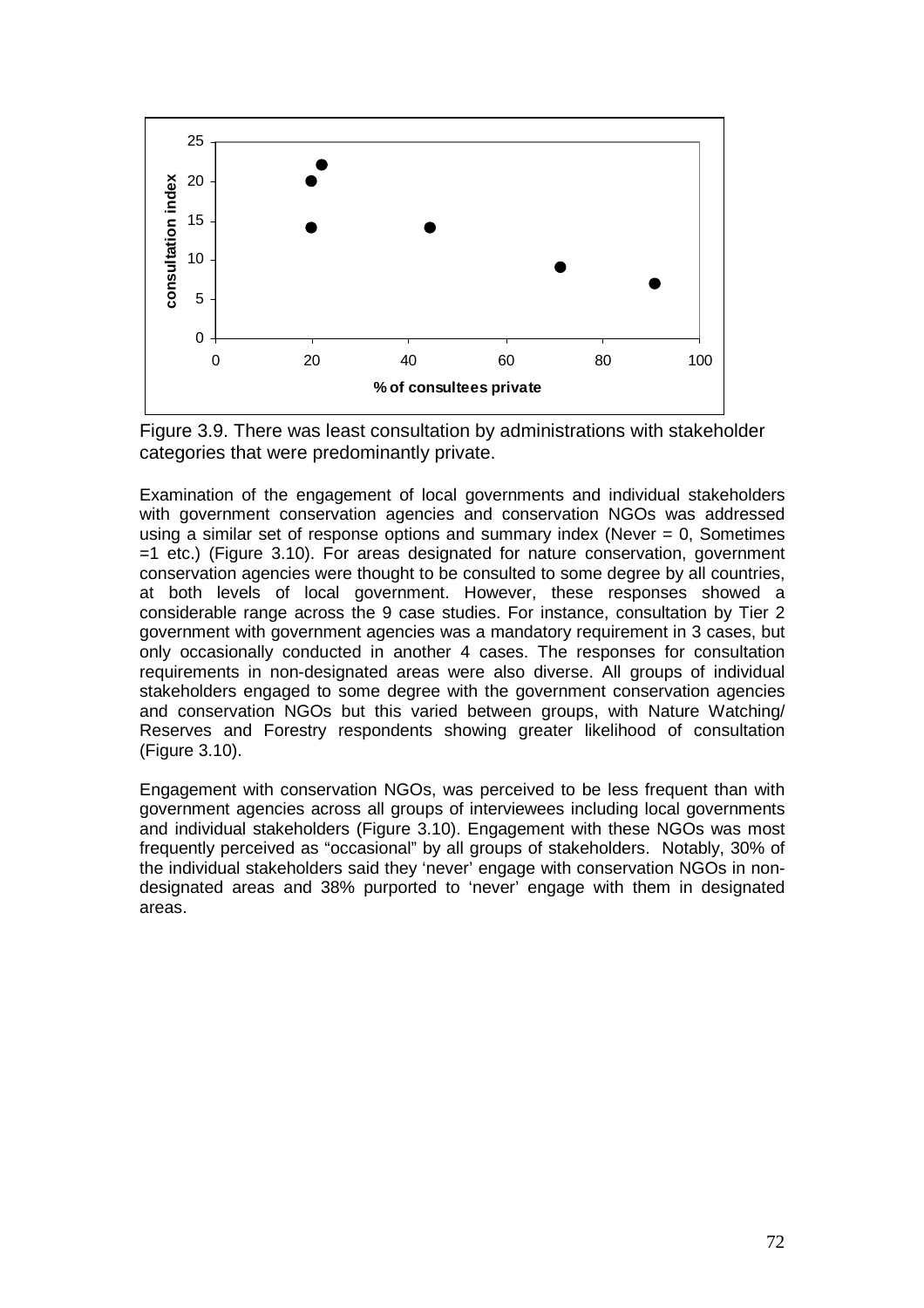Figure 3.9. There was least consultation by administrations with stakeholder categories that were predominantly private.

Examination of the engagement of local governments and individual stakeholders with government conservation agencies and conservation NGOs was addressed using a similar set of response options and summary index (Never = 0, Sometimes =1 etc.) (Figure 3.10). For areas designated for nature conservation, government conservation agencies were thought to be consulted to some degree by all countries, at both levels of local government. However, these responses showed a considerable range across the 9 case studies. For instance, consultation by Tier 2 government with government agencies was a mandatory requirement in 3 cases, but only occasionally conducted in another 4 cases. The responses for consultation requirements in non-designated areas were also diverse. All groups of individual stakeholders engaged to some degree with the government conservation agencies and conservation NGOs but this varied between groups, with Nature Watching/ Reserves and Forestry respondents showing greater likelihood of consultation (Figure 3.10).

Engagement with conservation NGOs, was perceived to be less frequent than with government agencies across all groups of interviewees including local governments and individual stakeholders (Figure 3.10). Engagement with these NGOs was most frequently perceived as "occasional" by all groups of stakeholders. Notably, 30% of the individual stakeholders said they 'never' engage with conservation NGOs in non-designated areas and 38% purported to 'never' engage with them in designated areas.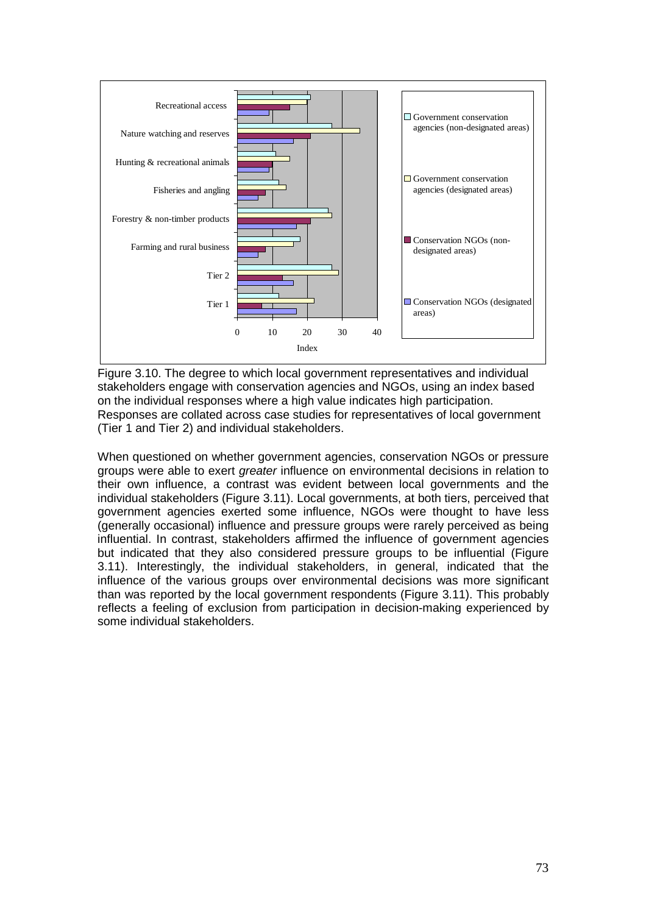Figure 3.10. The degree to which local government representatives and individual stakeholders engage with conservation agencies and NGOs, using an index based on the individual responses where a high value indicates high participation. Responses are collated across case studies for representatives of local government (Tier 1 and Tier 2) and individual stakeholders.

When questioned on whether government agencies, conservation NGOs or pressure groups were able to exert *greater* influence on environmental decisions in relation to their own influence, a contrast was evident between local governments and the individual stakeholders (Figure 3.11). Local governments, at both tiers, perceived that government agencies exerted some influence, NGOs were thought to have less (generally occasional) influence and pressure groups were rarely perceived as being influential. In contrast, stakeholders affirmed the influence of government agencies but indicated that they also considered pressure groups to be influential (Figure 3.11). Interestingly, the individual stakeholders, in general, indicated that the influence of the various groups over environmental decisions was more significant than was reported by the local government respondents (Figure 3.11). This probably reflects a feeling of exclusion from participation in decision-making experienced by some individual stakeholders.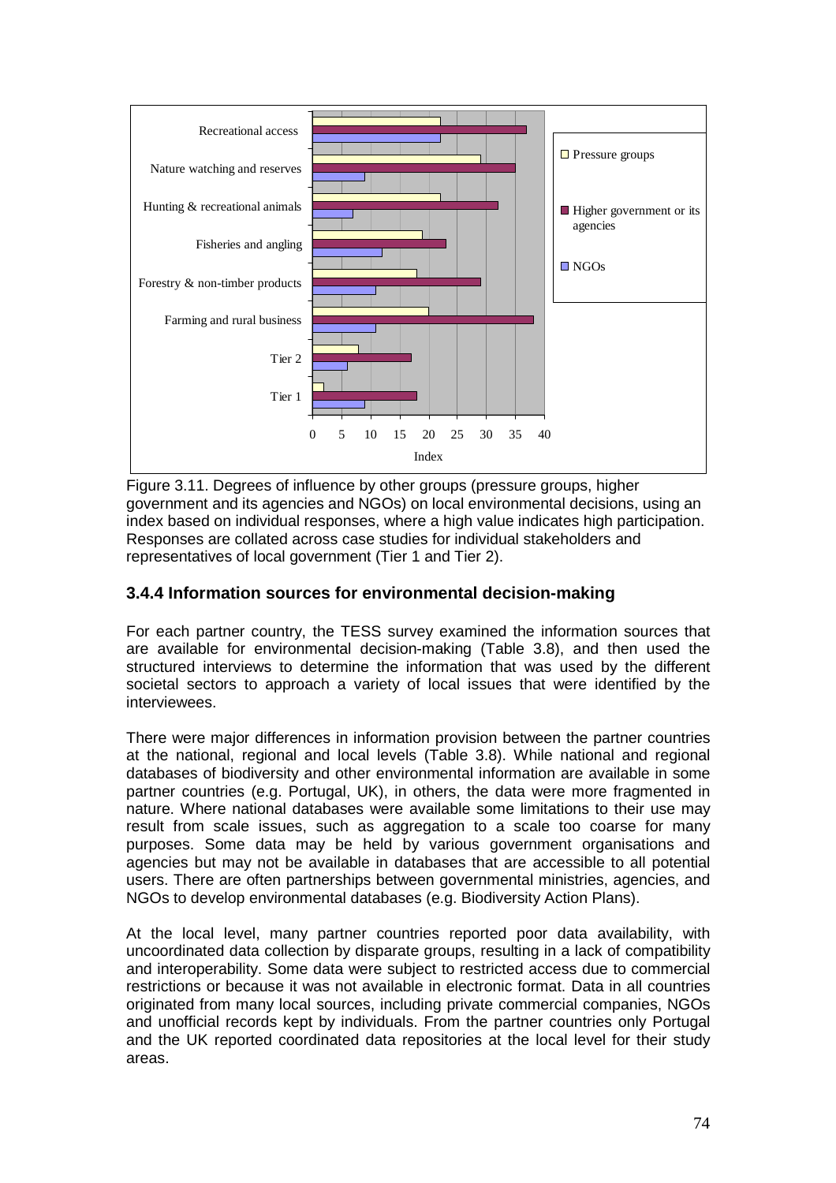Figure 3.11. Degrees of influence by other groups (pressure groups, higher government and its agencies and NGOs) on local environmental decisions, using an index based on individual responses, where a high value indicates high participation. Responses are collated across case studies for individual stakeholders and representatives of local government (Tier 1 and Tier 2).

### 3.4.4 Information sources for environmental decision-making

For each partner country, the TESS survey examined the information sources that are available for environmental decision-making (Table 3.8), and then used the structured interviews to determine the information that was used by the different societal sectors to approach a variety of local issues that were identified by the interviewees.

There were major differences in information provision between the partner countries at the national, regional and local levels (Table 3.8). While national and regional databases of biodiversity and other environmental information are available in some partner countries (e.g. Portugal, UK), in others, the data were more fragmented in nature. Where national databases were available some limitations to their use may result from scale issues, such as aggregation to a scale too coarse for many purposes. Some data may be held by various government organisations and agencies but may not be available in databases that are accessible to all potential users. There are often partnerships between governmental ministries, agencies, and NGOs to develop environmental databases (e.g. Biodiversity Action Plans).

At the local level, many partner countries reported poor data availability, with uncoordinated data collection by disparate groups, resulting in a lack of compatibility and interoperability. Some data were subject to restricted access due to commercial restrictions or because it was not available in electronic format. Data in all countries originated from many local sources, including private commercial companies, NGOs and unofficial records kept by individuals. From the partner countries only Portugal and the UK reported coordinated data repositories at the local level for their study areas.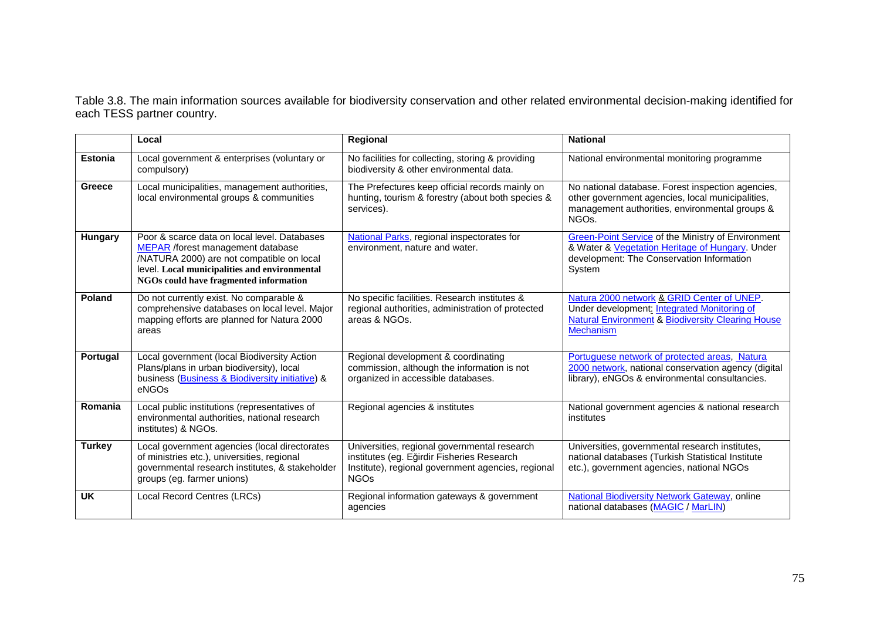Table 3.8. The main information sources available for biodiversity conservation and other related environmental decision-making identified for each TESS partner country.

| | Local | Regional | National |
|---|---|---|---|
| **Estonia** | Local government & enterprises (voluntary or compulsory) | No facilities for collecting, storing & providing biodiversity & other environmental data. | National environmental monitoring programme |
| **Greece** | Local municipalities, management authorities, local environmental groups & communities | The Prefectures keep official records mainly on hunting, tourism & forestry (about both species & services). | No national database. Forest inspection agencies, other government agencies, local municipalities, management authorities, environmental groups & NGOs. |
| **Hungary** | Poor & scarce data on local level. Databases MEPAR /forest management database /NATURA 2000) are not compatible on local level. **Local municipalities and environmental NGOs could have fragmented information** | National Parks, regional inspectorates for environment, nature and water. | Green-Point Service of the Ministry of Environment & Water & Vegetation Heritage of Hungary. Under development: The Conservation Information System |
| **Poland** | Do not currently exist. No comparable & comprehensive databases on local level. Major mapping efforts are planned for Natura 2000 areas | No specific facilities. Research institutes & regional authorities, administration of protected areas & NGOs. | Natura 2000 network & GRID Center of UNEP. Under development: Integrated Monitoring of Natural Environment & Biodiversity Clearing House Mechanism |
| **Portugal** | Local government (local Biodiversity Action Plans/plans in urban biodiversity), local business (Business & Biodiversity initiative) & eNGOs | Regional development & coordinating commission, although the information is not organized in accessible databases. | Portuguese network of protected areas, Natura 2000 network, national conservation agency (digital library), eNGOs & environmental consultancies. |
| **Romania** | Local public institutions (representatives of environmental authorities, national research institutes) & NGOs. | Regional agencies & institutes | National government agencies & national research institutes |
| **Turkey** | Local government agencies (local directorates of ministries etc.), universities, regional governmental research institutes, & stakeholder groups (eg. farmer unions) | Universities, regional governmental research institutes (eg. Eğirdir Fisheries Research Institute), regional government agencies, regional NGOs | Universities, governmental research institutes, national databases (Turkish Statistical Institute etc.), government agencies, national NGOs |
| **UK** | Local Record Centres (LRCs) | Regional information gateways & government agencies | National Biodiversity Network Gateway, online national databases (MAGIC / MarLIN) |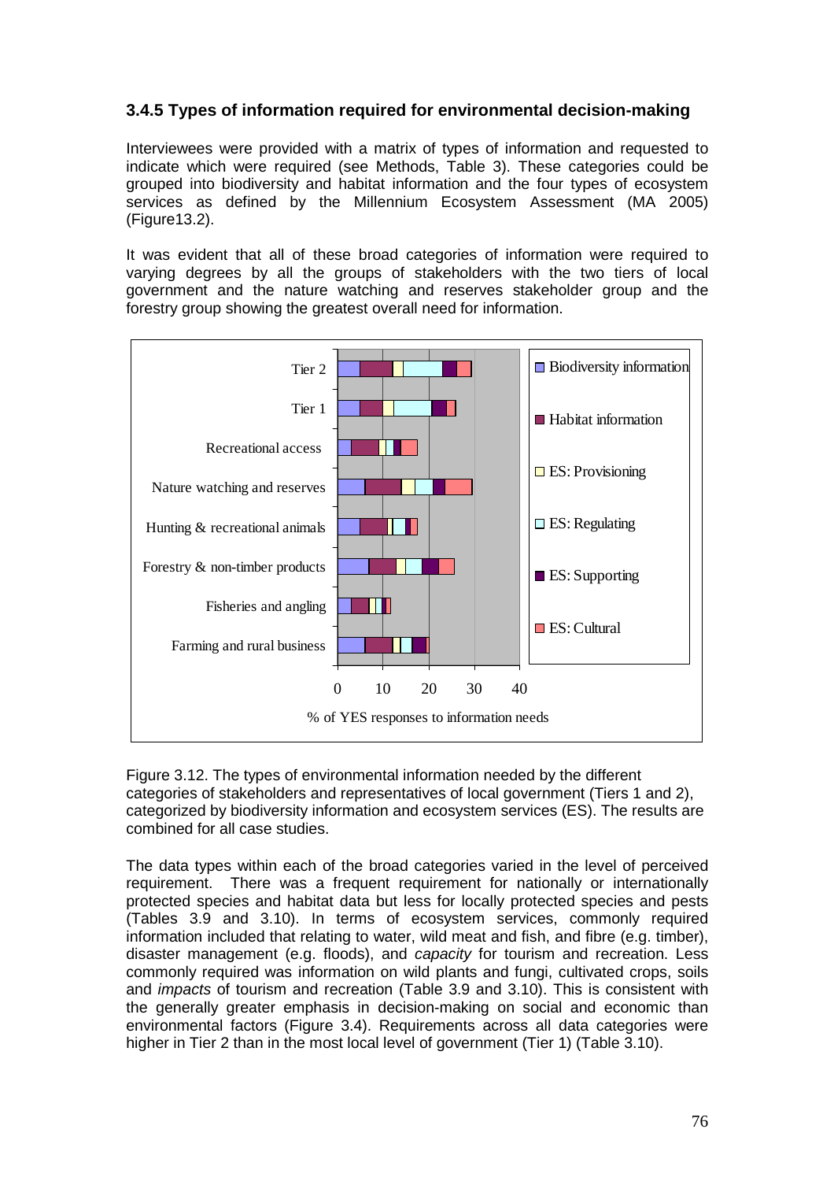### 3.4.5 Types of information required for environmental decision-making

Interviewees were provided with a matrix of types of information and requested to indicate which were required (see Methods, Table 3). These categories could be grouped into biodiversity and habitat information and the four types of ecosystem services as defined by the Millennium Ecosystem Assessment (MA 2005) (Figure13.2).

It was evident that all of these broad categories of information were required to varying degrees by all the groups of stakeholders with the two tiers of local government and the nature watching and reserves stakeholder group and the forestry group showing the greatest overall need for information.

Figure 3.12. The types of environmental information needed by the different categories of stakeholders and representatives of local government (Tiers 1 and 2), categorized by biodiversity information and ecosystem services (ES). The results are combined for all case studies.

The data types within each of the broad categories varied in the level of perceived requirement. There was a frequent requirement for nationally or internationally protected species and habitat data but less for locally protected species and pests (Tables 3.9 and 3.10). In terms of ecosystem services, commonly required information included that relating to water, wild meat and fish, and fibre (e.g. timber), disaster management (e.g. floods), and *capacity* for tourism and recreation. Less commonly required was information on wild plants and fungi, cultivated crops, soils and *impacts* of tourism and recreation (Table 3.9 and 3.10). This is consistent with the generally greater emphasis in decision-making on social and economic than environmental factors (Figure 3.4). Requirements across all data categories were higher in Tier 2 than in the most local level of government (Tier 1) (Table 3.10).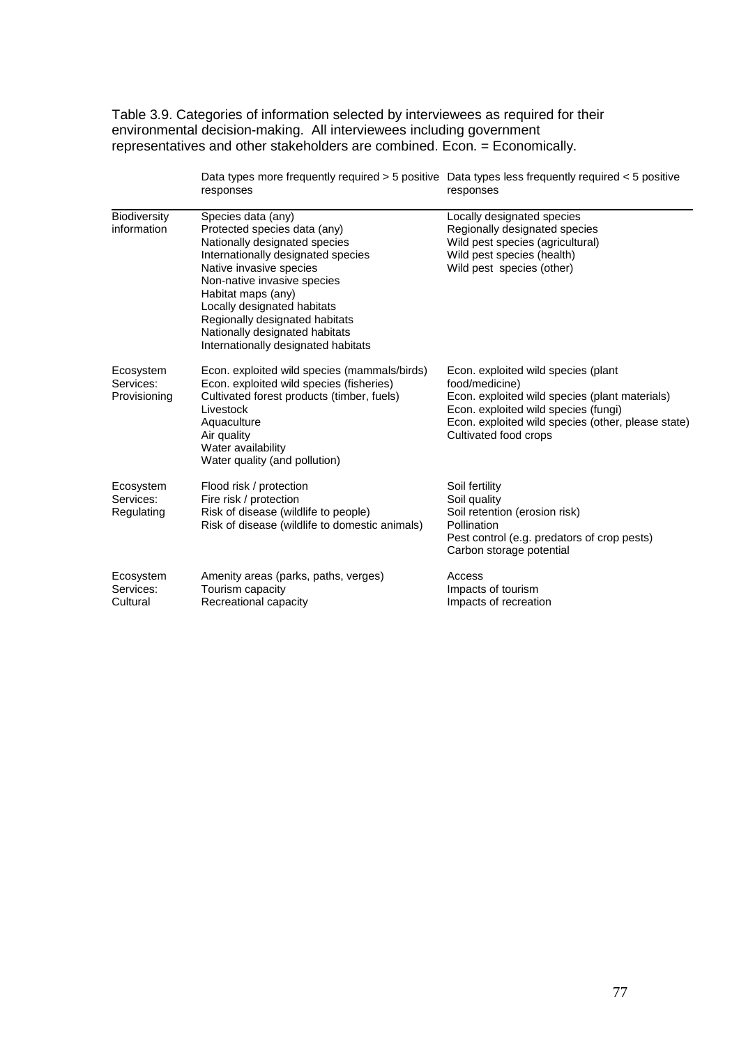Table 3.9. Categories of information selected by interviewees as required for their environmental decision-making. All interviewees including government representatives and other stakeholders are combined. Econ. = Economically.

| | Data types more frequently required > 5 positive responses | Data types less frequently required < 5 positive responses |
|---|---|---|
| Biodiversity information | Species data (any)<br>Protected species data (any)<br>Nationally designated species<br>Internationally designated species<br>Native invasive species<br>Non-native invasive species<br>Habitat maps (any)<br>Locally designated habitats<br>Regionally designated habitats<br>Nationally designated habitats<br>Internationally designated habitats | Locally designated species<br>Regionally designated species<br>Wild pest species (agricultural)<br>Wild pest species (health)<br>Wild pest species (other) |
| Ecosystem Services: Provisioning | Econ. exploited wild species (mammals/birds)<br>Econ. exploited wild species (fisheries)<br>Cultivated forest products (timber, fuels)<br>Livestock<br>Aquaculture<br>Air quality<br>Water availability<br>Water quality (and pollution) | Econ. exploited wild species (plant food/medicine)<br>Econ. exploited wild species (plant materials)<br>Econ. exploited wild species (fungi)<br>Econ. exploited wild species (other, please state)<br>Cultivated food crops |
| Ecosystem Services: Regulating | Flood risk / protection<br>Fire risk / protection<br>Risk of disease (wildlife to people)<br>Risk of disease (wildlife to domestic animals) | Soil fertility<br>Soil quality<br>Soil retention (erosion risk)<br>Pollination<br>Pest control (e.g. predators of crop pests)<br>Carbon storage potential |
| Ecosystem Services: Cultural | Amenity areas (parks, paths, verges)<br>Tourism capacity<br>Recreational capacity | Access<br>Impacts of tourism<br>Impacts of recreation |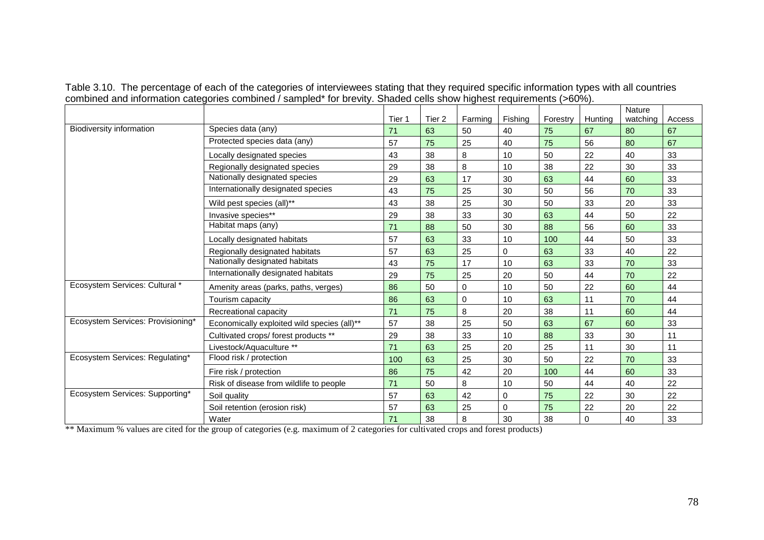Table 3.10. The percentage of each of the categories of interviewees stating that they required specific information types with all countries combined and information categories combined / sampled* for brevity. Shaded cells show highest requirements (>60%).

| | | Tier 1 | Tier 2 | Farming | Fishing | Forestry | Hunting | Nature watching | Access |
|---|---|---|---|---|---|---|---|---|---|
| Biodiversity information | Species data (any) | 71 | 63 | 50 | 40 | 75 | 67 | 80 | 67 |
| | Protected species data (any) | 57 | 75 | 25 | 40 | 75 | 56 | 80 | 67 |
| | Locally designated species | 43 | 38 | 8 | 10 | 50 | 22 | 40 | 33 |
| | Regionally designated species | 29 | 38 | 8 | 10 | 38 | 22 | 30 | 33 |
| | Nationally designated species | 29 | 63 | 17 | 30 | 63 | 44 | 60 | 33 |
| | Internationally designated species | 43 | 75 | 25 | 30 | 50 | 56 | 70 | 33 |
| | Wild pest species (all)** | 43 | 38 | 25 | 30 | 50 | 33 | 20 | 33 |
| | Invasive species** | 29 | 38 | 33 | 30 | 63 | 44 | 50 | 22 |
| | Habitat maps (any) | 71 | 88 | 50 | 30 | 88 | 56 | 60 | 33 |
| | Locally designated habitats | 57 | 63 | 33 | 10 | 100 | 44 | 50 | 33 |
| | Regionally designated habitats | 57 | 63 | 25 | 0 | 63 | 33 | 40 | 22 |
| | Nationally designated habitats | 43 | 75 | 17 | 10 | 63 | 33 | 70 | 33 |
| | Internationally designated habitats | 29 | 75 | 25 | 20 | 50 | 44 | 70 | 22 |
| Ecosystem Services: Cultural * | Amenity areas (parks, paths, verges) | 86 | 50 | 0 | 10 | 50 | 22 | 60 | 44 |
| | Tourism capacity | 86 | 63 | 0 | 10 | 63 | 11 | 70 | 44 |
| | Recreational capacity | 71 | 75 | 8 | 20 | 38 | 11 | 60 | 44 |
| Ecosystem Services: Provisioning* | Economically exploited wild species (all)** | 57 | 38 | 25 | 50 | 63 | 67 | 60 | 33 |
| | Cultivated crops/ forest products ** | 29 | 38 | 33 | 10 | 88 | 33 | 30 | 11 |
| | Livestock/Aquaculture ** | 71 | 63 | 25 | 20 | 25 | 11 | 30 | 11 |
| Ecosystem Services: Regulating* | Flood risk / protection | 100 | 63 | 25 | 30 | 50 | 22 | 70 | 33 |
| | Fire risk / protection | 86 | 75 | 42 | 20 | 100 | 44 | 60 | 33 |
| | Risk of disease from wildlife to people | 71 | 50 | 8 | 10 | 50 | 44 | 40 | 22 |
| Ecosystem Services: Supporting* | Soil quality | 57 | 63 | 42 | 0 | 75 | 22 | 30 | 22 |
| | Soil retention (erosion risk) | 57 | 63 | 25 | 0 | 75 | 22 | 20 | 22 |
| | Water | 71 | 38 | 8 | 30 | 38 | 0 | 40 | 33 |

** Maximum % values are cited for the group of categories (e.g. maximum of 2 categories for cultivated crops and forest products)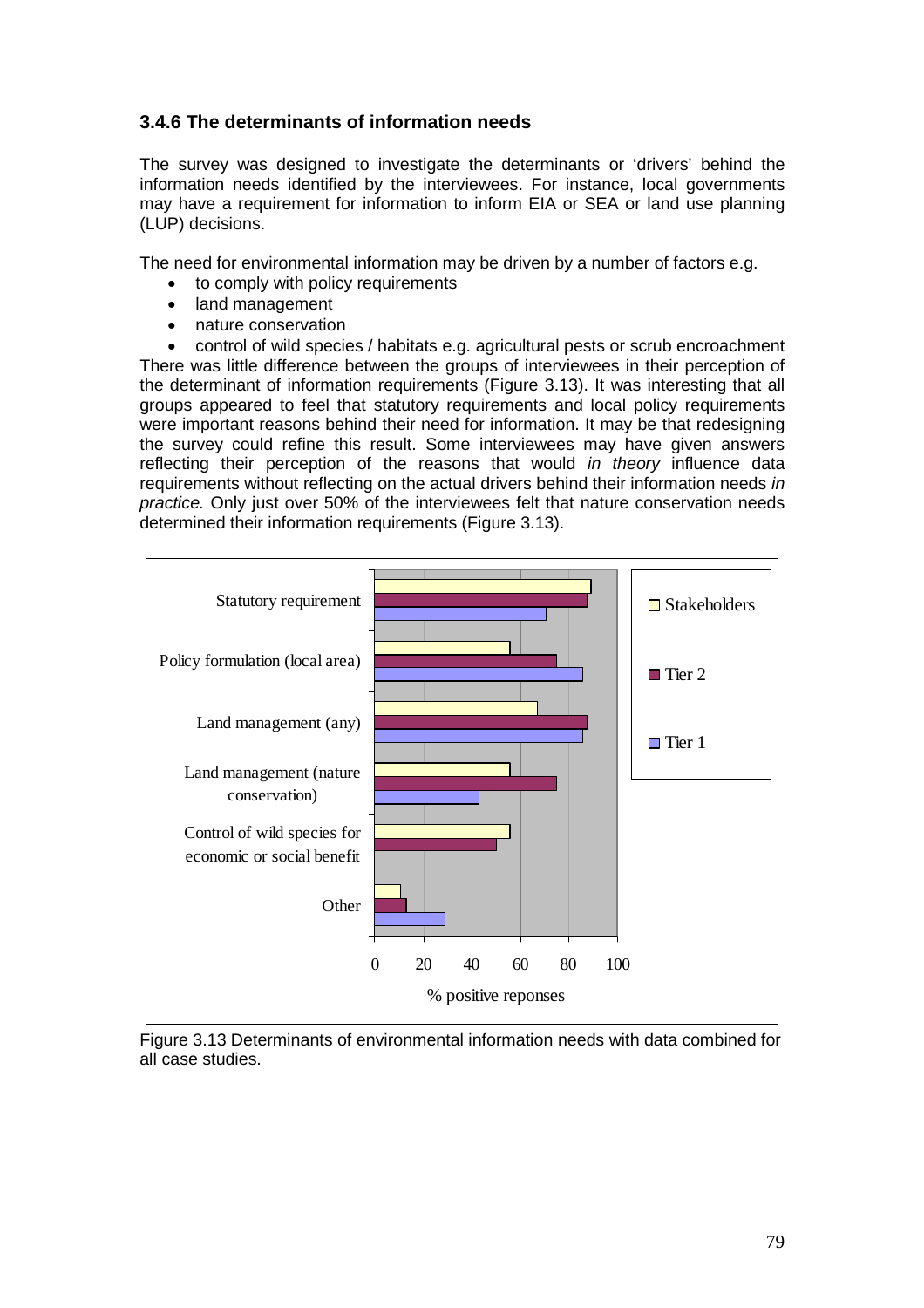### 3.4.6 The determinants of information needs

The survey was designed to investigate the determinants or 'drivers' behind the information needs identified by the interviewees. For instance, local governments may have a requirement for information to inform EIA or SEA or land use planning (LUP) decisions.

The need for environmental information may be driven by a number of factors e.g.

- to comply with policy requirements
- land management
- nature conservation
- control of wild species / habitats e.g. agricultural pests or scrub encroachment

There was little difference between the groups of interviewees in their perception of the determinant of information requirements (Figure 3.13). It was interesting that all groups appeared to feel that statutory requirements and local policy requirements were important reasons behind their need for information. It may be that redesigning the survey could refine this result. Some interviewees may have given answers reflecting their perception of the reasons that would *in theory* influence data requirements without reflecting on the actual drivers behind their information needs *in practice.* Only just over 50% of the interviewees felt that nature conservation needs determined their information requirements (Figure 3.13).

Figure 3.13 Determinants of environmental information needs with data combined for all case studies.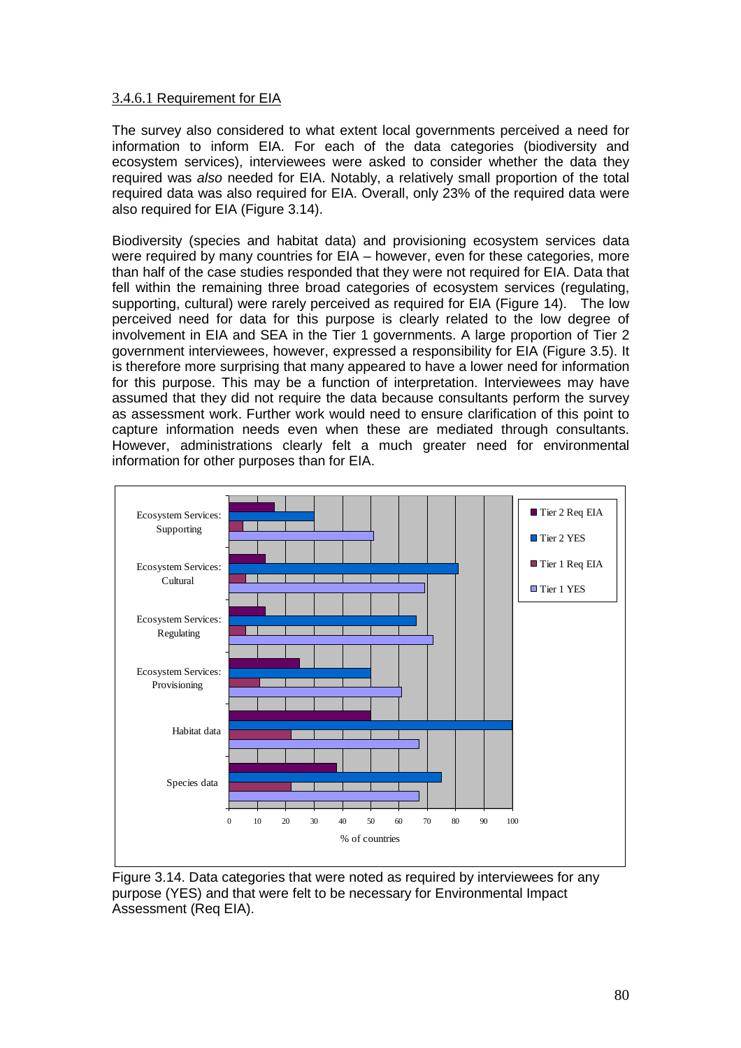### 3.4.6.1 Requirement for EIA

The survey also considered to what extent local governments perceived a need for information to inform EIA. For each of the data categories (biodiversity and ecosystem services), interviewees were asked to consider whether the data they required was *also* needed for EIA. Notably, a relatively small proportion of the total required data was also required for EIA. Overall, only 23% of the required data were also required for EIA (Figure 3.14).

Biodiversity (species and habitat data) and provisioning ecosystem services data were required by many countries for EIA – however, even for these categories, more than half of the case studies responded that they were not required for EIA. Data that fell within the remaining three broad categories of ecosystem services (regulating, supporting, cultural) were rarely perceived as required for EIA (Figure 14). The low perceived need for data for this purpose is clearly related to the low degree of involvement in EIA and SEA in the Tier 1 governments. A large proportion of Tier 2 government interviewees, however, expressed a responsibility for EIA (Figure 3.5). It is therefore more surprising that many appeared to have a lower need for information for this purpose. This may be a function of interpretation. Interviewees may have assumed that they did not require the data because consultants perform the survey as assessment work. Further work would need to ensure clarification of this point to capture information needs even when these are mediated through consultants. However, administrations clearly felt a much greater need for environmental information for other purposes than for EIA.

Figure 3.14. Data categories that were noted as required by interviewees for any purpose (YES) and that were felt to be necessary for Environmental Impact Assessment (Req EIA).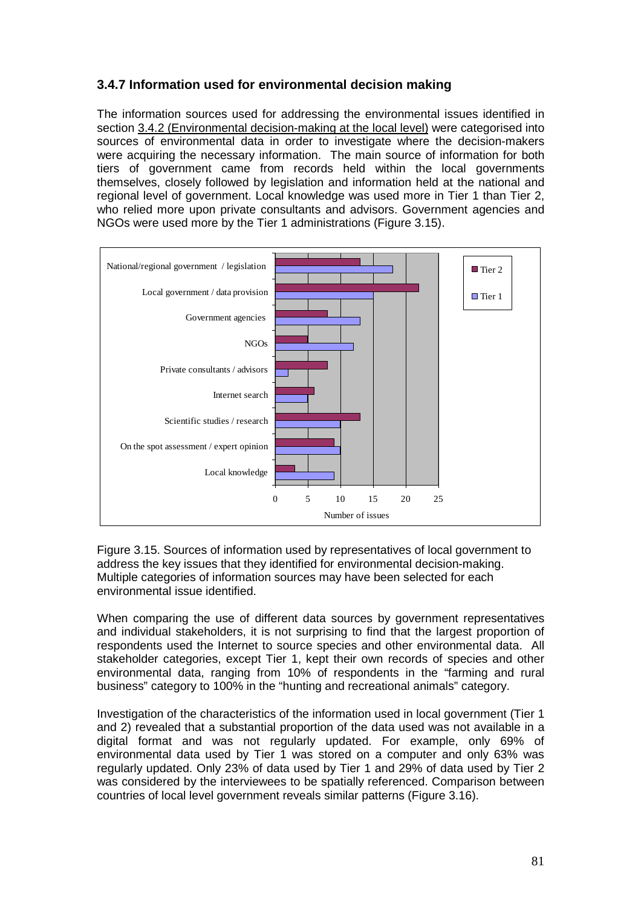### 3.4.7 Information used for environmental decision making

The information sources used for addressing the environmental issues identified in section 3.4.2 (Environmental decision-making at the local level) were categorised into sources of environmental data in order to investigate where the decision-makers were acquiring the necessary information. The main source of information for both tiers of government came from records held within the local governments themselves, closely followed by legislation and information held at the national and regional level of government. Local knowledge was used more in Tier 1 than Tier 2, who relied more upon private consultants and advisors. Government agencies and NGOs were used more by the Tier 1 administrations (Figure 3.15).

Figure 3.15. Sources of information used by representatives of local government to address the key issues that they identified for environmental decision-making. Multiple categories of information sources may have been selected for each environmental issue identified.

When comparing the use of different data sources by government representatives and individual stakeholders, it is not surprising to find that the largest proportion of respondents used the Internet to source species and other environmental data. All stakeholder categories, except Tier 1, kept their own records of species and other environmental data, ranging from 10% of respondents in the "farming and rural business" category to 100% in the "hunting and recreational animals" category.

Investigation of the characteristics of the information used in local government (Tier 1 and 2) revealed that a substantial proportion of the data used was not available in a digital format and was not regularly updated. For example, only 69% of environmental data used by Tier 1 was stored on a computer and only 63% was regularly updated. Only 23% of data used by Tier 1 and 29% of data used by Tier 2 was considered by the interviewees to be spatially referenced. Comparison between countries of local level government reveals similar patterns (Figure 3.16).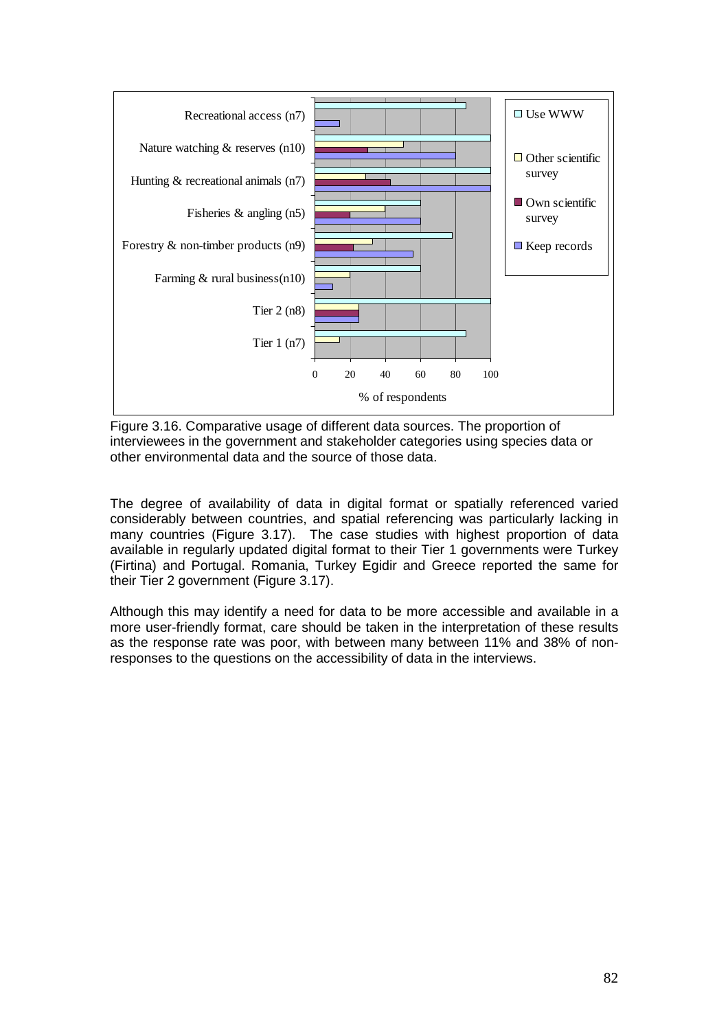Figure 3.16. Comparative usage of different data sources. The proportion of interviewees in the government and stakeholder categories using species data or other environmental data and the source of those data.

The degree of availability of data in digital format or spatially referenced varied considerably between countries, and spatial referencing was particularly lacking in many countries (Figure 3.17). The case studies with highest proportion of data available in regularly updated digital format to their Tier 1 governments were Turkey (Firtina) and Portugal. Romania, Turkey Egidir and Greece reported the same for their Tier 2 government (Figure 3.17).

Although this may identify a need for data to be more accessible and available in a more user-friendly format, care should be taken in the interpretation of these results as the response rate was poor, with between many between 11% and 38% of non-responses to the questions on the accessibility of data in the interviews.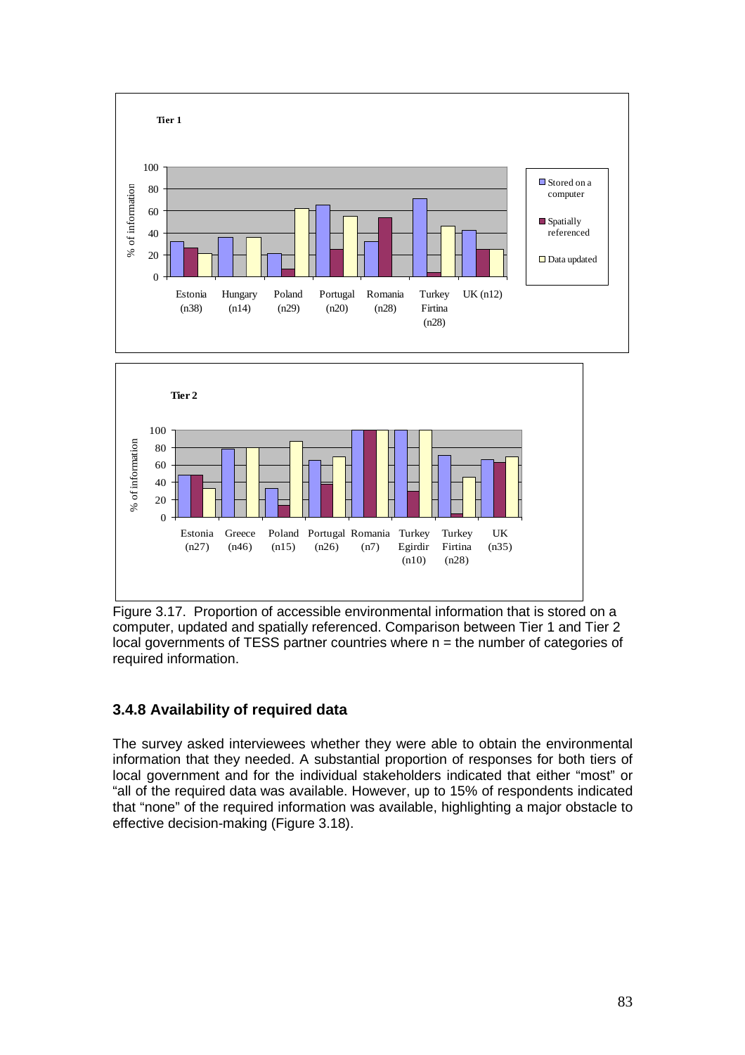Figure 3.17. Proportion of accessible environmental information that is stored on a computer, updated and spatially referenced. Comparison between Tier 1 and Tier 2 local governments of TESS partner countries where n = the number of categories of required information.

### 3.4.8 Availability of required data

The survey asked interviewees whether they were able to obtain the environmental information that they needed. A substantial proportion of responses for both tiers of local government and for the individual stakeholders indicated that either "most" or "all of the required data was available. However, up to 15% of respondents indicated that "none" of the required information was available, highlighting a major obstacle to effective decision-making (Figure 3.18).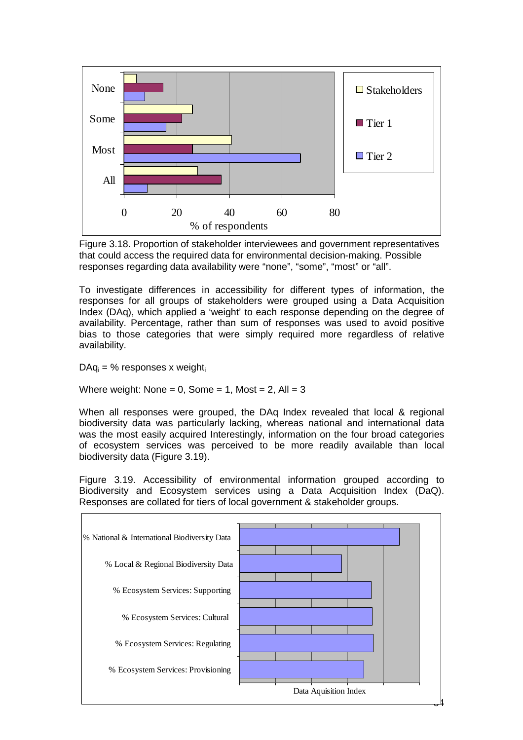Figure 3.18. Proportion of stakeholder interviewees and government representatives that could access the required data for environmental decision-making. Possible responses regarding data availability were "none", "some", "most" or "all".

To investigate differences in accessibility for different types of information, the responses for all groups of stakeholders were grouped using a Data Acquisition Index (DAq), which applied a 'weight' to each response depending on the degree of availability. Percentage, rather than sum of responses was used to avoid positive bias to those categories that were simply required more regardless of relative availability.

$DAq_i$ = % responses x $weight_i$

Where weight: None = 0, Some = 1, Most = 2, All = 3

When all responses were grouped, the DAq Index revealed that local & regional biodiversity data was particularly lacking, whereas national and international data was the most easily acquired Interestingly, information on the four broad categories of ecosystem services was perceived to be more readily available than local biodiversity data (Figure 3.19).

Figure 3.19. Accessibility of environmental information grouped according to Biodiversity and Ecosystem services using a Data Acquisition Index (DaQ). Responses are collated for tiers of local government & stakeholder groups.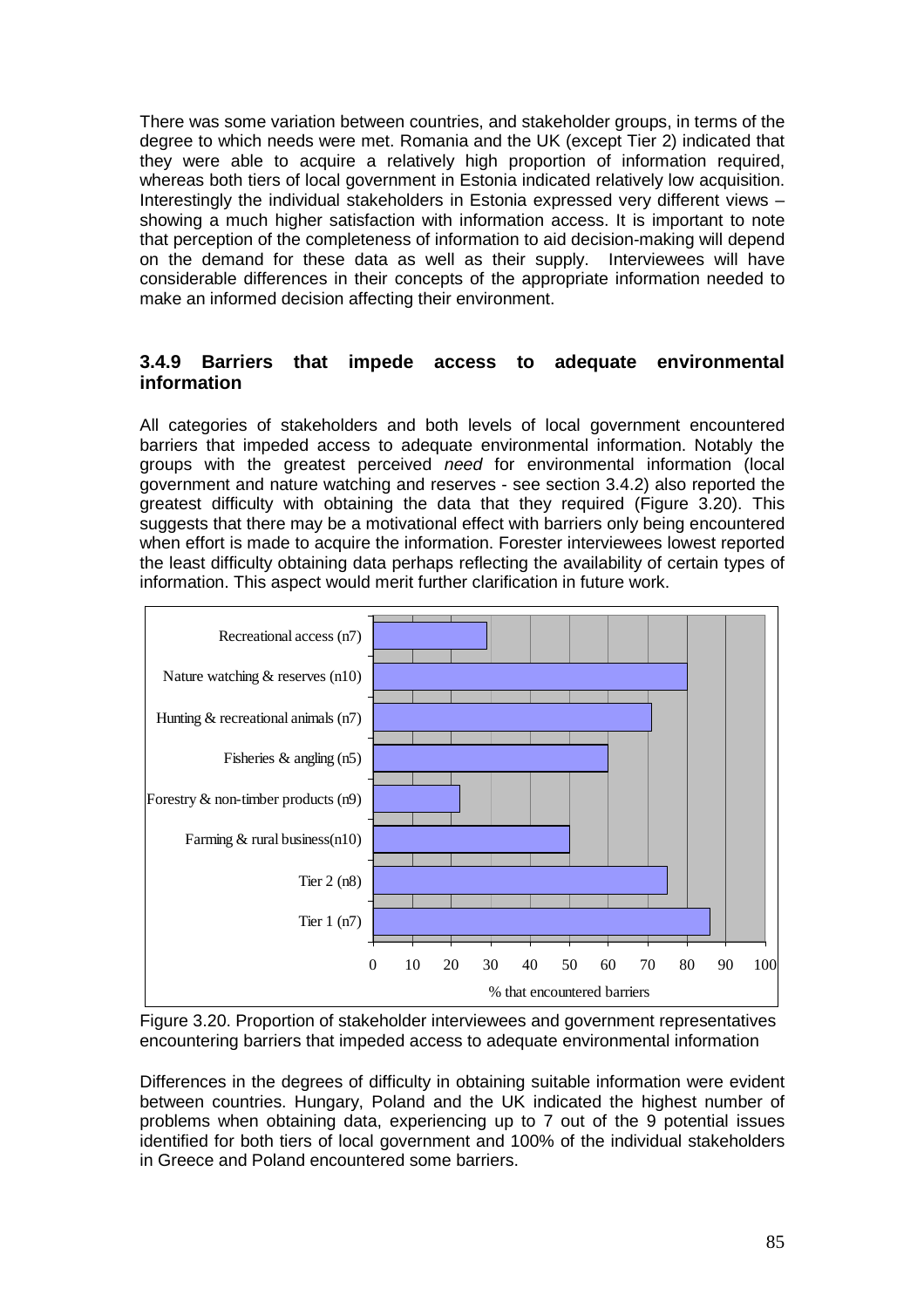There was some variation between countries, and stakeholder groups, in terms of the degree to which needs were met. Romania and the UK (except Tier 2) indicated that they were able to acquire a relatively high proportion of information required, whereas both tiers of local government in Estonia indicated relatively low acquisition. Interestingly the individual stakeholders in Estonia expressed very different views – showing a much higher satisfaction with information access. It is important to note that perception of the completeness of information to aid decision-making will depend on the demand for these data as well as their supply. Interviewees will have considerable differences in their concepts of the appropriate information needed to make an informed decision affecting their environment.

### 3.4.9 Barriers that impede access to adequate environmental information

All categories of stakeholders and both levels of local government encountered barriers that impeded access to adequate environmental information. Notably the groups with the greatest perceived *need* for environmental information (local government and nature watching and reserves - see section 3.4.2) also reported the greatest difficulty with obtaining the data that they required (Figure 3.20). This suggests that there may be a motivational effect with barriers only being encountered when effort is made to acquire the information. Forester interviewees lowest reported the least difficulty obtaining data perhaps reflecting the availability of certain types of information. This aspect would merit further clarification in future work.

Figure 3.20. Proportion of stakeholder interviewees and government representatives encountering barriers that impeded access to adequate environmental information

Differences in the degrees of difficulty in obtaining suitable information were evident between countries. Hungary, Poland and the UK indicated the highest number of problems when obtaining data, experiencing up to 7 out of the 9 potential issues identified for both tiers of local government and 100% of the individual stakeholders in Greece and Poland encountered some barriers.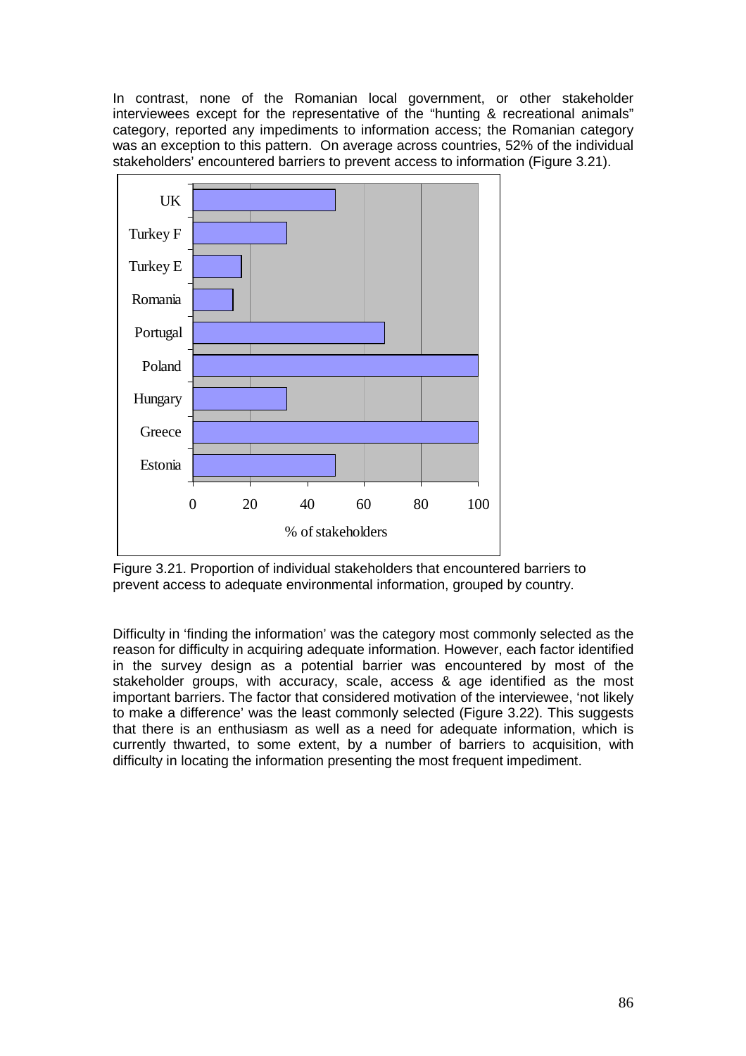In contrast, none of the Romanian local government, or other stakeholder interviewees except for the representative of the "hunting & recreational animals" category, reported any impediments to information access; the Romanian category was an exception to this pattern. On average across countries, 52% of the individual stakeholders' encountered barriers to prevent access to information (Figure 3.21).

Figure 3.21. Proportion of individual stakeholders that encountered barriers to prevent access to adequate environmental information, grouped by country.

Difficulty in 'finding the information' was the category most commonly selected as the reason for difficulty in acquiring adequate information. However, each factor identified in the survey design as a potential barrier was encountered by most of the stakeholder groups, with accuracy, scale, access & age identified as the most important barriers. The factor that considered motivation of the interviewee, 'not likely to make a difference' was the least commonly selected (Figure 3.22). This suggests that there is an enthusiasm as well as a need for adequate information, which is currently thwarted, to some extent, by a number of barriers to acquisition, with difficulty in locating the information presenting the most frequent impediment.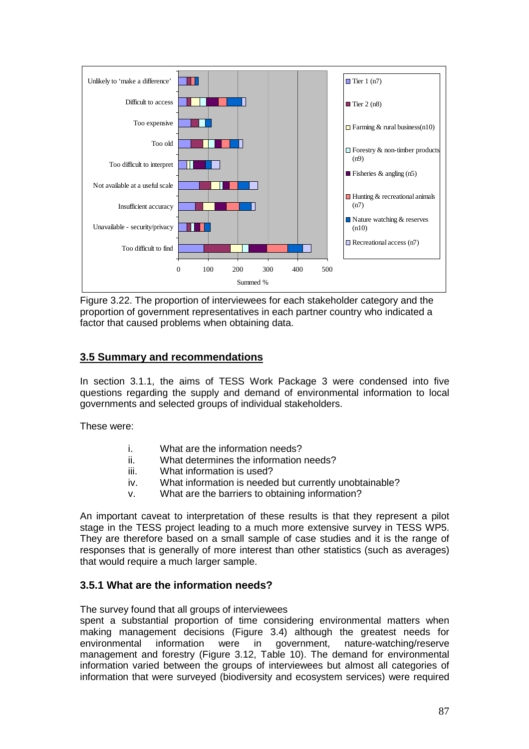Figure 3.22. The proportion of interviewees for each stakeholder category and the proportion of government representatives in each partner country who indicated a factor that caused problems when obtaining data.

## 3.5 Summary and recommendations

In section 3.1.1, the aims of TESS Work Package 3 were condensed into five questions regarding the supply and demand of environmental information to local governments and selected groups of individual stakeholders.

These were:

i. What are the information needs?
ii. What determines the information needs?
iii. What information is used?
iv. What information is needed but currently unobtainable?
v. What are the barriers to obtaining information?

An important caveat to interpretation of these results is that they represent a pilot stage in the TESS project leading to a much more extensive survey in TESS WP5. They are therefore based on a small sample of case studies and it is the range of responses that is generally of more interest than other statistics (such as averages) that would require a much larger sample.

### 3.5.1 What are the information needs?

The survey found that all groups of interviewees spent a substantial proportion of time considering environmental matters when making management decisions (Figure 3.4) although the greatest needs for environmental information were in government, nature-watching/reserve management and forestry (Figure 3.12, Table 10). The demand for environmental information varied between the groups of interviewees but almost all categories of information that were surveyed (biodiversity and ecosystem services) were required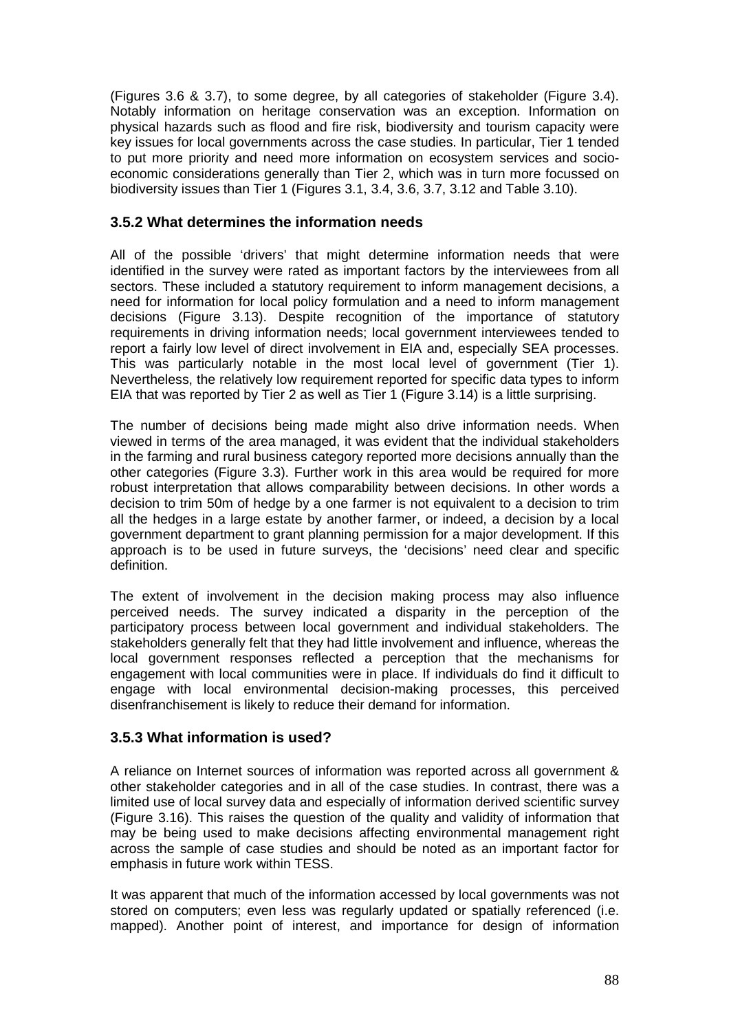(Figures 3.6 & 3.7), to some degree, by all categories of stakeholder (Figure 3.4). Notably information on heritage conservation was an exception. Information on physical hazards such as flood and fire risk, biodiversity and tourism capacity were key issues for local governments across the case studies. In particular, Tier 1 tended to put more priority and need more information on ecosystem services and socio-economic considerations generally than Tier 2, which was in turn more focussed on biodiversity issues than Tier 1 (Figures 3.1, 3.4, 3.6, 3.7, 3.12 and Table 3.10).

### 3.5.2 What determines the information needs

All of the possible 'drivers' that might determine information needs that were identified in the survey were rated as important factors by the interviewees from all sectors. These included a statutory requirement to inform management decisions, a need for information for local policy formulation and a need to inform management decisions (Figure 3.13). Despite recognition of the importance of statutory requirements in driving information needs; local government interviewees tended to report a fairly low level of direct involvement in EIA and, especially SEA processes. This was particularly notable in the most local level of government (Tier 1). Nevertheless, the relatively low requirement reported for specific data types to inform EIA that was reported by Tier 2 as well as Tier 1 (Figure 3.14) is a little surprising.

The number of decisions being made might also drive information needs. When viewed in terms of the area managed, it was evident that the individual stakeholders in the farming and rural business category reported more decisions annually than the other categories (Figure 3.3). Further work in this area would be required for more robust interpretation that allows comparability between decisions. In other words a decision to trim 50m of hedge by a one farmer is not equivalent to a decision to trim all the hedges in a large estate by another farmer, or indeed, a decision by a local government department to grant planning permission for a major development. If this approach is to be used in future surveys, the 'decisions' need clear and specific definition.

The extent of involvement in the decision making process may also influence perceived needs. The survey indicated a disparity in the perception of the participatory process between local government and individual stakeholders. The stakeholders generally felt that they had little involvement and influence, whereas the local government responses reflected a perception that the mechanisms for engagement with local communities were in place. If individuals do find it difficult to engage with local environmental decision-making processes, this perceived disenfranchisement is likely to reduce their demand for information.

### 3.5.3 What information is used?

A reliance on Internet sources of information was reported across all government & other stakeholder categories and in all of the case studies. In contrast, there was a limited use of local survey data and especially of information derived scientific survey (Figure 3.16). This raises the question of the quality and validity of information that may be being used to make decisions affecting environmental management right across the sample of case studies and should be noted as an important factor for emphasis in future work within TESS.

It was apparent that much of the information accessed by local governments was not stored on computers; even less was regularly updated or spatially referenced (i.e. mapped). Another point of interest, and importance for design of information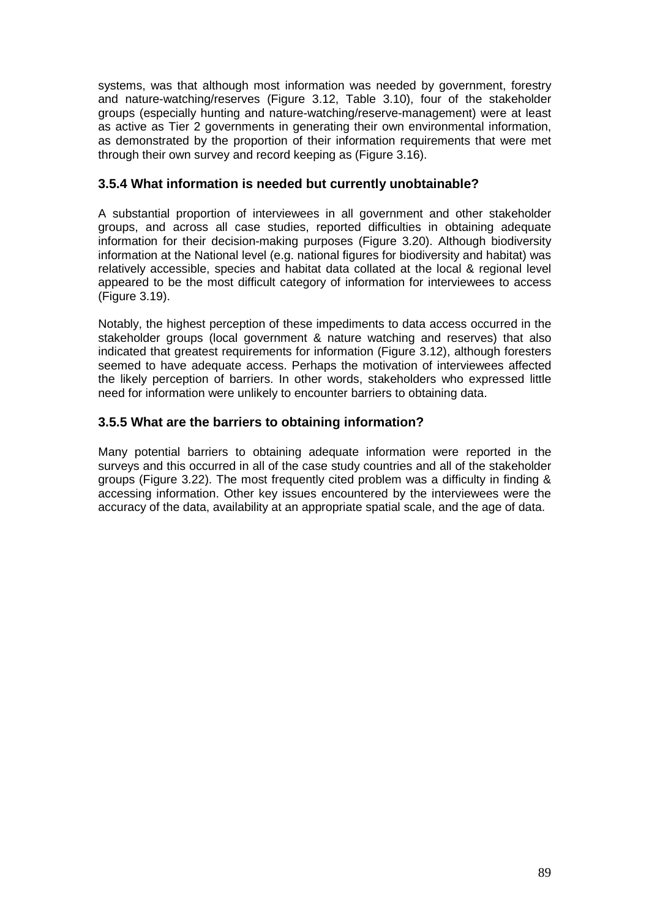systems, was that although most information was needed by government, forestry and nature-watching/reserves (Figure 3.12, Table 3.10), four of the stakeholder groups (especially hunting and nature-watching/reserve-management) were at least as active as Tier 2 governments in generating their own environmental information, as demonstrated by the proportion of their information requirements that were met through their own survey and record keeping as (Figure 3.16).

### 3.5.4 What information is needed but currently unobtainable?

A substantial proportion of interviewees in all government and other stakeholder groups, and across all case studies, reported difficulties in obtaining adequate information for their decision-making purposes (Figure 3.20). Although biodiversity information at the National level (e.g. national figures for biodiversity and habitat) was relatively accessible, species and habitat data collated at the local & regional level appeared to be the most difficult category of information for interviewees to access (Figure 3.19).

Notably, the highest perception of these impediments to data access occurred in the stakeholder groups (local government & nature watching and reserves) that also indicated that greatest requirements for information (Figure 3.12), although foresters seemed to have adequate access. Perhaps the motivation of interviewees affected the likely perception of barriers. In other words, stakeholders who expressed little need for information were unlikely to encounter barriers to obtaining data.

### 3.5.5 What are the barriers to obtaining information?

Many potential barriers to obtaining adequate information were reported in the surveys and this occurred in all of the case study countries and all of the stakeholder groups (Figure 3.22). The most frequently cited problem was a difficulty in finding & accessing information. Other key issues encountered by the interviewees were the accuracy of the data, availability at an appropriate spatial scale, and the age of data.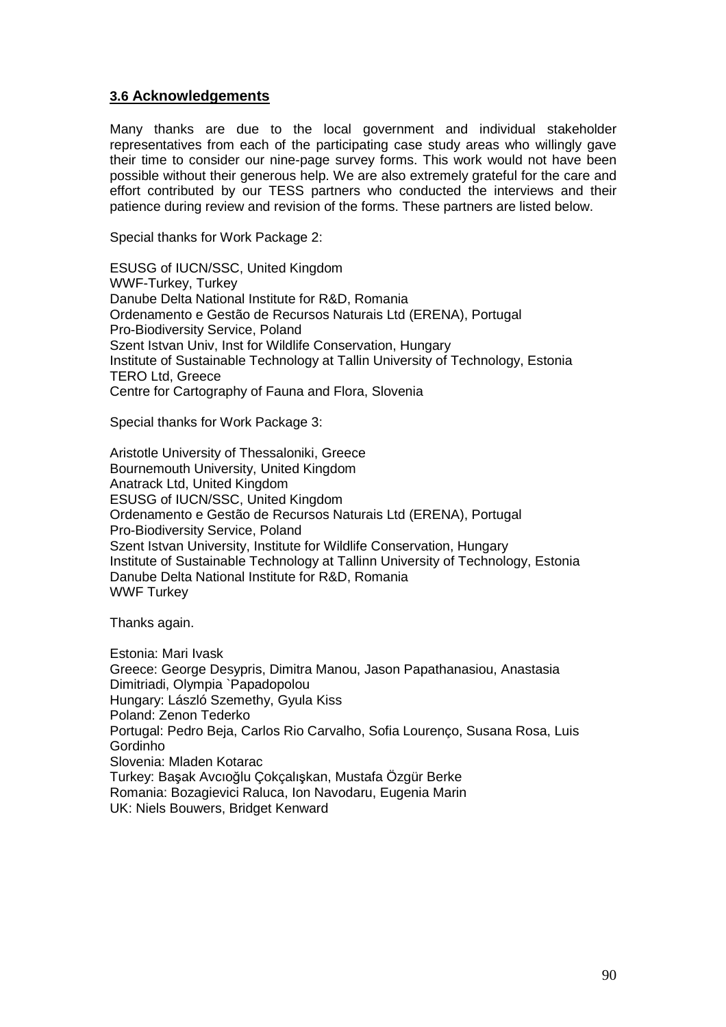### 3.6 Acknowledgements

Many thanks are due to the local government and individual stakeholder representatives from each of the participating case study areas who willingly gave their time to consider our nine-page survey forms. This work would not have been possible without their generous help. We are also extremely grateful for the care and effort contributed by our TESS partners who conducted the interviews and their patience during review and revision of the forms. These partners are listed below.

Special thanks for Work Package 2:

ESUSG of IUCN/SSC, United Kingdom
WWF-Turkey, Turkey
Danube Delta National Institute for R&D, Romania
Ordenamento e Gestão de Recursos Naturais Ltd (ERENA), Portugal
Pro-Biodiversity Service, Poland
Szent Istvan Univ, Inst for Wildlife Conservation, Hungary
Institute of Sustainable Technology at Tallin University of Technology, Estonia
TERO Ltd, Greece
Centre for Cartography of Fauna and Flora, Slovenia

Special thanks for Work Package 3:

Aristotle University of Thessaloniki, Greece
Bournemouth University, United Kingdom
Anatrack Ltd, United Kingdom
ESUSG of IUCN/SSC, United Kingdom
Ordenamento e Gestão de Recursos Naturais Ltd (ERENA), Portugal
Pro-Biodiversity Service, Poland
Szent Istvan University, Institute for Wildlife Conservation, Hungary
Institute of Sustainable Technology at Tallinn University of Technology, Estonia
Danube Delta National Institute for R&D, Romania
WWF Turkey

Thanks again.

Estonia: Mari Ivask
Greece: George Desypris, Dimitra Manou, Jason Papathanasiou, Anastasia Dimitriadi, Olympia `Papadopolou
Hungary: László Szemethy, Gyula Kiss
Poland: Zenon Tederko
Portugal: Pedro Beja, Carlos Rio Carvalho, Sofia Lourenço, Susana Rosa, Luis Gordinho
Slovenia: Mladen Kotarac
Turkey: Başak Avcıoğlu Çokçalışkan, Mustafa Özgür Berke
Romania: Bozagievici Raluca, Ion Navodaru, Eugenia Marin
UK: Niels Bouwers, Bridget Kenward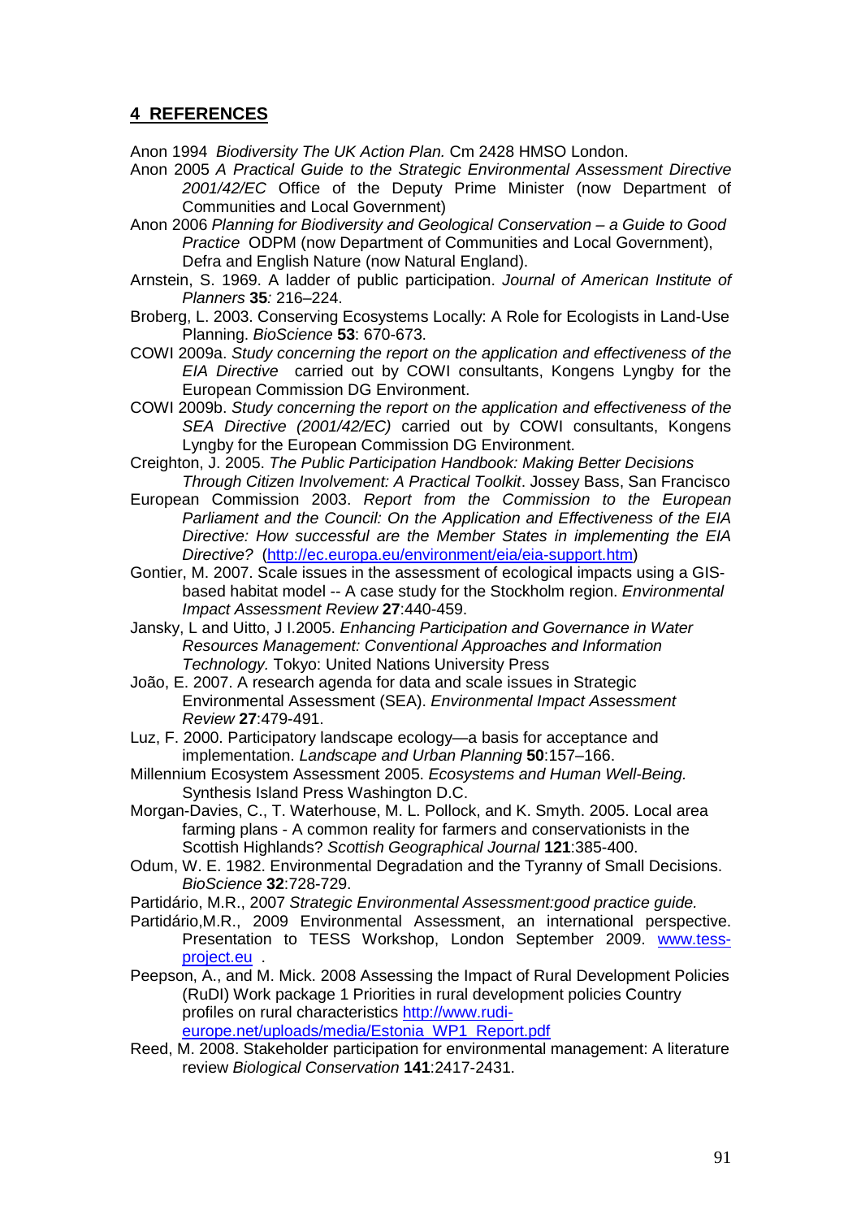## 4 REFERENCES

Anon 1994 *Biodiversity The UK Action Plan.* Cm 2428 HMSO London.

Anon 2005 *A Practical Guide to the Strategic Environmental Assessment Directive 2001/42/EC* Office of the Deputy Prime Minister (now Department of Communities and Local Government)

Anon 2006 *Planning for Biodiversity and Geological Conservation – a Guide to Good Practice* ODPM (now Department of Communities and Local Government), Defra and English Nature (now Natural England).

Arnstein, S. 1969. A ladder of public participation. *Journal of American Institute of Planners* **35***:* 216–224.

Broberg, L. 2003. Conserving Ecosystems Locally: A Role for Ecologists in Land-Use Planning. *BioScience* **53**: 670-673.

COWI 2009a. *Study concerning the report on the application and effectiveness of the EIA Directive* carried out by COWI consultants, Kongens Lyngby for the European Commission DG Environment.

COWI 2009b. *Study concerning the report on the application and effectiveness of the SEA Directive (2001/42/EC)* carried out by COWI consultants, Kongens Lyngby for the European Commission DG Environment.

Creighton, J. 2005. *The Public Participation Handbook: Making Better Decisions Through Citizen Involvement: A Practical Toolkit*. Jossey Bass, San Francisco

European Commission 2003. *Report from the Commission to the European Parliament and the Council: On the Application and Effectiveness of the EIA Directive: How successful are the Member States in implementing the EIA Directive?* (http://ec.europa.eu/environment/eia/eia-support.htm)

Gontier, M. 2007. Scale issues in the assessment of ecological impacts using a GIS-based habitat model -- A case study for the Stockholm region. *Environmental Impact Assessment Review* **27**:440-459.

Jansky, L and Uitto, J I.2005. *Enhancing Participation and Governance in Water Resources Management: Conventional Approaches and Information Technology.* Tokyo: United Nations University Press

João, E. 2007. A research agenda for data and scale issues in Strategic Environmental Assessment (SEA). *Environmental Impact Assessment Review* **27**:479-491.

Luz, F. 2000. Participatory landscape ecology—a basis for acceptance and implementation. *Landscape and Urban Planning* **50**:157–166.

Millennium Ecosystem Assessment 2005. *Ecosystems and Human Well-Being.* Synthesis Island Press Washington D.C.

Morgan-Davies, C., T. Waterhouse, M. L. Pollock, and K. Smyth. 2005. Local area farming plans - A common reality for farmers and conservationists in the Scottish Highlands? *Scottish Geographical Journal* **121**:385-400.

Odum, W. E. 1982. Environmental Degradation and the Tyranny of Small Decisions. *BioScience* **32**:728-729.

Partidário, M.R., 2007 *Strategic Environmental Assessment:good practice guide.*

Partidário,M.R., 2009 Environmental Assessment, an international perspective. Presentation to TESS Workshop, London September 2009. www.tess-project.eu .

Peepson, A., and M. Mick. 2008 Assessing the Impact of Rural Development Policies (RuDI) Work package 1 Priorities in rural development policies Country profiles on rural characteristics http://www.rudi-europe.net/uploads/media/Estonia_WP1_Report.pdf

Reed, M. 2008. Stakeholder participation for environmental management: A literature review *Biological Conservation* **141**:2417-2431.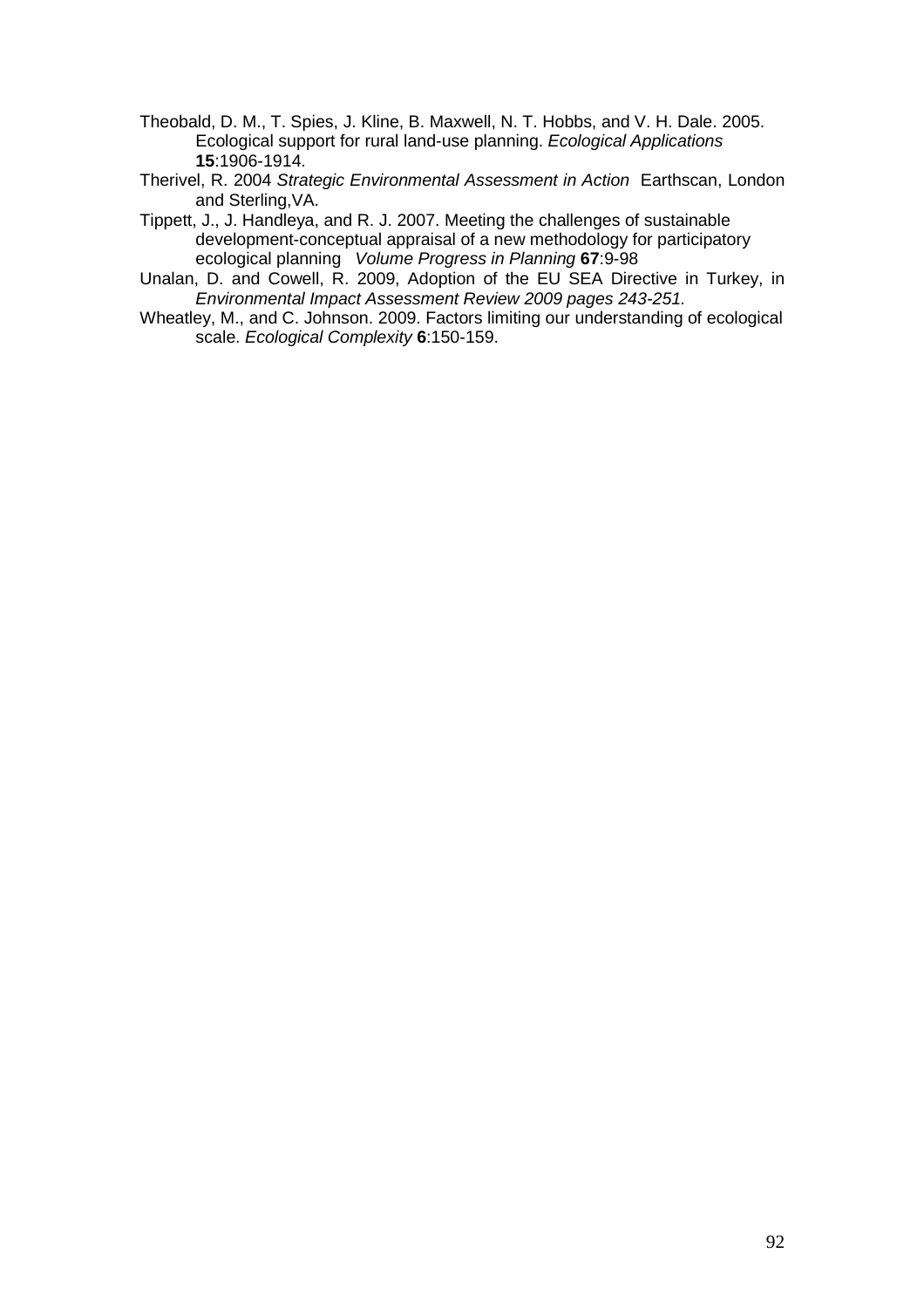Theobald, D. M., T. Spies, J. Kline, B. Maxwell, N. T. Hobbs, and V. H. Dale. 2005. Ecological support for rural land-use planning. *Ecological Applications* **15**:1906-1914.

Therivel, R. 2004 *Strategic Environmental Assessment in Action* Earthscan, London and Sterling,VA.

Tippett, J., J. Handleya, and R. J. 2007. Meeting the challenges of sustainable development-conceptual appraisal of a new methodology for participatory ecological planning *Volume Progress in Planning* **67**:9-98

Unalan, D. and Cowell, R. 2009, Adoption of the EU SEA Directive in Turkey, in *Environmental Impact Assessment Review 2009 pages 243-251.*

Wheatley, M., and C. Johnson. 2009. Factors limiting our understanding of ecological scale. *Ecological Complexity* **6**:150-159.